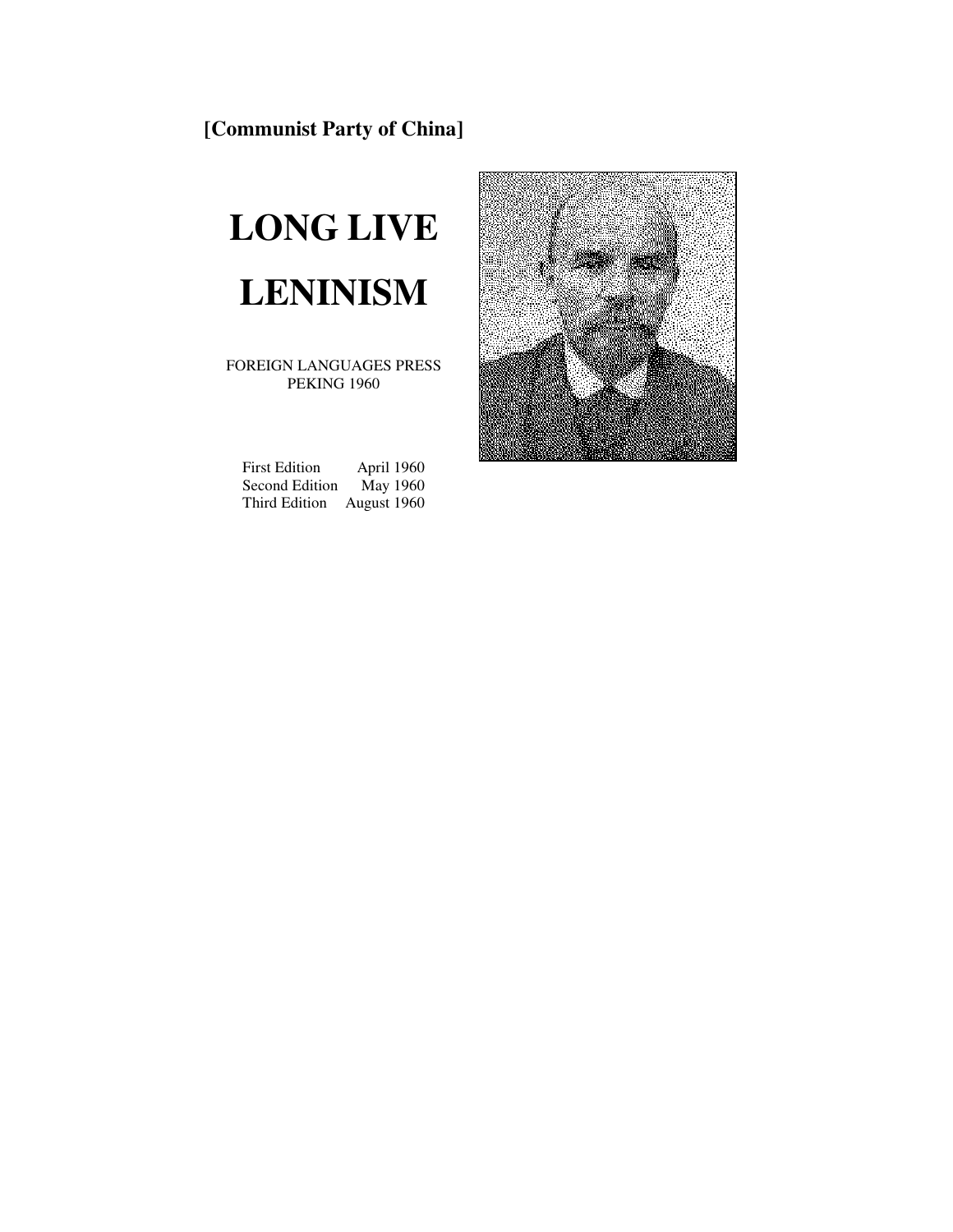**[Communist Party of China]**

# LONG LIVE LENINISM

FOREIGN LANGUAGES PRESS
PEKING 1960

First Edition April 1960
Second Edition May 1960
Third Edition August 1960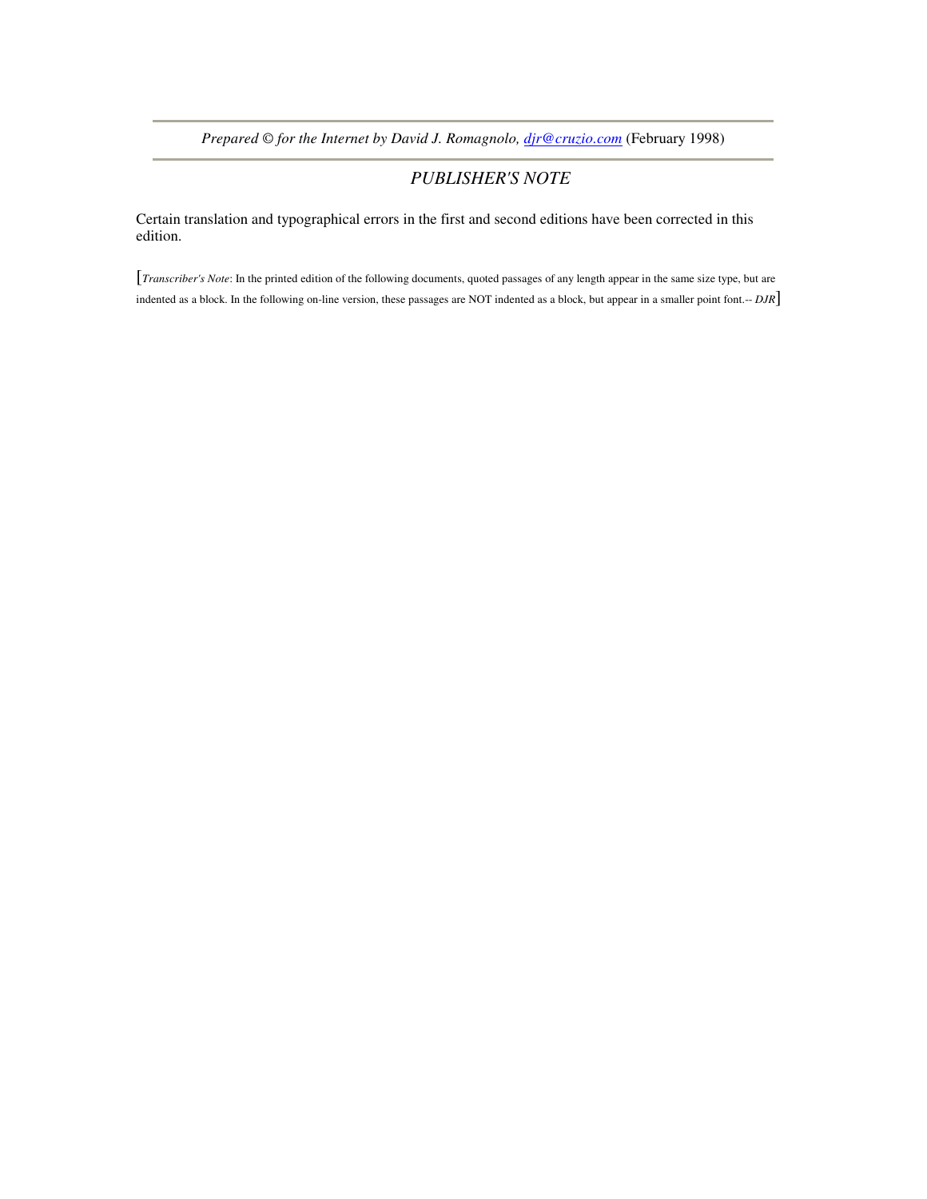---

*Prepared © for the Internet by David J. Romagnolo, [djr@cruzio.com](mailto:djr@cruzio.com)* (February 1998)

---

## *PUBLISHER'S NOTE*

Certain translation and typographical errors in the first and second editions have been corrected in this edition.

[*Transcriber's Note*: In the printed edition of the following documents, quoted passages of any length appear in the same size type, but are indented as a block. In the following on-line version, these passages are NOT indented as a block, but appear in a smaller point font.-- *DJR*]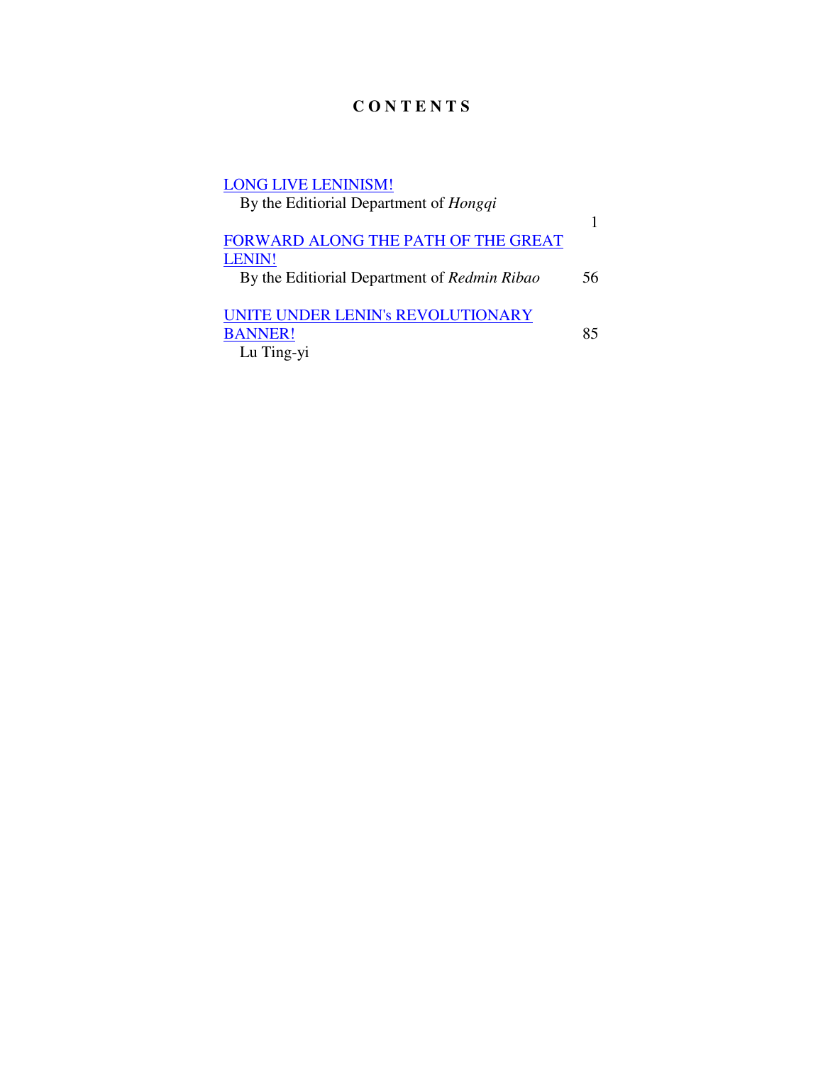# C O N T E N T S

LONG LIVE LENINISM!
By the Editiorial Department of *Hongqi* — 1

FORWARD ALONG THE PATH OF THE GREAT LENIN!
By the Editiorial Department of *Redmin Ribao* — 56

UNITE UNDER LENIN's REVOLUTIONARY BANNER! — 85
Lu Ting-yi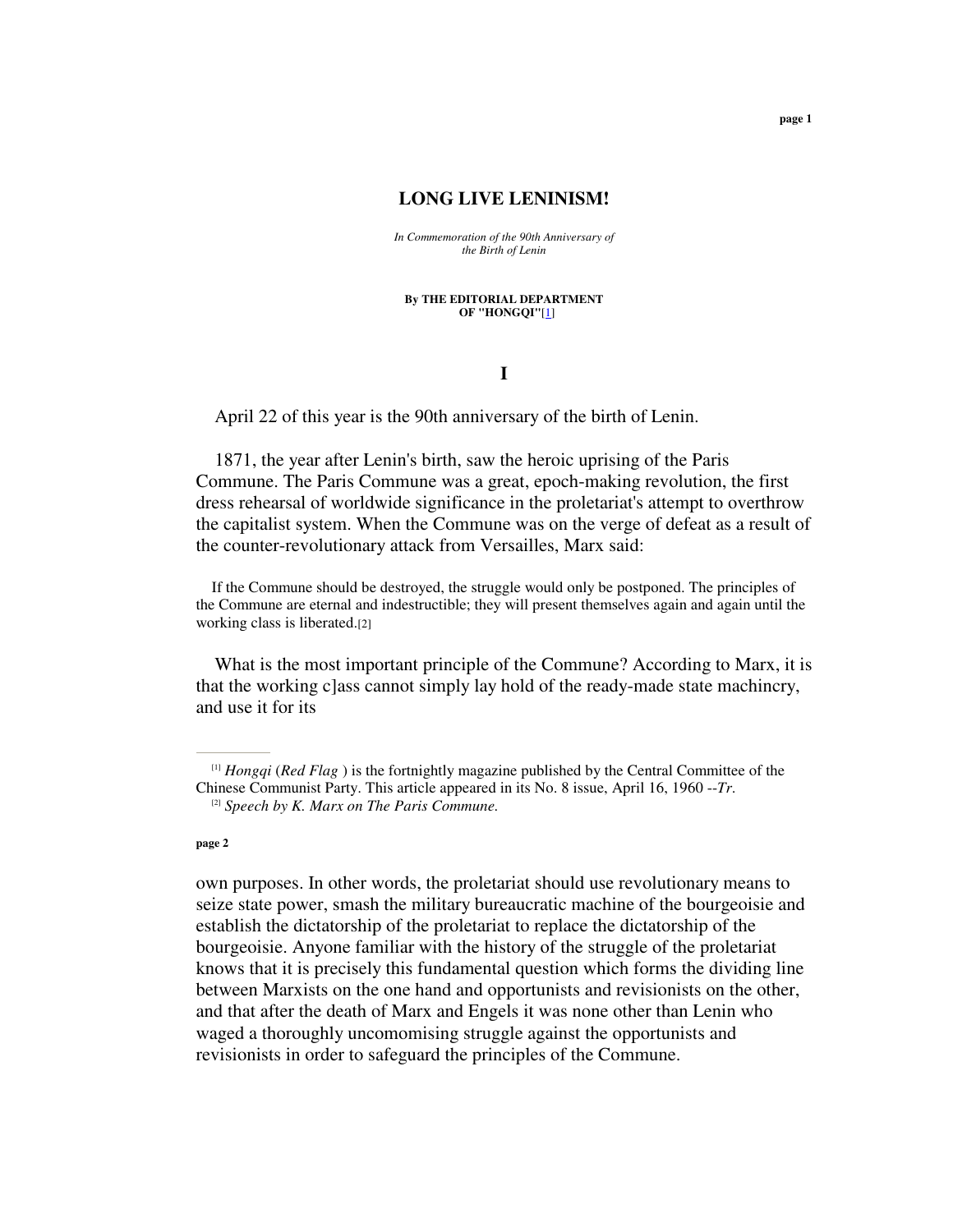# LONG LIVE LENINISM!

*In Commemoration of the 90th Anniversary of the Birth of Lenin*

**By THE EDITORIAL DEPARTMENT OF "HONGQI"**[1]

## I

April 22 of this year is the 90th anniversary of the birth of Lenin.

1871, the year after Lenin's birth, saw the heroic uprising of the Paris Commune. The Paris Commune was a great, epoch-making revolution, the first dress rehearsal of worldwide significance in the proletariat's attempt to overthrow the capitalist system. When the Commune was on the verge of defeat as a result of the counter-revolutionary attack from Versailles, Marx said:

> If the Commune should be destroyed, the struggle would only be postponed. The principles of the Commune are eternal and indestructible; they will present themselves again and again until the working class is liberated.[2]

What is the most important principle of the Commune? According to Marx, it is that the working c]ass cannot simply lay hold of the ready-made state machincry, and use it for its own purposes. In other words, the proletariat should use revolutionary means to seize state power, smash the military bureaucratic machine of the bourgeoisie and establish the dictatorship of the proletariat to replace the dictatorship of the bourgeoisie. Anyone familiar with the history of the struggle of the proletariat knows that it is precisely this fundamental question which forms the dividing line between Marxists on the one hand and opportunists and revisionists on the other, and that after the death of Marx and Engels it was none other than Lenin who waged a thoroughly uncomomising struggle against the opportunists and revisionists in order to safeguard the principles of the Commune.

---

[1] *Hongqi* (*Red Flag* ) is the fortnightly magazine published by the Central Committee of the Chinese Communist Party. This article appeared in its No. 8 issue, April 16, 1960 --*Tr*.

[2] *Speech by K. Marx on The Paris Commune.*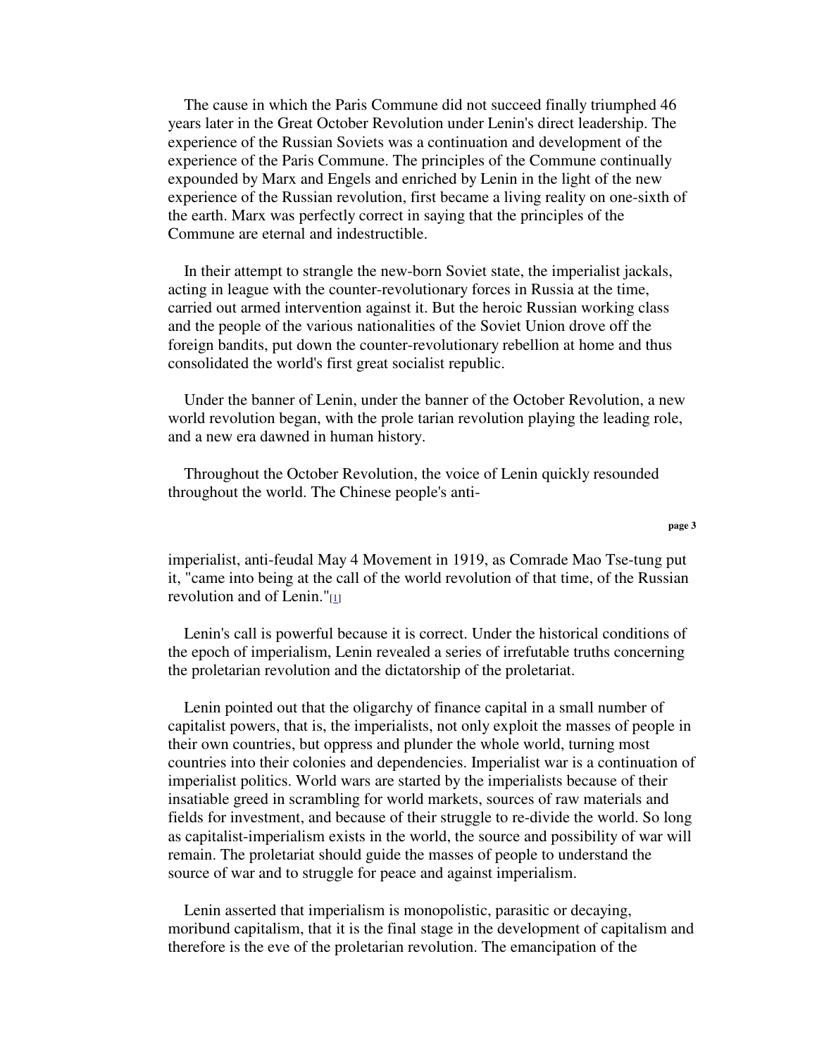The cause in which the Paris Commune did not succeed finally triumphed 46 years later in the Great October Revolution under Lenin's direct leadership. The experience of the Russian Soviets was a continuation and development of the experience of the Paris Commune. The principles of the Commune continually expounded by Marx and Engels and enriched by Lenin in the light of the new experience of the Russian revolution, first became a living reality on one-sixth of the earth. Marx was perfectly correct in saying that the principles of the Commune are eternal and indestructible.

In their attempt to strangle the new-born Soviet state, the imperialist jackals, acting in league with the counter-revolutionary forces in Russia at the time, carried out armed intervention against it. But the heroic Russian working class and the people of the various nationalities of the Soviet Union drove off the foreign bandits, put down the counter-revolutionary rebellion at home and thus consolidated the world's first great socialist republic.

Under the banner of Lenin, under the banner of the October Revolution, a new world revolution began, with the prole tarian revolution playing the leading role, and a new era dawned in human history.

Throughout the October Revolution, the voice of Lenin quickly resounded throughout the world. The Chinese people's anti-imperialist, anti-feudal May 4 Movement in 1919, as Comrade Mao Tse-tung put it, "came into being at the call of the world revolution of that time, of the Russian revolution and of Lenin."[1]

Lenin's call is powerful because it is correct. Under the historical conditions of the epoch of imperialism, Lenin revealed a series of irrefutable truths concerning the proletarian revolution and the dictatorship of the proletariat.

Lenin pointed out that the oligarchy of finance capital in a small number of capitalist powers, that is, the imperialists, not only exploit the masses of people in their own countries, but oppress and plunder the whole world, turning most countries into their colonies and dependencies. Imperialist war is a continuation of imperialist politics. World wars are started by the imperialists because of their insatiable greed in scrambling for world markets, sources of raw materials and fields for investment, and because of their struggle to re-divide the world. So long as capitalist-imperialism exists in the world, the source and possibility of war will remain. The proletariat should guide the masses of people to understand the source of war and to struggle for peace and against imperialism.

Lenin asserted that imperialism is monopolistic, parasitic or decaying, moribund capitalism, that it is the final stage in the development of capitalism and therefore is the eve of the proletarian revolution. The emancipation of the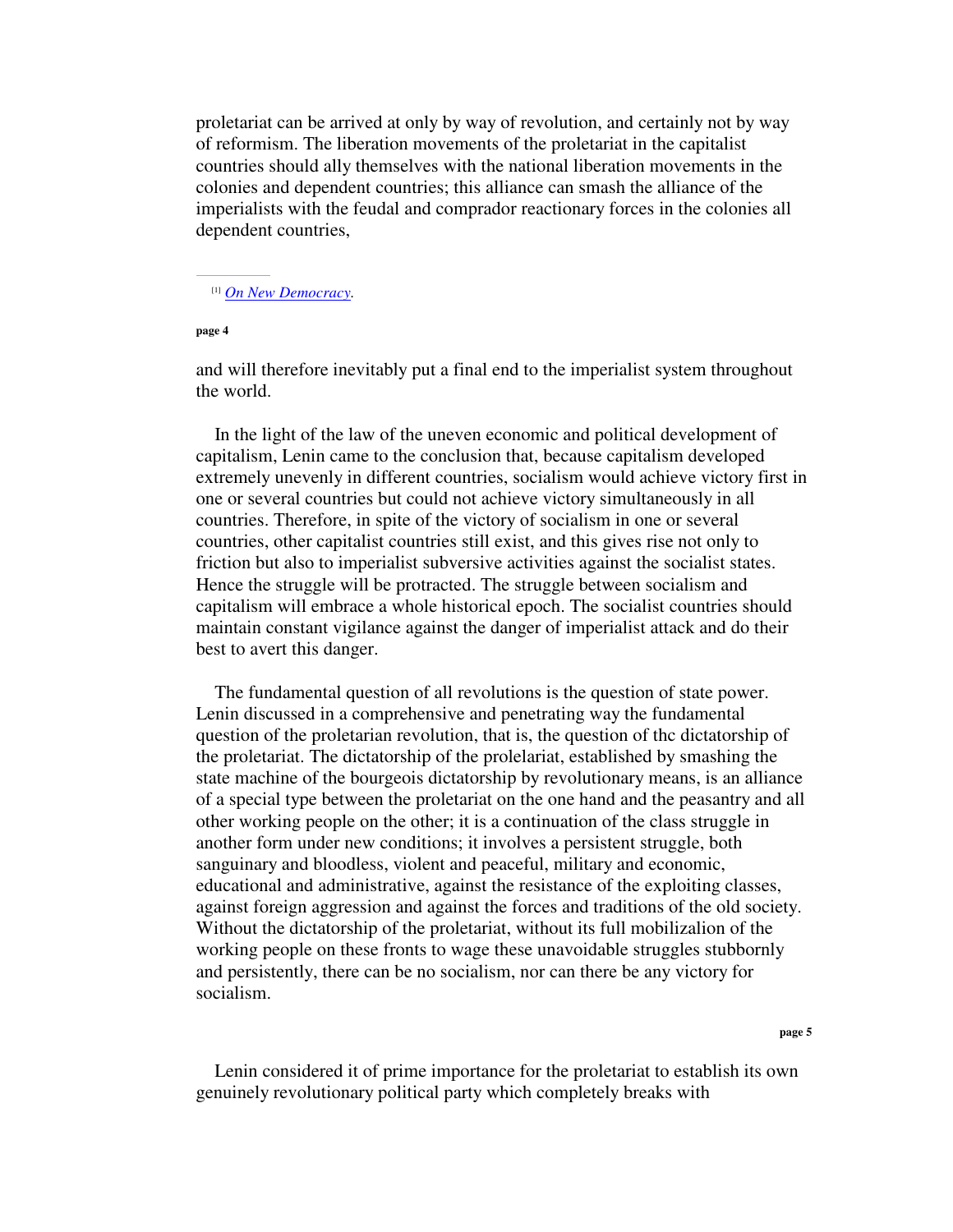proletariat can be arrived at only by way of revolution, and certainly not by way of reformism. The liberation movements of the proletariat in the capitalist countries should ally themselves with the national liberation movements in the colonies and dependent countries; this alliance can smash the alliance of the imperialists with the feudal and comprador reactionary forces in the colonies all dependent countries,

[1] *On New Democracy*.

and will therefore inevitably put a final end to the imperialist system throughout the world.

In the light of the law of the uneven economic and political development of capitalism, Lenin came to the conclusion that, because capitalism developed extremely unevenly in different countries, socialism would achieve victory first in one or several countries but could not achieve victory simultaneously in all countries. Therefore, in spite of the victory of socialism in one or several countries, other capitalist countries still exist, and this gives rise not only to friction but also to imperialist subversive activities against the socialist states. Hence the struggle will be protracted. The struggle between socialism and capitalism will embrace a whole historical epoch. The socialist countries should maintain constant vigilance against the danger of imperialist attack and do their best to avert this danger.

The fundamental question of all revolutions is the question of state power. Lenin discussed in a comprehensive and penetrating way the fundamental question of the proletarian revolution, that is, the question of thc dictatorship of the proletariat. The dictatorship of the prolelariat, established by smashing the state machine of the bourgeois dictatorship by revolutionary means, is an alliance of a special type between the proletariat on the one hand and the peasantry and all other working people on the other; it is a continuation of the class struggle in another form under new conditions; it involves a persistent struggle, both sanguinary and bloodless, violent and peaceful, military and economic, educational and administrative, against the resistance of the exploiting classes, against foreign aggression and against the forces and traditions of the old society. Without the dictatorship of the proletariat, without its full mobilizalion of the working people on these fronts to wage these unavoidable struggles stubbornly and persistently, there can be no socialism, nor can there be any victory for socialism.

Lenin considered it of prime importance for the proletariat to establish its own genuinely revolutionary political party which completely breaks with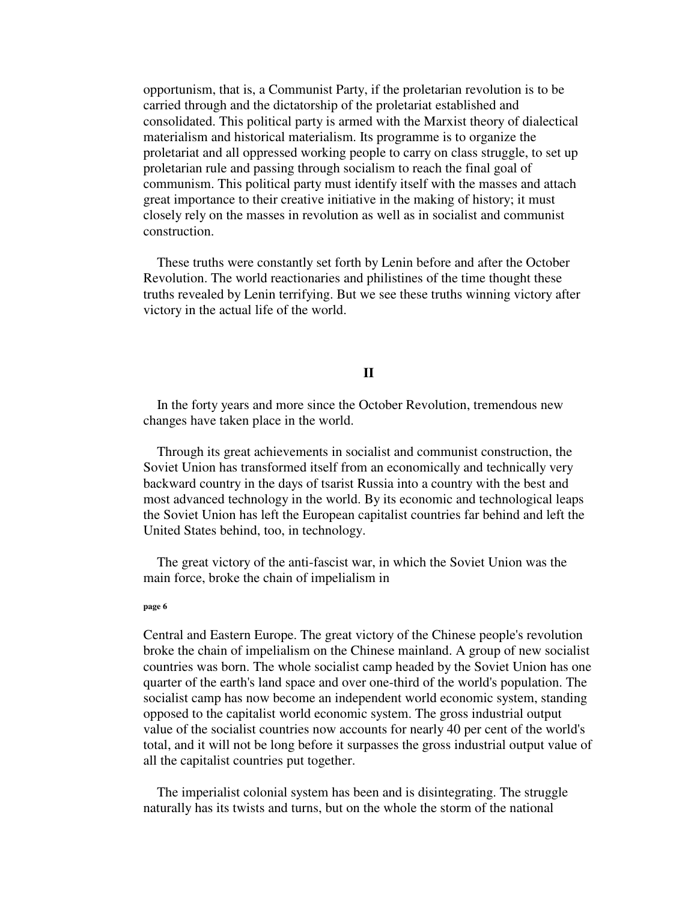opportunism, that is, a Communist Party, if the proletarian revolution is to be carried through and the dictatorship of the proletariat established and consolidated. This political party is armed with the Marxist theory of dialectical materialism and historical materialism. Its programme is to organize the proletariat and all oppressed working people to carry on class struggle, to set up proletarian rule and passing through socialism to reach the final goal of communism. This political party must identify itself with the masses and attach great importance to their creative initiative in the making of history; it must closely rely on the masses in revolution as well as in socialist and communist construction.

These truths were constantly set forth by Lenin before and after the October Revolution. The world reactionaries and philistines of the time thought these truths revealed by Lenin terrifying. But we see these truths winning victory after victory in the actual life of the world.

## II

In the forty years and more since the October Revolution, tremendous new changes have taken place in the world.

Through its great achievements in socialist and communist construction, the Soviet Union has transformed itself from an economically and technically very backward country in the days of tsarist Russia into a country with the best and most advanced technology in the world. By its economic and technological leaps the Soviet Union has left the European capitalist countries far behind and left the United States behind, too, in technology.

The great victory of the anti-fascist war, in which the Soviet Union was the main force, broke the chain of impelialism in Central and Eastern Europe. The great victory of the Chinese people's revolution broke the chain of impelialism on the Chinese mainland. A group of new socialist countries was born. The whole socialist camp headed by the Soviet Union has one quarter of the earth's land space and over one-third of the world's population. The socialist camp has now become an independent world economic system, standing opposed to the capitalist world economic system. The gross industrial output value of the socialist countries now accounts for nearly 40 per cent of the world's total, and it will not be long before it surpasses the gross industrial output value of all the capitalist countries put together.

The imperialist colonial system has been and is disintegrating. The struggle naturally has its twists and turns, but on the whole the storm of the national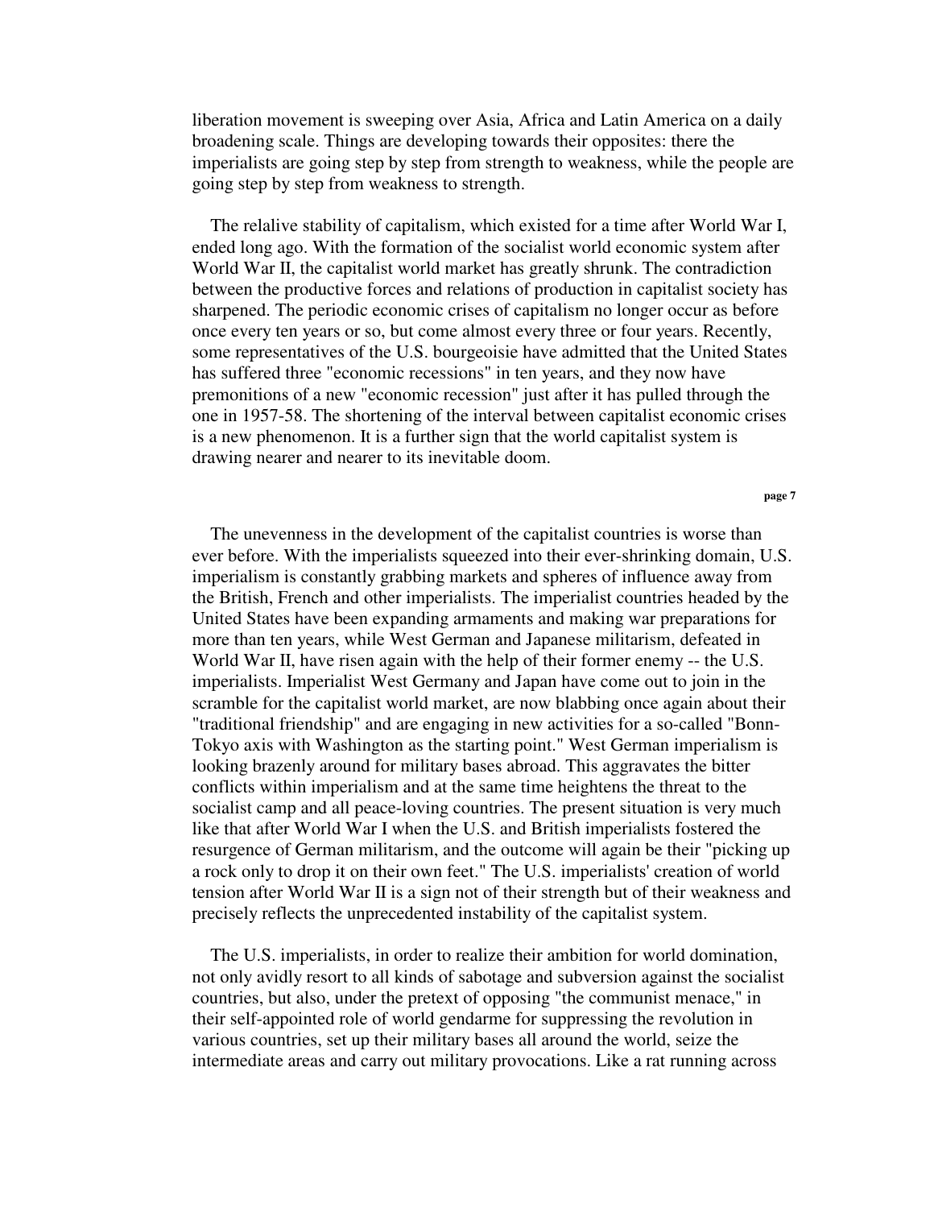liberation movement is sweeping over Asia, Africa and Latin America on a daily broadening scale. Things are developing towards their opposites: there the imperialists are going step by step from strength to weakness, while the people are going step by step from weakness to strength.

The relalive stability of capitalism, which existed for a time after World War I, ended long ago. With the formation of the socialist world economic system after World War II, the capitalist world market has greatly shrunk. The contradiction between the productive forces and relations of production in capitalist society has sharpened. The periodic economic crises of capitalism no longer occur as before once every ten years or so, but come almost every three or four years. Recently, some representatives of the U.S. bourgeoisie have admitted that the United States has suffered three "economic recessions" in ten years, and they now have premonitions of a new "economic recession" just after it has pulled through the one in 1957-58. The shortening of the interval between capitalist economic crises is a new phenomenon. It is a further sign that the world capitalist system is drawing nearer and nearer to its inevitable doom.

The unevenness in the development of the capitalist countries is worse than ever before. With the imperialists squeezed into their ever-shrinking domain, U.S. imperialism is constantly grabbing markets and spheres of influence away from the British, French and other imperialists. The imperialist countries headed by the United States have been expanding armaments and making war preparations for more than ten years, while West German and Japanese militarism, defeated in World War II, have risen again with the help of their former enemy -- the U.S. imperialists. Imperialist West Germany and Japan have come out to join in the scramble for the capitalist world market, are now blabbing once again about their "traditional friendship" and are engaging in new activities for a so-called "Bonn-Tokyo axis with Washington as the starting point." West German imperialism is looking brazenly around for military bases abroad. This aggravates the bitter conflicts within imperialism and at the same time heightens the threat to the socialist camp and all peace-loving countries. The present situation is very much like that after World War I when the U.S. and British imperialists fostered the resurgence of German militarism, and the outcome will again be their "picking up a rock only to drop it on their own feet." The U.S. imperialists' creation of world tension after World War II is a sign not of their strength but of their weakness and precisely reflects the unprecedented instability of the capitalist system.

The U.S. imperialists, in order to realize their ambition for world domination, not only avidly resort to all kinds of sabotage and subversion against the socialist countries, but also, under the pretext of opposing "the communist menace," in their self-appointed role of world gendarme for suppressing the revolution in various countries, set up their military bases all around the world, seize the intermediate areas and carry out military provocations. Like a rat running across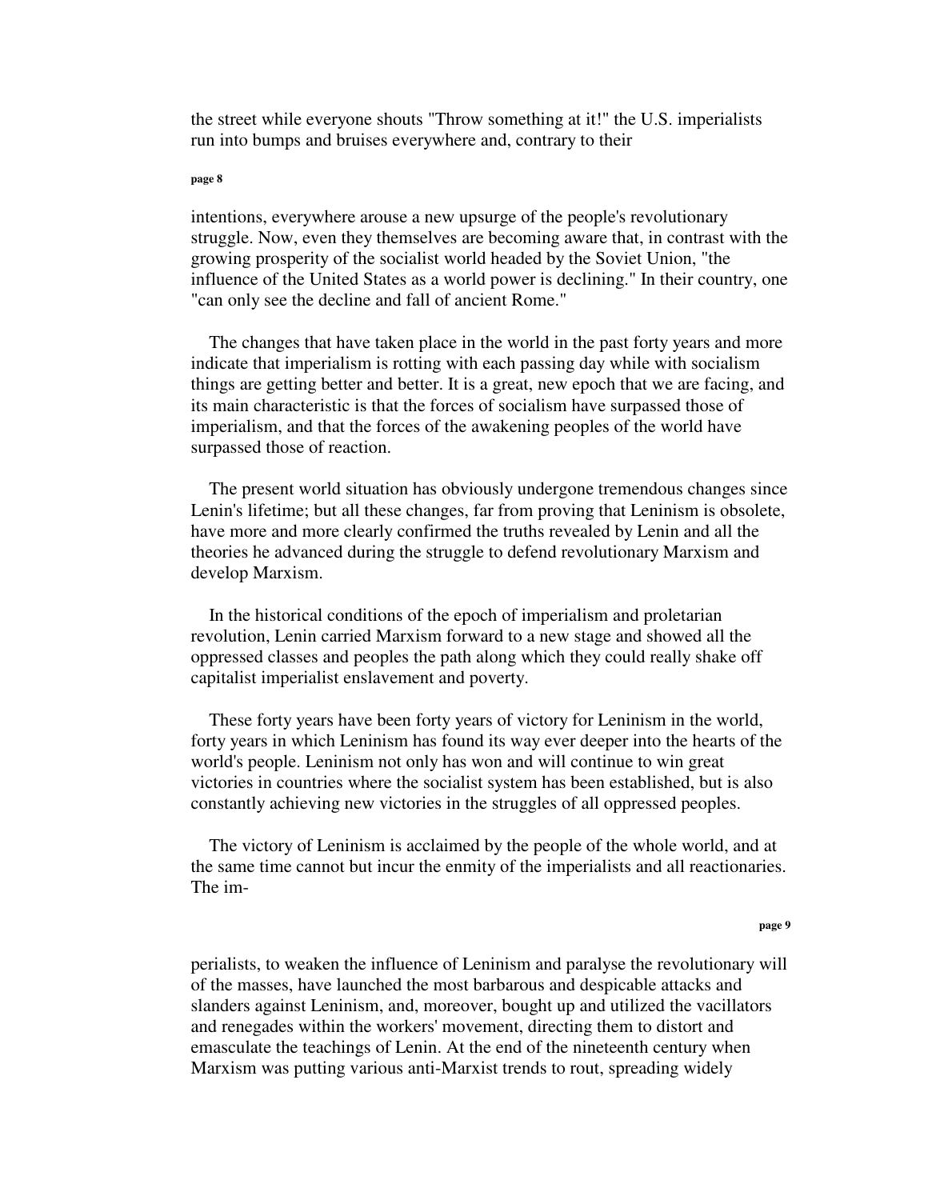the street while everyone shouts "Throw something at it!" the U.S. imperialists run into bumps and bruises everywhere and, contrary to their intentions, everywhere arouse a new upsurge of the people's revolutionary struggle. Now, even they themselves are becoming aware that, in contrast with the growing prosperity of the socialist world headed by the Soviet Union, "the influence of the United States as a world power is declining." In their country, one "can only see the decline and fall of ancient Rome."

The changes that have taken place in the world in the past forty years and more indicate that imperialism is rotting with each passing day while with socialism things are getting better and better. It is a great, new epoch that we are facing, and its main characteristic is that the forces of socialism have surpassed those of imperialism, and that the forces of the awakening peoples of the world have surpassed those of reaction.

The present world situation has obviously undergone tremendous changes since Lenin's lifetime; but all these changes, far from proving that Leninism is obsolete, have more and more clearly confirmed the truths revealed by Lenin and all the theories he advanced during the struggle to defend revolutionary Marxism and develop Marxism.

In the historical conditions of the epoch of imperialism and proletarian revolution, Lenin carried Marxism forward to a new stage and showed all the oppressed classes and peoples the path along which they could really shake off capitalist imperialist enslavement and poverty.

These forty years have been forty years of victory for Leninism in the world, forty years in which Leninism has found its way ever deeper into the hearts of the world's people. Leninism not only has won and will continue to win great victories in countries where the socialist system has been established, but is also constantly achieving new victories in the struggles of all oppressed peoples.

The victory of Leninism is acclaimed by the people of the whole world, and at the same time cannot but incur the enmity of the imperialists and all reactionaries. The imperialists, to weaken the influence of Leninism and paralyse the revolutionary will of the masses, have launched the most barbarous and despicable attacks and slanders against Leninism, and, moreover, bought up and utilized the vacillators and renegades within the workers' movement, directing them to distort and emasculate the teachings of Lenin. At the end of the nineteenth century when Marxism was putting various anti-Marxist trends to rout, spreading widely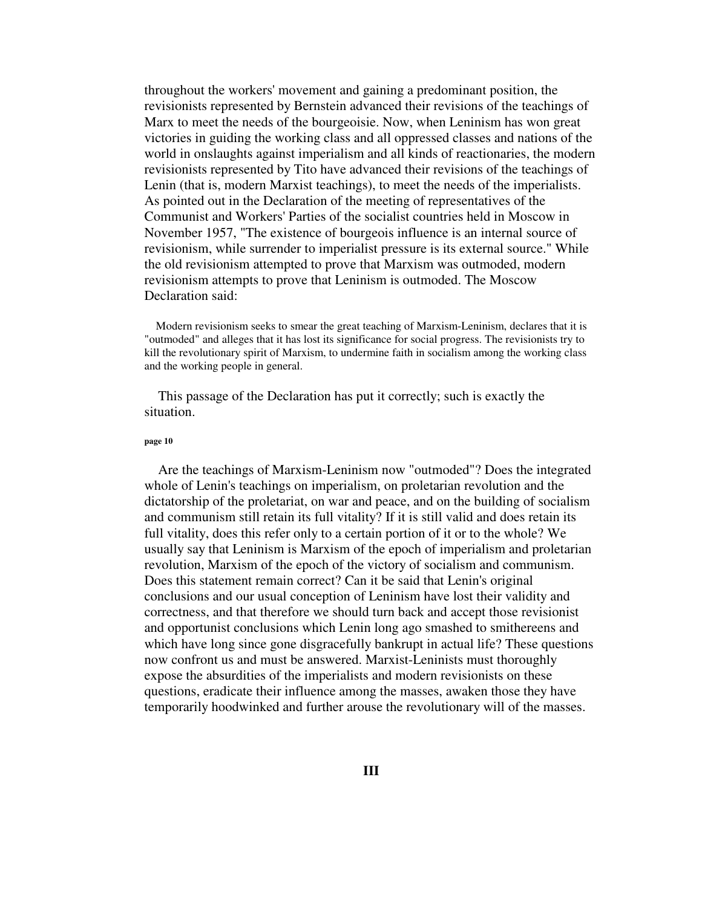throughout the workers' movement and gaining a predominant position, the revisionists represented by Bernstein advanced their revisions of the teachings of Marx to meet the needs of the bourgeoisie. Now, when Leninism has won great victories in guiding the working class and all oppressed classes and nations of the world in onslaughts against imperialism and all kinds of reactionaries, the modern revisionists represented by Tito have advanced their revisions of the teachings of Lenin (that is, modern Marxist teachings), to meet the needs of the imperialists. As pointed out in the Declaration of the meeting of representatives of the Communist and Workers' Parties of the socialist countries held in Moscow in November 1957, "The existence of bourgeois influence is an internal source of revisionism, while surrender to imperialist pressure is its external source." While the old revisionism attempted to prove that Marxism was outmoded, modern revisionism attempts to prove that Leninism is outmoded. The Moscow Declaration said:

> Modern revisionism seeks to smear the great teaching of Marxism-Leninism, declares that it is "outmoded" and alleges that it has lost its significance for social progress. The revisionists try to kill the revolutionary spirit of Marxism, to undermine faith in socialism among the working class and the working people in general.

This passage of the Declaration has put it correctly; such is exactly the situation.

Are the teachings of Marxism-Leninism now "outmoded"? Does the integrated whole of Lenin's teachings on imperialism, on proletarian revolution and the dictatorship of the proletariat, on war and peace, and on the building of socialism and communism still retain its full vitality? If it is still valid and does retain its full vitality, does this refer only to a certain portion of it or to the whole? We usually say that Leninism is Marxism of the epoch of imperialism and proletarian revolution, Marxism of the epoch of the victory of socialism and communism. Does this statement remain correct? Can it be said that Lenin's original conclusions and our usual conception of Leninism have lost their validity and correctness, and that therefore we should turn back and accept those revisionist and opportunist conclusions which Lenin long ago smashed to smithereens and which have long since gone disgracefully bankrupt in actual life? These questions now confront us and must be answered. Marxist-Leninists must thoroughly expose the absurdities of the imperialists and modern revisionists on these questions, eradicate their influence among the masses, awaken those they have temporarily hoodwinked and further arouse the revolutionary will of the masses.

## III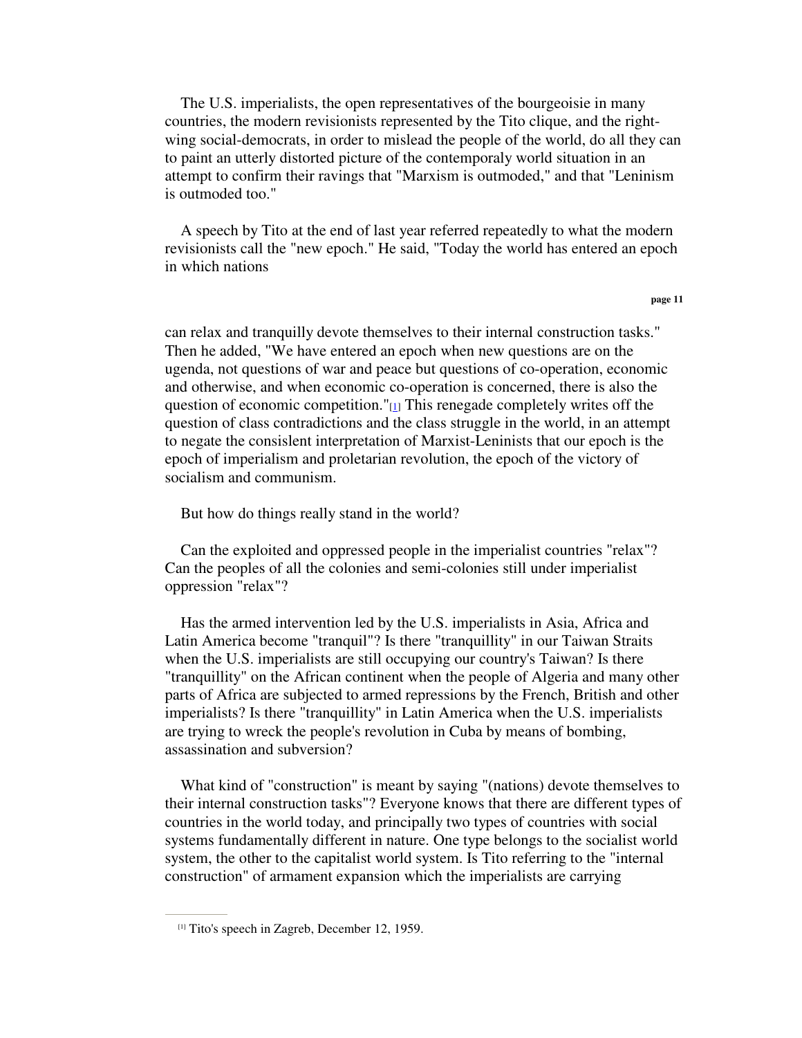The U.S. imperialists, the open representatives of the bourgeoisie in many countries, the modern revisionists represented by the Tito clique, and the right-wing social-democrats, in order to mislead the people of the world, do all they can to paint an utterly distorted picture of the contemporaly world situation in an attempt to confirm their ravings that "Marxism is outmoded," and that "Leninism is outmoded too."

A speech by Tito at the end of last year referred repeatedly to what the modern revisionists call the "new epoch." He said, "Today the world has entered an epoch in which nations can relax and tranquilly devote themselves to their internal construction tasks." Then he added, "We have entered an epoch when new questions are on the ugenda, not questions of war and peace but questions of co-operation, economic and otherwise, and when economic co-operation is concerned, there is also the question of economic competition."[1] This renegade completely writes off the question of class contradictions and the class struggle in the world, in an attempt to negate the consislent interpretation of Marxist-Leninists that our epoch is the epoch of imperialism and proletarian revolution, the epoch of the victory of socialism and communism.

But how do things really stand in the world?

Can the exploited and oppressed people in the imperialist countries "relax"? Can the peoples of all the colonies and semi-colonies still under imperialist oppression "relax"?

Has the armed intervention led by the U.S. imperialists in Asia, Africa and Latin America become "tranquil"? Is there "tranquillity" in our Taiwan Straits when the U.S. imperialists are still occupying our country's Taiwan? Is there "tranquillity" on the African continent when the people of Algeria and many other parts of Africa are subjected to armed repressions by the French, British and other imperialists? Is there "tranquillity" in Latin America when the U.S. imperialists are trying to wreck the people's revolution in Cuba by means of bombing, assassination and subversion?

What kind of "construction" is meant by saying "(nations) devote themselves to their internal construction tasks"? Everyone knows that there are different types of countries in the world today, and principally two types of countries with social systems fundamentally different in nature. One type belongs to the socialist world system, the other to the capitalist world system. Is Tito referring to the "internal construction" of armament expansion which the imperialists are carrying

[1] Tito's speech in Zagreb, December 12, 1959.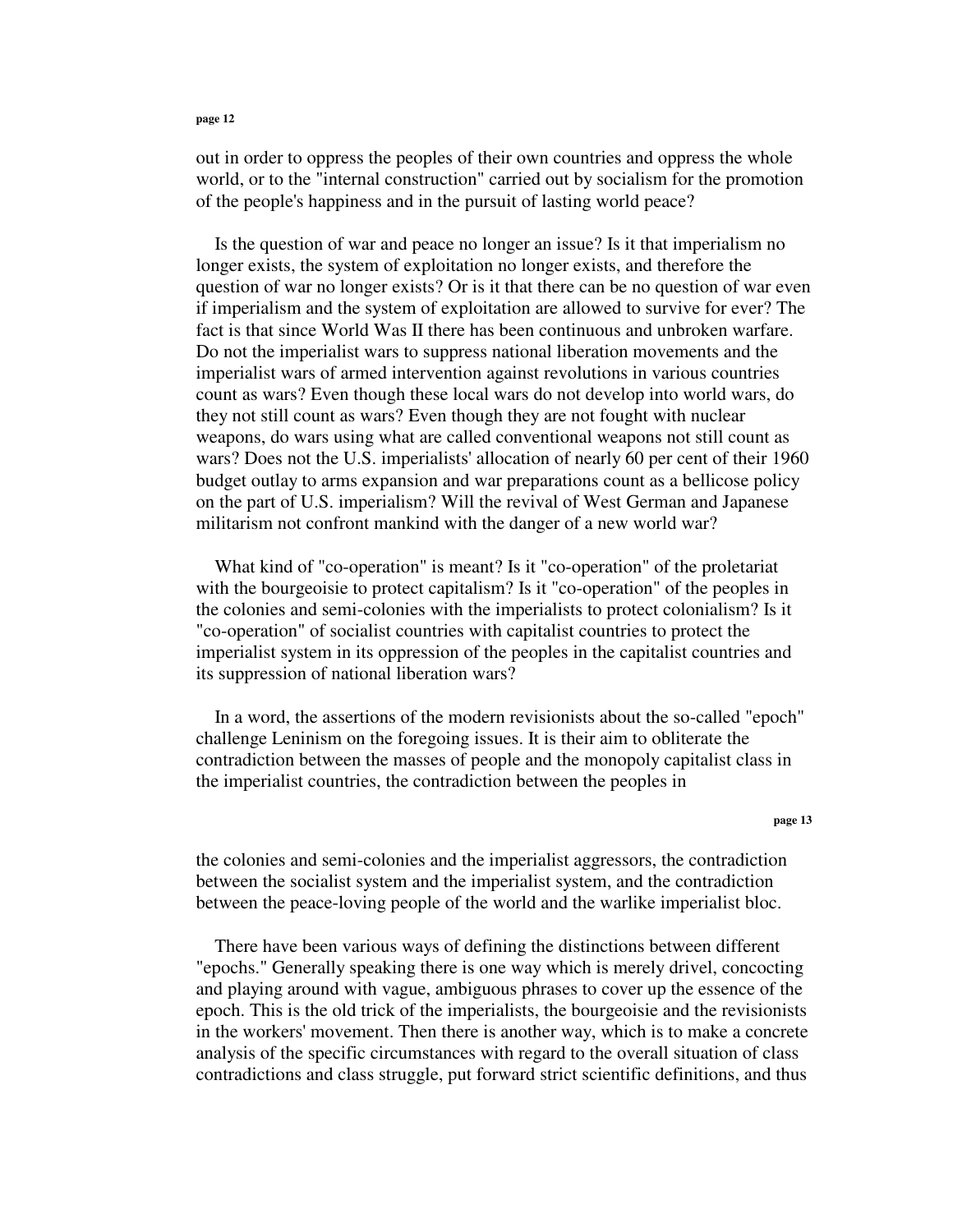out in order to oppress the peoples of their own countries and oppress the whole world, or to the "internal construction" carried out by socialism for the promotion of the people's happiness and in the pursuit of lasting world peace?

Is the question of war and peace no longer an issue? Is it that imperialism no longer exists, the system of exploitation no longer exists, and therefore the question of war no longer exists? Or is it that there can be no question of war even if imperialism and the system of exploitation are allowed to survive for ever? The fact is that since World Was II there has been continuous and unbroken warfare. Do not the imperialist wars to suppress national liberation movements and the imperialist wars of armed intervention against revolutions in various countries count as wars? Even though these local wars do not develop into world wars, do they not still count as wars? Even though they are not fought with nuclear weapons, do wars using what are called conventional weapons not still count as wars? Does not the U.S. imperialists' allocation of nearly 60 per cent of their 1960 budget outlay to arms expansion and war preparations count as a bellicose policy on the part of U.S. imperialism? Will the revival of West German and Japanese militarism not confront mankind with the danger of a new world war?

What kind of "co-operation" is meant? Is it "co-operation" of the proletariat with the bourgeoisie to protect capitalism? Is it "co-operation" of the peoples in the colonies and semi-colonies with the imperialists to protect colonialism? Is it "co-operation" of socialist countries with capitalist countries to protect the imperialist system in its oppression of the peoples in the capitalist countries and its suppression of national liberation wars?

In a word, the assertions of the modern revisionists about the so-called "epoch" challenge Leninism on the foregoing issues. It is their aim to obliterate the contradiction between the masses of people and the monopoly capitalist class in the imperialist countries, the contradiction between the peoples in the colonies and semi-colonies and the imperialist aggressors, the contradiction between the socialist system and the imperialist system, and the contradiction between the peace-loving people of the world and the warlike imperialist bloc.

There have been various ways of defining the distinctions between different "epochs." Generally speaking there is one way which is merely drivel, concocting and playing around with vague, ambiguous phrases to cover up the essence of the epoch. This is the old trick of the imperialists, the bourgeoisie and the revisionists in the workers' movement. Then there is another way, which is to make a concrete analysis of the specific circumstances with regard to the overall situation of class contradictions and class struggle, put forward strict scientific definitions, and thus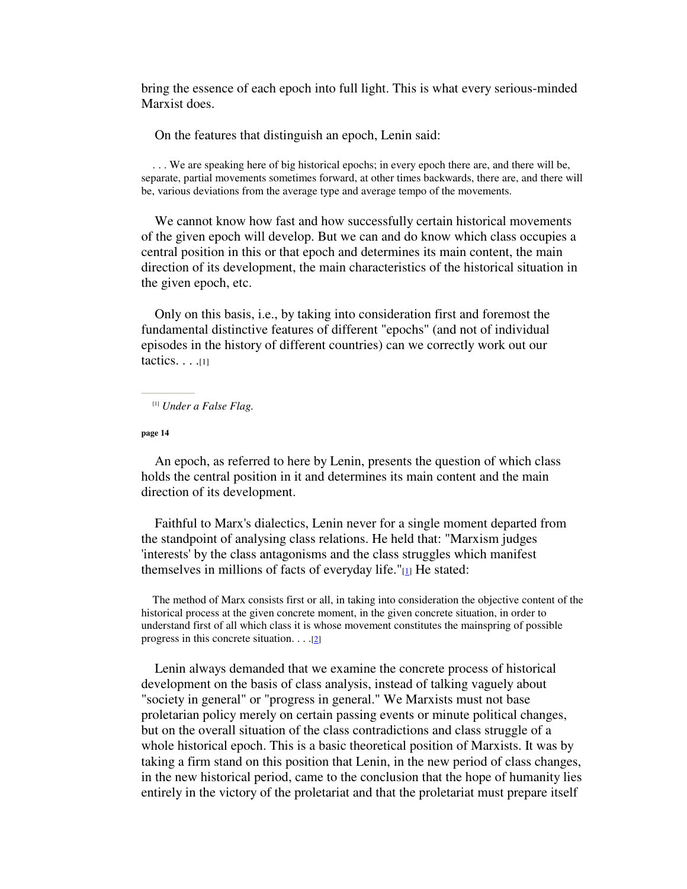bring the essence of each epoch into full light. This is what every serious-minded Marxist does.

On the features that distinguish an epoch, Lenin said:

> . . . We are speaking here of big historical epochs; in every epoch there are, and there will be, separate, partial movements sometimes forward, at other times backwards, there are, and there will be, various deviations from the average type and average tempo of the movements.

We cannot know how fast and how successfully certain historical movements of the given epoch will develop. But we can and do know which class occupies a central position in this or that epoch and determines its main content, the main direction of its development, the main characteristics of the historical situation in the given epoch, etc.

Only on this basis, i.e., by taking into consideration first and foremost the fundamental distinctive features of different "epochs" (and not of individual episodes in the history of different countries) can we correctly work out our tactics. . . .[1]

[1] *Under a False Flag.*

**page 14**

An epoch, as referred to here by Lenin, presents the question of which class holds the central position in it and determines its main content and the main direction of its development.

Faithful to Marx's dialectics, Lenin never for a single moment departed from the standpoint of analysing class relations. He held that: "Marxism judges 'interests' by the class antagonisms and the class struggles which manifest themselves in millions of facts of everyday life."[1] He stated:

> The method of Marx consists first or all, in taking into consideration the objective content of the historical process at the given concrete moment, in the given concrete situation, in order to understand first of all which class it is whose movement constitutes the mainspring of possible progress in this concrete situation. . . .[2]

Lenin always demanded that we examine the concrete process of historical development on the basis of class analysis, instead of talking vaguely about "society in general" or "progress in general." We Marxists must not base proletarian policy merely on certain passing events or minute political changes, but on the overall situation of the class contradictions and class struggle of a whole historical epoch. This is a basic theoretical position of Marxists. It was by taking a firm stand on this position that Lenin, in the new period of class changes, in the new historical period, came to the conclusion that the hope of humanity lies entirely in the victory of the proletariat and that the proletariat must prepare itself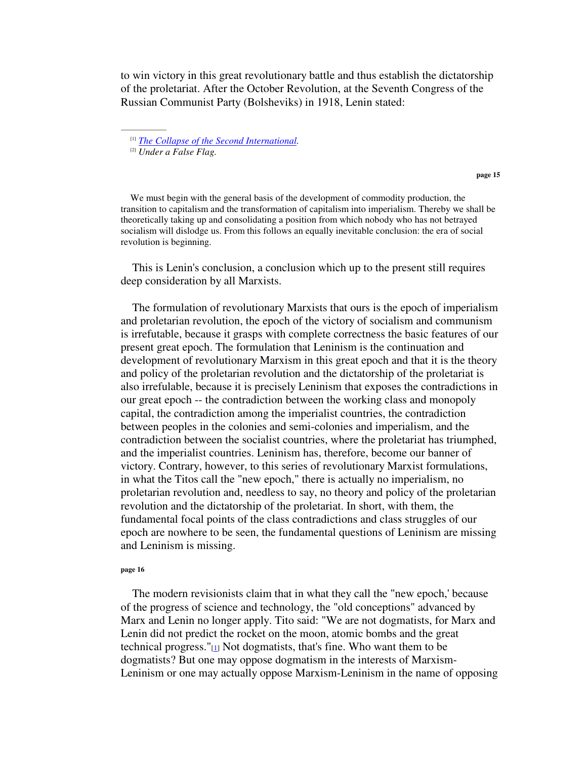to win victory in this great revolutionary battle and thus establish the dictatorship of the proletariat. After the October Revolution, at the Seventh Congress of the Russian Communist Party (Bolsheviks) in 1918, Lenin stated:

[1] *The Collapse of the Second International.*
[2] *Under a False Flag.*

> We must begin with the general basis of the development of commodity production, the transition to capitalism and the transformation of capitalism into imperialism. Thereby we shall be theoretically taking up and consolidating a position from which nobody who has not betrayed socialism will dislodge us. From this follows an equally inevitable conclusion: the era of social revolution is beginning.

This is Lenin's conclusion, a conclusion which up to the present still requires deep consideration by all Marxists.

The formulation of revolutionary Marxists that ours is the epoch of imperialism and proletarian revolution, the epoch of the victory of socialism and communism is irrefutable, because it grasps with complete correctness the basic features of our present great epoch. The formulation that Leninism is the continuation and development of revolutionary Marxism in this great epoch and that it is the theory and policy of the proletarian revolution and the dictatorship of the proletariat is also irrefulable, because it is precisely Leninism that exposes the contradictions in our great epoch -- the contradiction between the working class and monopoly capital, the contradiction among the imperialist countries, the contradiction between peoples in the colonies and semi-colonies and imperialism, and the contradiction between the socialist countries, where the proletariat has triumphed, and the imperialist countries. Leninism has, therefore, become our banner of victory. Contrary, however, to this series of revolutionary Marxist formulations, in what the Titos call the "new epoch," there is actually no imperialism, no proletarian revolution and, needless to say, no theory and policy of the proletarian revolution and the dictatorship of the proletariat. In short, with them, the fundamental focal points of the class contradictions and class struggles of our epoch are nowhere to be seen, the fundamental questions of Leninism are missing and Leninism is missing.

The modern revisionists claim that in what they call the "new epoch,' because of the progress of science and technology, the "old conceptions" advanced by Marx and Lenin no longer apply. Tito said: "We are not dogmatists, for Marx and Lenin did not predict the rocket on the moon, atomic bombs and the great technical progress."[1] Not dogmatists, that's fine. Who want them to be dogmatists? But one may oppose dogmatism in the interests of Marxism-Leninism or one may actually oppose Marxism-Leninism in the name of opposing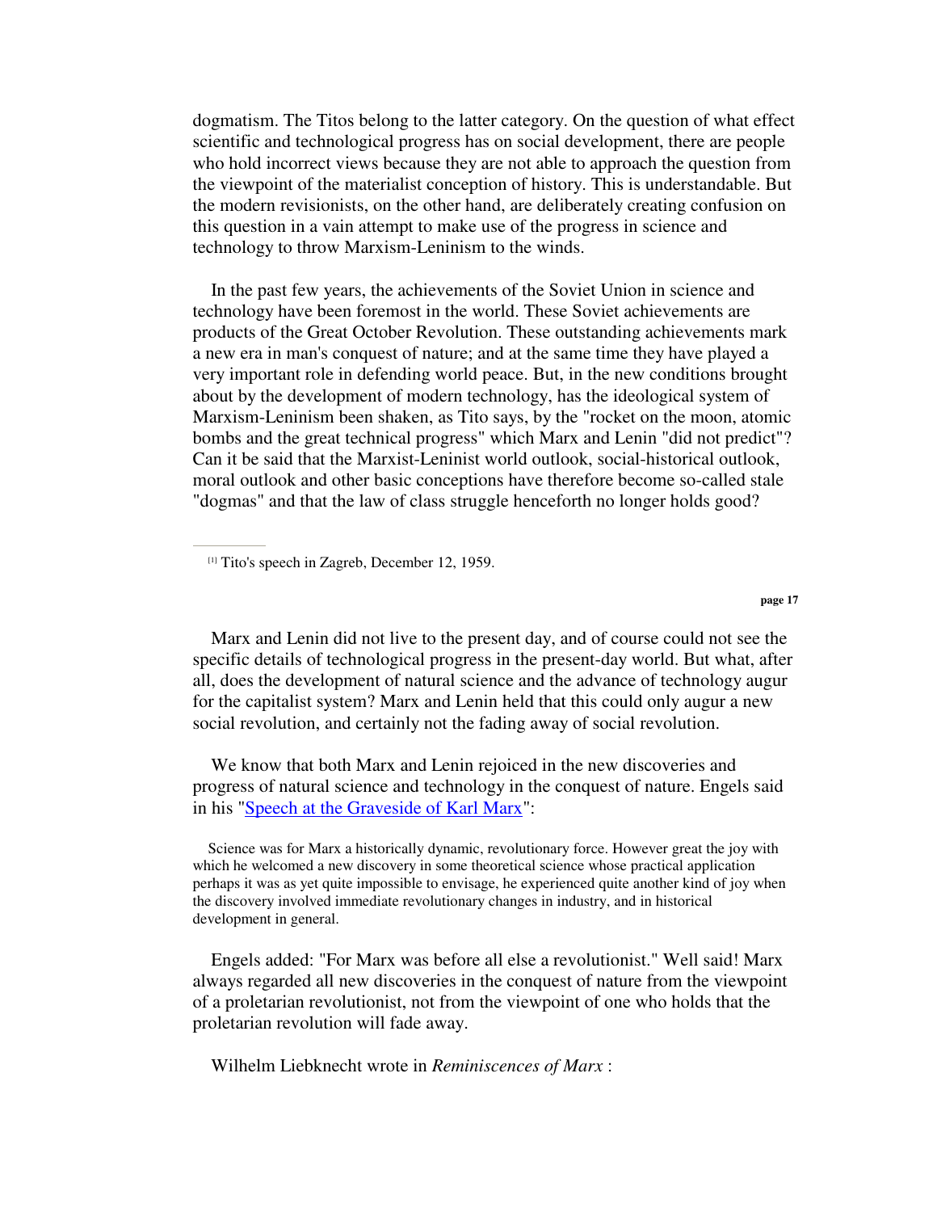dogmatism. The Titos belong to the latter category. On the question of what effect scientific and technological progress has on social development, there are people who hold incorrect views because they are not able to approach the question from the viewpoint of the materialist conception of history. This is understandable. But the modern revisionists, on the other hand, are deliberately creating confusion on this question in a vain attempt to make use of the progress in science and technology to throw Marxism-Leninism to the winds.

In the past few years, the achievements of the Soviet Union in science and technology have been foremost in the world. These Soviet achievements are products of the Great October Revolution. These outstanding achievements mark a new era in man's conquest of nature; and at the same time they have played a very important role in defending world peace. But, in the new conditions brought about by the development of modern technology, has the ideological system of Marxism-Leninism been shaken, as Tito says, by the "rocket on the moon, atomic bombs and the great technical progress" which Marx and Lenin "did not predict"? Can it be said that the Marxist-Leninist world outlook, social-historical outlook, moral outlook and other basic conceptions have therefore become so-called stale "dogmas" and that the law of class struggle henceforth no longer holds good?

---

[1] Tito's speech in Zagreb, December 12, 1959.

Marx and Lenin did not live to the present day, and of course could not see the specific details of technological progress in the present-day world. But what, after all, does the development of natural science and the advance of technology augur for the capitalist system? Marx and Lenin held that this could only augur a new social revolution, and certainly not the fading away of social revolution.

We know that both Marx and Lenin rejoiced in the new discoveries and progress of natural science and technology in the conquest of nature. Engels said in his "Speech at the Graveside of Karl Marx":

> Science was for Marx a historically dynamic, revolutionary force. However great the joy with which he welcomed a new discovery in some theoretical science whose practical application perhaps it was as yet quite impossible to envisage, he experienced quite another kind of joy when the discovery involved immediate revolutionary changes in industry, and in historical development in general.

Engels added: "For Marx was before all else a revolutionist." Well said! Marx always regarded all new discoveries in the conquest of nature from the viewpoint of a proletarian revolutionist, not from the viewpoint of one who holds that the proletarian revolution will fade away.

Wilhelm Liebknecht wrote in *Reminiscences of Marx* :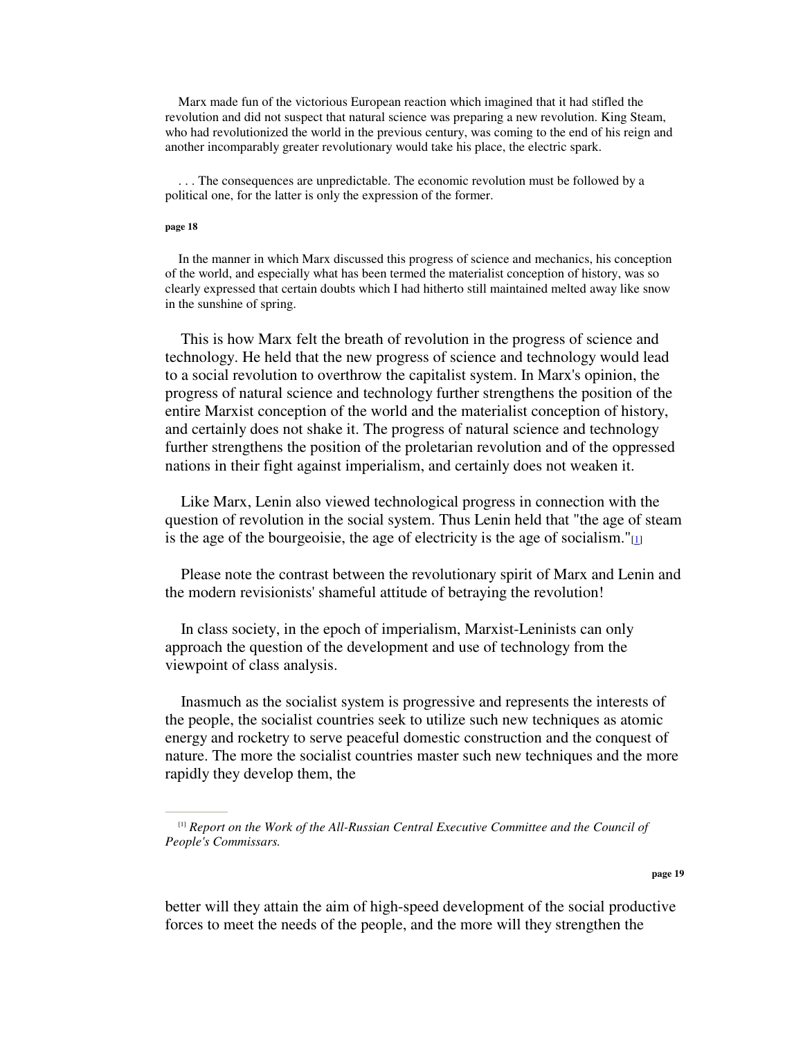Marx made fun of the victorious European reaction which imagined that it had stifled the revolution and did not suspect that natural science was preparing a new revolution. King Steam, who had revolutionized the world in the previous century, was coming to the end of his reign and another incomparably greater revolutionary would take his place, the electric spark.

. . . The consequences are unpredictable. The economic revolution must be followed by a political one, for the latter is only the expression of the former.

In the manner in which Marx discussed this progress of science and mechanics, his conception of the world, and especially what has been termed the materialist conception of history, was so clearly expressed that certain doubts which I had hitherto still maintained melted away like snow in the sunshine of spring.

This is how Marx felt the breath of revolution in the progress of science and technology. He held that the new progress of science and technology would lead to a social revolution to overthrow the capitalist system. In Marx's opinion, the progress of natural science and technology further strengthens the position of the entire Marxist conception of the world and the materialist conception of history, and certainly does not shake it. The progress of natural science and technology further strengthens the position of the proletarian revolution and of the oppressed nations in their fight against imperialism, and certainly does not weaken it.

Like Marx, Lenin also viewed technological progress in connection with the question of revolution in the social system. Thus Lenin held that "the age of steam is the age of the bourgeoisie, the age of electricity is the age of socialism."[1]

Please note the contrast between the revolutionary spirit of Marx and Lenin and the modern revisionists' shameful attitude of betraying the revolution!

In class society, in the epoch of imperialism, Marxist-Leninists can only approach the question of the development and use of technology from the viewpoint of class analysis.

Inasmuch as the socialist system is progressive and represents the interests of the people, the socialist countries seek to utilize such new techniques as atomic energy and rocketry to serve peaceful domestic construction and the conquest of nature. The more the socialist countries master such new techniques and the more rapidly they develop them, the better will they attain the aim of high-speed development of the social productive forces to meet the needs of the people, and the more will they strengthen the

[1] *Report on the Work of the All-Russian Central Executive Committee and the Council of People's Commissars.*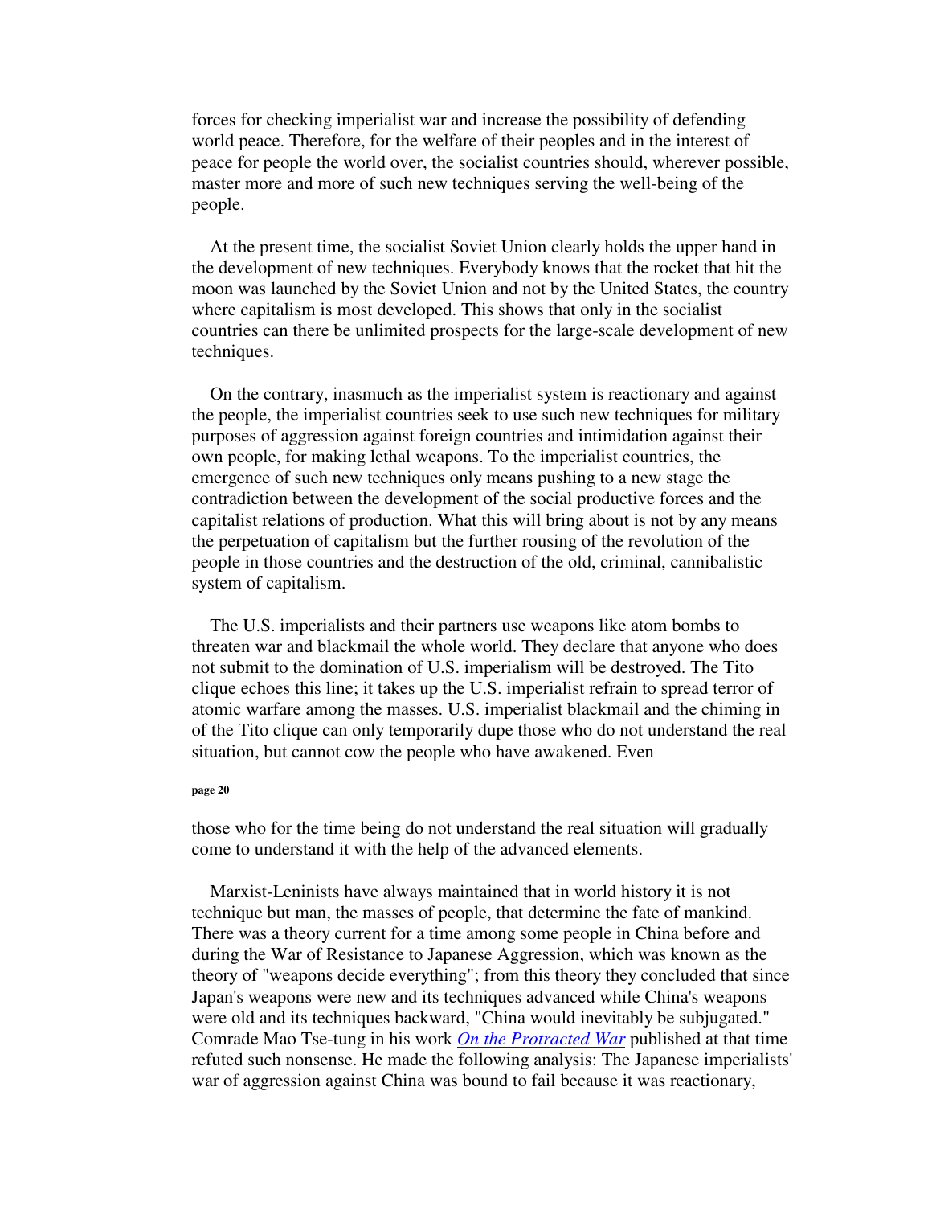forces for checking imperialist war and increase the possibility of defending world peace. Therefore, for the welfare of their peoples and in the interest of peace for people the world over, the socialist countries should, wherever possible, master more and more of such new techniques serving the well-being of the people.

At the present time, the socialist Soviet Union clearly holds the upper hand in the development of new techniques. Everybody knows that the rocket that hit the moon was launched by the Soviet Union and not by the United States, the country where capitalism is most developed. This shows that only in the socialist countries can there be unlimited prospects for the large-scale development of new techniques.

On the contrary, inasmuch as the imperialist system is reactionary and against the people, the imperialist countries seek to use such new techniques for military purposes of aggression against foreign countries and intimidation against their own people, for making lethal weapons. To the imperialist countries, the emergence of such new techniques only means pushing to a new stage the contradiction between the development of the social productive forces and the capitalist relations of production. What this will bring about is not by any means the perpetuation of capitalism but the further rousing of the revolution of the people in those countries and the destruction of the old, criminal, cannibalistic system of capitalism.

The U.S. imperialists and their partners use weapons like atom bombs to threaten war and blackmail the whole world. They declare that anyone who does not submit to the domination of U.S. imperialism will be destroyed. The Tito clique echoes this line; it takes up the U.S. imperialist refrain to spread terror of atomic warfare among the masses. U.S. imperialist blackmail and the chiming in of the Tito clique can only temporarily dupe those who do not understand the real situation, but cannot cow the people who have awakened. Even those who for the time being do not understand the real situation will gradually come to understand it with the help of the advanced elements.

Marxist-Leninists have always maintained that in world history it is not technique but man, the masses of people, that determine the fate of mankind. There was a theory current for a time among some people in China before and during the War of Resistance to Japanese Aggression, which was known as the theory of "weapons decide everything"; from this theory they concluded that since Japan's weapons were new and its techniques advanced while China's weapons were old and its techniques backward, "China would inevitably be subjugated." Comrade Mao Tse-tung in his work *On the Protracted War* published at that time refuted such nonsense. He made the following analysis: The Japanese imperialists' war of aggression against China was bound to fail because it was reactionary,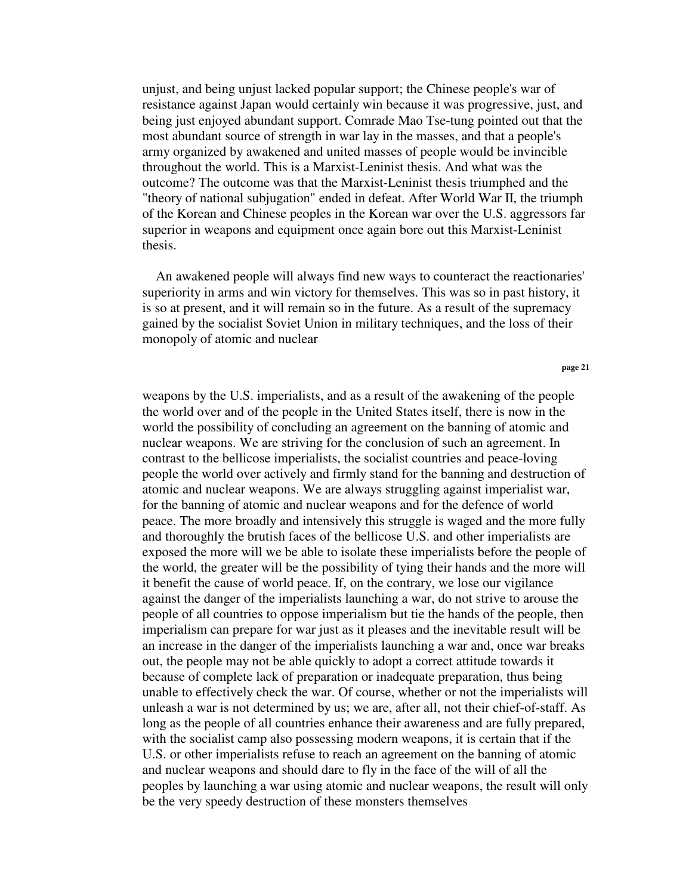unjust, and being unjust lacked popular support; the Chinese people's war of resistance against Japan would certainly win because it was progressive, just, and being just enjoyed abundant support. Comrade Mao Tse-tung pointed out that the most abundant source of strength in war lay in the masses, and that a people's army organized by awakened and united masses of people would be invincible throughout the world. This is a Marxist-Leninist thesis. And what was the outcome? The outcome was that the Marxist-Leninist thesis triumphed and the "theory of national subjugation" ended in defeat. After World War II, the triumph of the Korean and Chinese peoples in the Korean war over the U.S. aggressors far superior in weapons and equipment once again bore out this Marxist-Leninist thesis.

An awakened people will always find new ways to counteract the reactionaries' superiority in arms and win victory for themselves. This was so in past history, it is so at present, and it will remain so in the future. As a result of the supremacy gained by the socialist Soviet Union in military techniques, and the loss of their monopoly of atomic and nuclear weapons by the U.S. imperialists, and as a result of the awakening of the people the world over and of the people in the United States itself, there is now in the world the possibility of concluding an agreement on the banning of atomic and nuclear weapons. We are striving for the conclusion of such an agreement. In contrast to the bellicose imperialists, the socialist countries and peace-loving people the world over actively and firmly stand for the banning and destruction of atomic and nuclear weapons. We are always struggling against imperialist war, for the banning of atomic and nuclear weapons and for the defence of world peace. The more broadly and intensively this struggle is waged and the more fully and thoroughly the brutish faces of the bellicose U.S. and other imperialists are exposed the more will we be able to isolate these imperialists before the people of the world, the greater will be the possibility of tying their hands and the more will it benefit the cause of world peace. If, on the contrary, we lose our vigilance against the danger of the imperialists launching a war, do not strive to arouse the people of all countries to oppose imperialism but tie the hands of the people, then imperialism can prepare for war just as it pleases and the inevitable result will be an increase in the danger of the imperialists launching a war and, once war breaks out, the people may not be able quickly to adopt a correct attitude towards it because of complete lack of preparation or inadequate preparation, thus being unable to effectively check the war. Of course, whether or not the imperialists will unleash a war is not determined by us; we are, after all, not their chief-of-staff. As long as the people of all countries enhance their awareness and are fully prepared, with the socialist camp also possessing modern weapons, it is certain that if the U.S. or other imperialists refuse to reach an agreement on the banning of atomic and nuclear weapons and should dare to fly in the face of the will of all the peoples by launching a war using atomic and nuclear weapons, the result will only be the very speedy destruction of these monsters themselves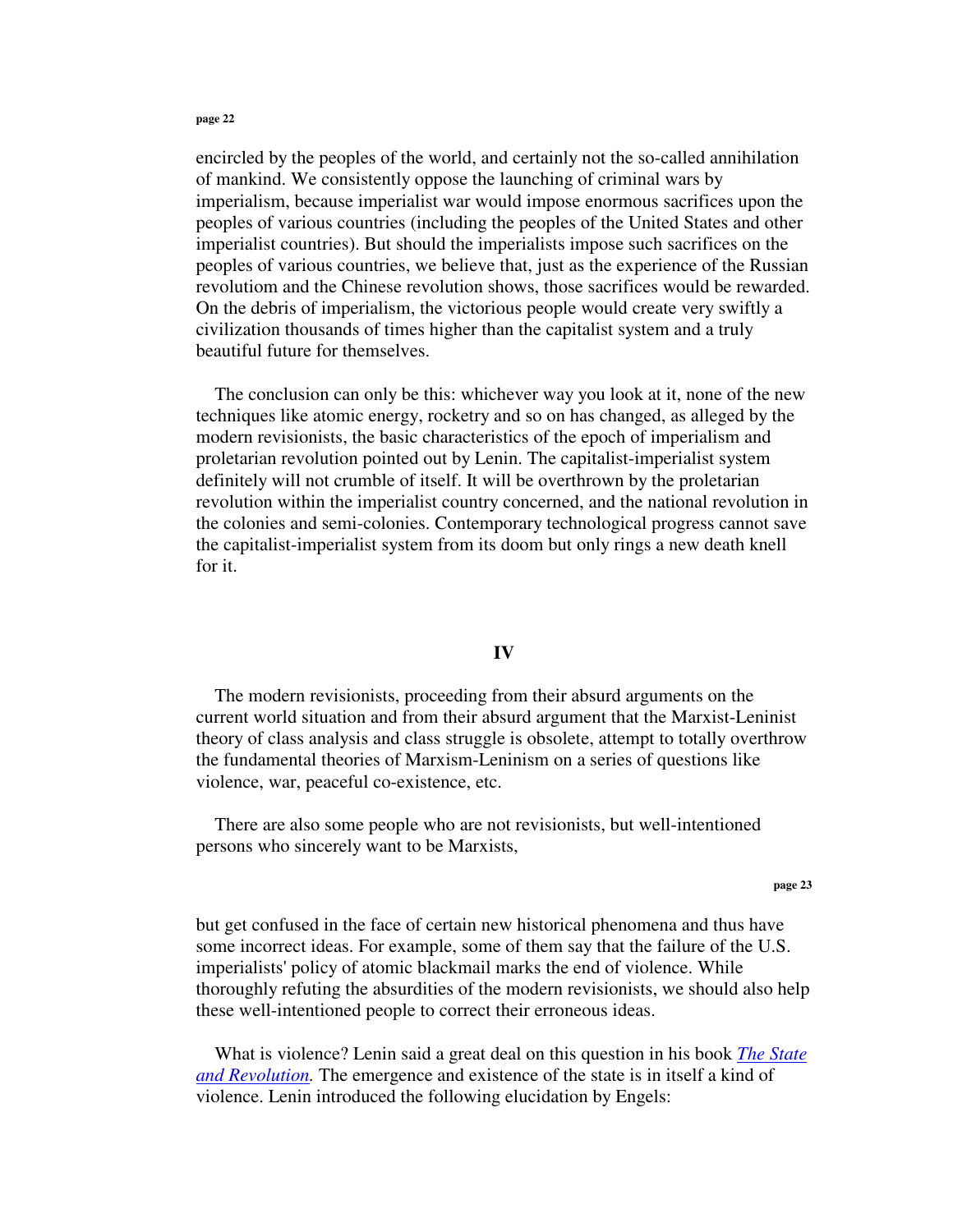encircled by the peoples of the world, and certainly not the so-called annihilation of mankind. We consistently oppose the launching of criminal wars by imperialism, because imperialist war would impose enormous sacrifices upon the peoples of various countries (including the peoples of the United States and other imperialist countries). But should the imperialists impose such sacrifices on the peoples of various countries, we believe that, just as the experience of the Russian revolutiom and the Chinese revolution shows, those sacrifices would be rewarded. On the debris of imperialism, the victorious people would create very swiftly a civilization thousands of times higher than the capitalist system and a truly beautiful future for themselves.

The conclusion can only be this: whichever way you look at it, none of the new techniques like atomic energy, rocketry and so on has changed, as alleged by the modern revisionists, the basic characteristics of the epoch of imperialism and proletarian revolution pointed out by Lenin. The capitalist-imperialist system definitely will not crumble of itself. It will be overthrown by the proletarian revolution within the imperialist country concerned, and the national revolution in the colonies and semi-colonies. Contemporary technological progress cannot save the capitalist-imperialist system from its doom but only rings a new death knell for it.

## IV

The modern revisionists, proceeding from their absurd arguments on the current world situation and from their absurd argument that the Marxist-Leninist theory of class analysis and class struggle is obsolete, attempt to totally overthrow the fundamental theories of Marxism-Leninism on a series of questions like violence, war, peaceful co-existence, etc.

There are also some people who are not revisionists, but well-intentioned persons who sincerely want to be Marxists, but get confused in the face of certain new historical phenomena and thus have some incorrect ideas. For example, some of them say that the failure of the U.S. imperialists' policy of atomic blackmail marks the end of violence. While thoroughly refuting the absurdities of the modern revisionists, we should also help these well-intentioned people to correct their erroneous ideas.

What is violence? Lenin said a great deal on this question in his book *The State and Revolution*. The emergence and existence of the state is in itself a kind of violence. Lenin introduced the following elucidation by Engels: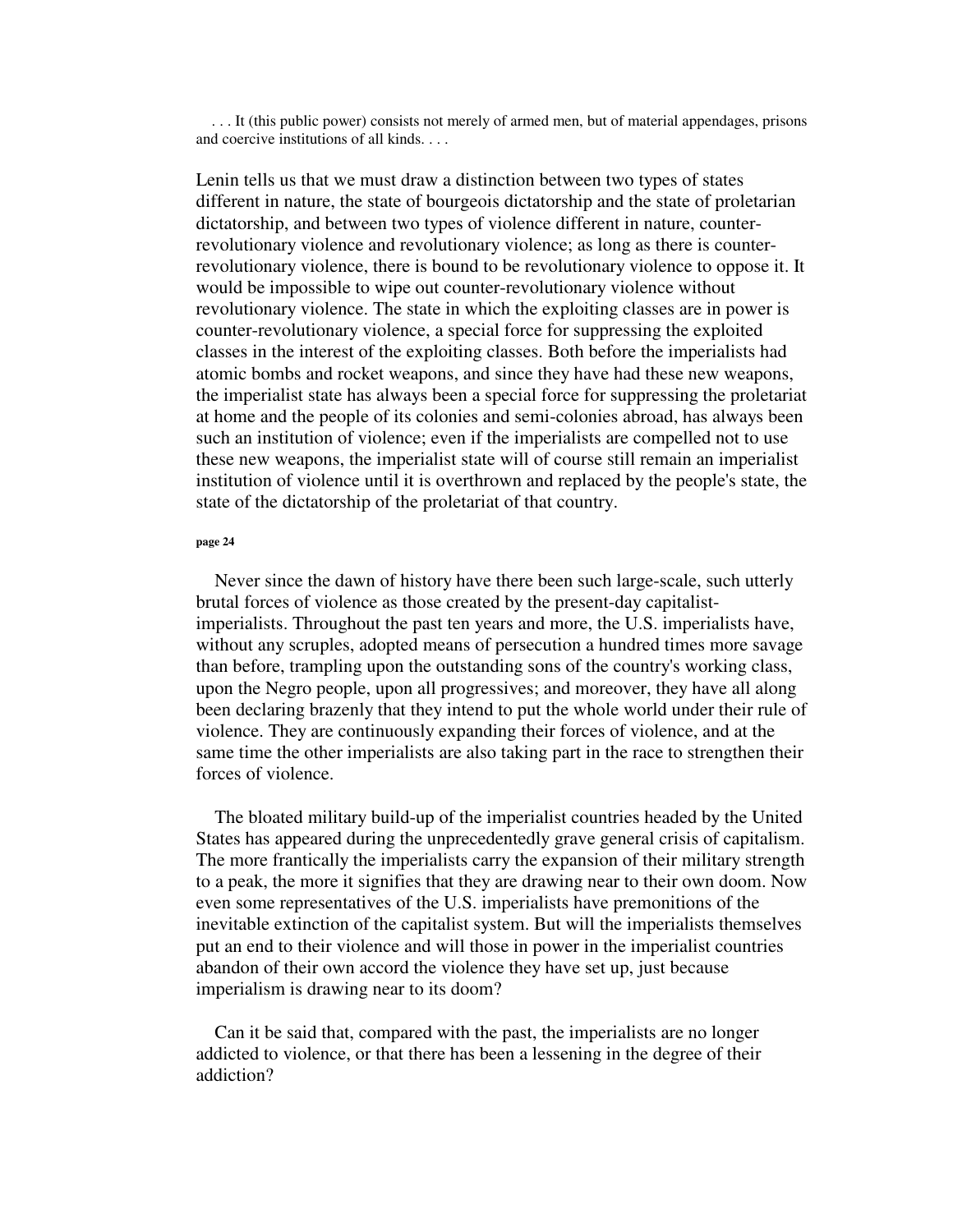. . . It (this public power) consists not merely of armed men, but of material appendages, prisons and coercive institutions of all kinds. . . .

Lenin tells us that we must draw a distinction between two types of states different in nature, the state of bourgeois dictatorship and the state of proletarian dictatorship, and between two types of violence different in nature, counter-revolutionary violence and revolutionary violence; as long as there is counter-revolutionary violence, there is bound to be revolutionary violence to oppose it. It would be impossible to wipe out counter-revolutionary violence without revolutionary violence. The state in which the exploiting classes are in power is counter-revolutionary violence, a special force for suppressing the exploited classes in the interest of the exploiting classes. Both before the imperialists had atomic bombs and rocket weapons, and since they have had these new weapons, the imperialist state has always been a special force for suppressing the proletariat at home and the people of its colonies and semi-colonies abroad, has always been such an institution of violence; even if the imperialists are compelled not to use these new weapons, the imperialist state will of course still remain an imperialist institution of violence until it is overthrown and replaced by the people's state, the state of the dictatorship of the proletariat of that country.

Never since the dawn of history have there been such large-scale, such utterly brutal forces of violence as those created by the present-day capitalist-imperialists. Throughout the past ten years and more, the U.S. imperialists have, without any scruples, adopted means of persecution a hundred times more savage than before, trampling upon the outstanding sons of the country's working class, upon the Negro people, upon all progressives; and moreover, they have all along been declaring brazenly that they intend to put the whole world under their rule of violence. They are continuously expanding their forces of violence, and at the same time the other imperialists are also taking part in the race to strengthen their forces of violence.

The bloated military build-up of the imperialist countries headed by the United States has appeared during the unprecedentedly grave general crisis of capitalism. The more frantically the imperialists carry the expansion of their military strength to a peak, the more it signifies that they are drawing near to their own doom. Now even some representatives of the U.S. imperialists have premonitions of the inevitable extinction of the capitalist system. But will the imperialists themselves put an end to their violence and will those in power in the imperialist countries abandon of their own accord the violence they have set up, just because imperialism is drawing near to its doom?

Can it be said that, compared with the past, the imperialists are no longer addicted to violence, or that there has been a lessening in the degree of their addiction?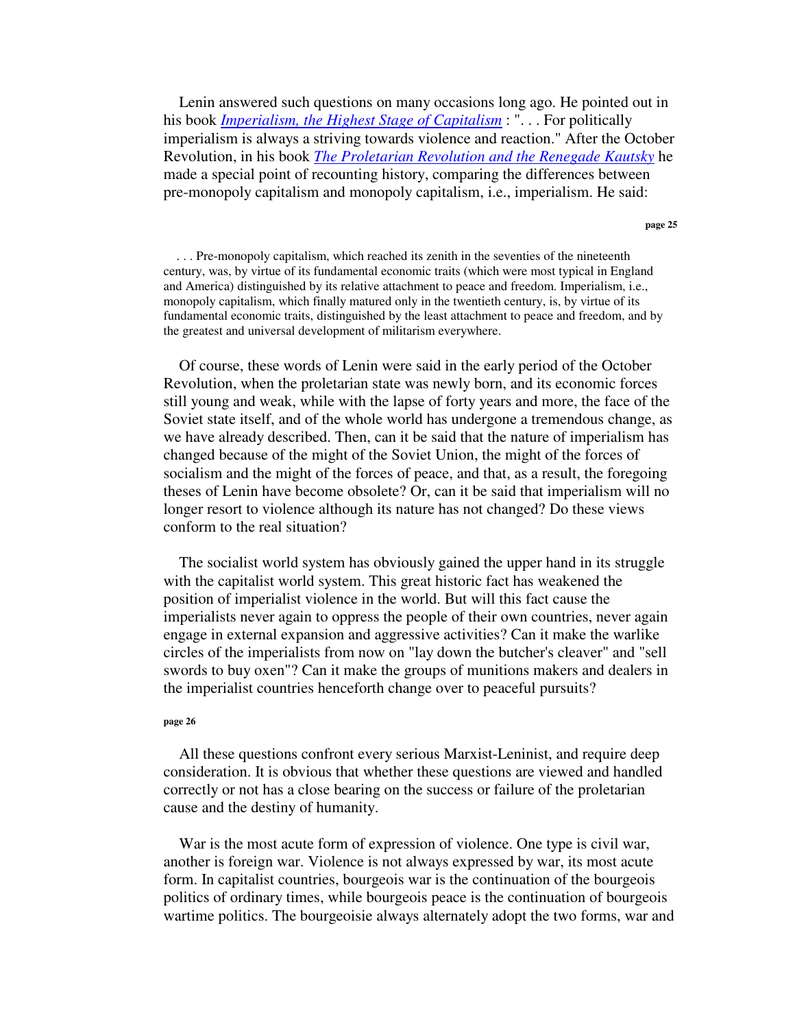Lenin answered such questions on many occasions long ago. He pointed out in his book *Imperialism, the Highest Stage of Capitalism* : ". . . For politically imperialism is always a striving towards violence and reaction." After the October Revolution, in his book *The Proletarian Revolution and the Renegade Kautsky* he made a special point of recounting history, comparing the differences between pre-monopoly capitalism and monopoly capitalism, i.e., imperialism. He said:

> . . . Pre-monopoly capitalism, which reached its zenith in the seventies of the nineteenth century, was, by virtue of its fundamental economic traits (which were most typical in England and America) distinguished by its relative attachment to peace and freedom. Imperialism, i.e., monopoly capitalism, which finally matured only in the twentieth century, is, by virtue of its fundamental economic traits, distinguished by the least attachment to peace and freedom, and by the greatest and universal development of militarism everywhere.

Of course, these words of Lenin were said in the early period of the October Revolution, when the proletarian state was newly born, and its economic forces still young and weak, while with the lapse of forty years and more, the face of the Soviet state itself, and of the whole world has undergone a tremendous change, as we have already described. Then, can it be said that the nature of imperialism has changed because of the might of the Soviet Union, the might of the forces of socialism and the might of the forces of peace, and that, as a result, the foregoing theses of Lenin have become obsolete? Or, can it be said that imperialism will no longer resort to violence although its nature has not changed? Do these views conform to the real situation?

The socialist world system has obviously gained the upper hand in its struggle with the capitalist world system. This great historic fact has weakened the position of imperialist violence in the world. But will this fact cause the imperialists never again to oppress the people of their own countries, never again engage in external expansion and aggressive activities? Can it make the warlike circles of the imperialists from now on "lay down the butcher's cleaver" and "sell swords to buy oxen"? Can it make the groups of munitions makers and dealers in the imperialist countries henceforth change over to peaceful pursuits?

All these questions confront every serious Marxist-Leninist, and require deep consideration. It is obvious that whether these questions are viewed and handled correctly or not has a close bearing on the success or failure of the proletarian cause and the destiny of humanity.

War is the most acute form of expression of violence. One type is civil war, another is foreign war. Violence is not always expressed by war, its most acute form. In capitalist countries, bourgeois war is the continuation of the bourgeois politics of ordinary times, while bourgeois peace is the continuation of bourgeois wartime politics. The bourgeoisie always alternately adopt the two forms, war and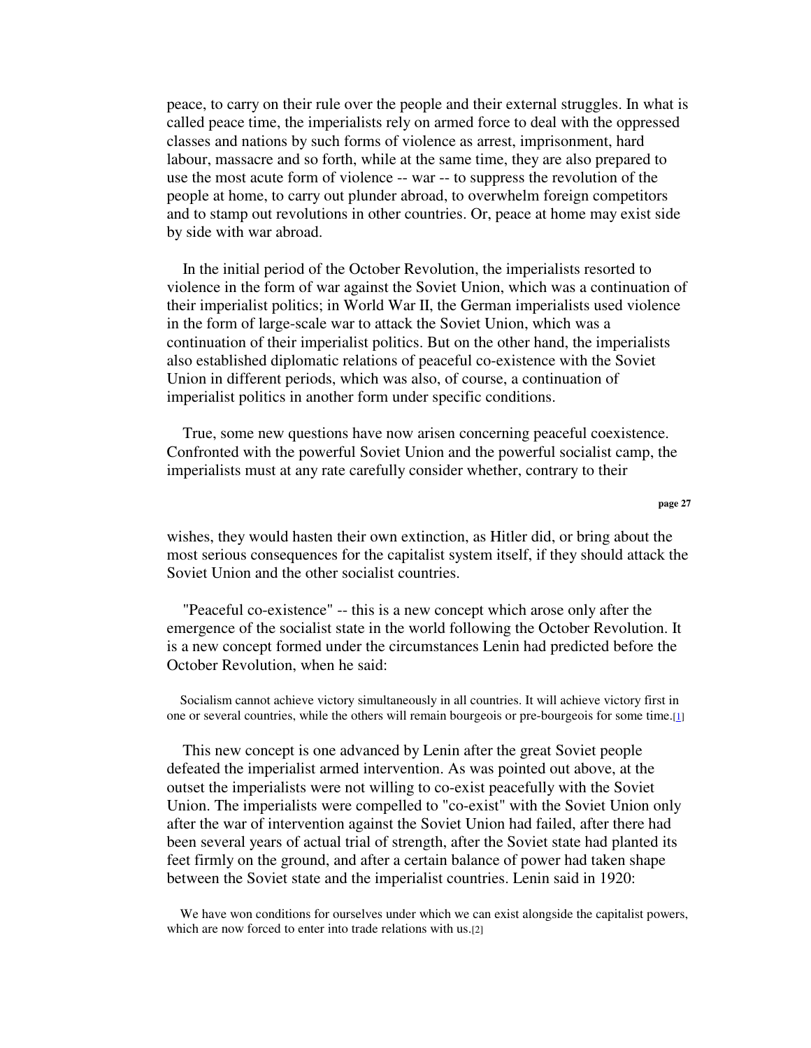peace, to carry on their rule over the people and their external struggles. In what is called peace time, the imperialists rely on armed force to deal with the oppressed classes and nations by such forms of violence as arrest, imprisonment, hard labour, massacre and so forth, while at the same time, they are also prepared to use the most acute form of violence -- war -- to suppress the revolution of the people at home, to carry out plunder abroad, to overwhelm foreign competitors and to stamp out revolutions in other countries. Or, peace at home may exist side by side with war abroad.

In the initial period of the October Revolution, the imperialists resorted to violence in the form of war against the Soviet Union, which was a continuation of their imperialist politics; in World War II, the German imperialists used violence in the form of large-scale war to attack the Soviet Union, which was a continuation of their imperialist politics. But on the other hand, the imperialists also established diplomatic relations of peaceful co-existence with the Soviet Union in different periods, which was also, of course, a continuation of imperialist politics in another form under specific conditions.

True, some new questions have now arisen concerning peaceful coexistence. Confronted with the powerful Soviet Union and the powerful socialist camp, the imperialists must at any rate carefully consider whether, contrary to their wishes, they would hasten their own extinction, as Hitler did, or bring about the most serious consequences for the capitalist system itself, if they should attack the Soviet Union and the other socialist countries.

"Peaceful co-existence" -- this is a new concept which arose only after the emergence of the socialist state in the world following the October Revolution. It is a new concept formed under the circumstances Lenin had predicted before the October Revolution, when he said:

> Socialism cannot achieve victory simultaneously in all countries. It will achieve victory first in one or several countries, while the others will remain bourgeois or pre-bourgeois for some time.[1]

This new concept is one advanced by Lenin after the great Soviet people defeated the imperialist armed intervention. As was pointed out above, at the outset the imperialists were not willing to co-exist peacefully with the Soviet Union. The imperialists were compelled to "co-exist" with the Soviet Union only after the war of intervention against the Soviet Union had failed, after there had been several years of actual trial of strength, after the Soviet state had planted its feet firmly on the ground, and after a certain balance of power had taken shape between the Soviet state and the imperialist countries. Lenin said in 1920:

> We have won conditions for ourselves under which we can exist alongside the capitalist powers, which are now forced to enter into trade relations with us.[2]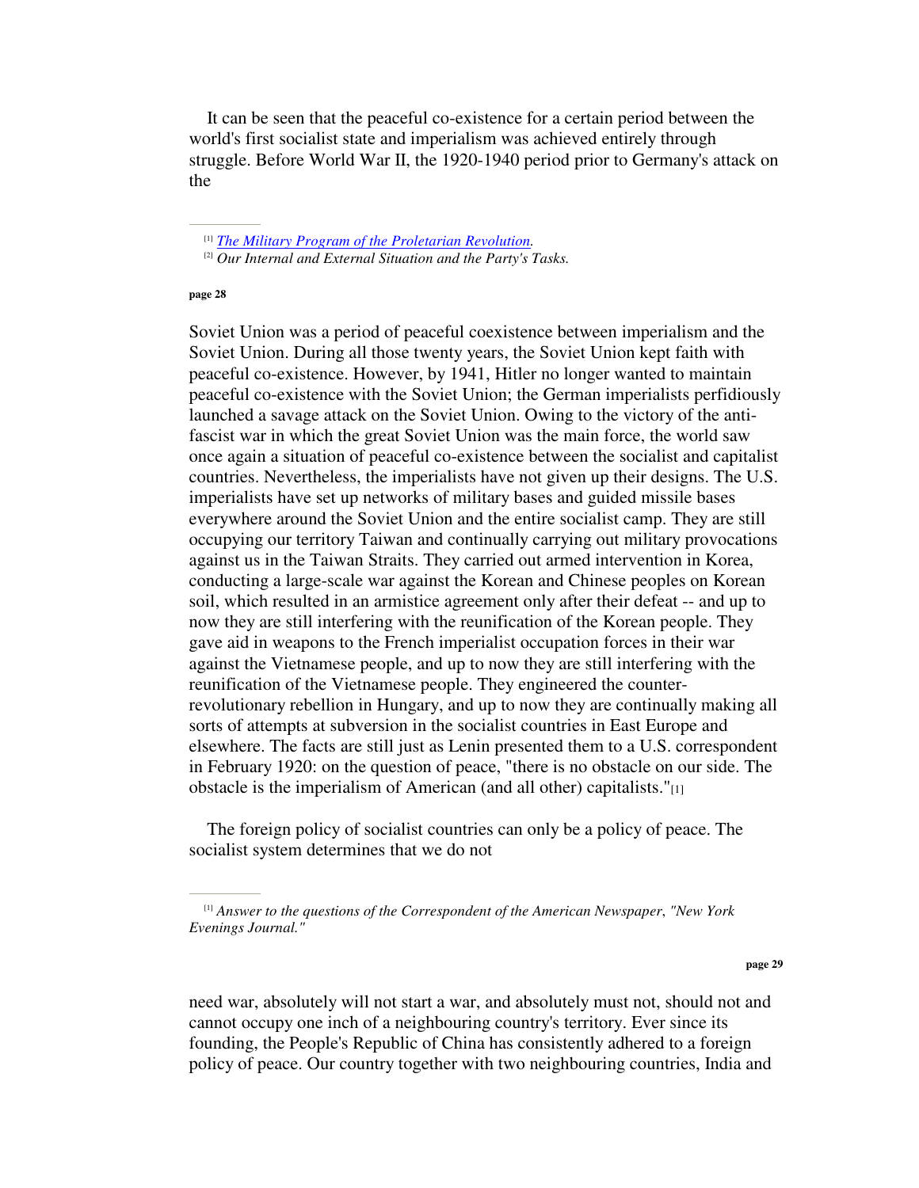It can be seen that the peaceful co-existence for a certain period between the world's first socialist state and imperialism was achieved entirely through struggle. Before World War II, the 1920-1940 period prior to Germany's attack on the

[1] *The Military Program of the Proletarian Revolution*.
[2] *Our Internal and External Situation and the Party's Tasks.*

Soviet Union was a period of peaceful coexistence between imperialism and the Soviet Union. During all those twenty years, the Soviet Union kept faith with peaceful co-existence. However, by 1941, Hitler no longer wanted to maintain peaceful co-existence with the Soviet Union; the German imperialists perfidiously launched a savage attack on the Soviet Union. Owing to the victory of the anti-fascist war in which the great Soviet Union was the main force, the world saw once again a situation of peaceful co-existence between the socialist and capitalist countries. Nevertheless, the imperialists have not given up their designs. The U.S. imperialists have set up networks of military bases and guided missile bases everywhere around the Soviet Union and the entire socialist camp. They are still occupying our territory Taiwan and continually carrying out military provocations against us in the Taiwan Straits. They carried out armed intervention in Korea, conducting a large-scale war against the Korean and Chinese peoples on Korean soil, which resulted in an armistice agreement only after their defeat -- and up to now they are still interfering with the reunification of the Korean people. They gave aid in weapons to the French imperialist occupation forces in their war against the Vietnamese people, and up to now they are still interfering with the reunification of the Vietnamese people. They engineered the counter-revolutionary rebellion in Hungary, and up to now they are continually making all sorts of attempts at subversion in the socialist countries in East Europe and elsewhere. The facts are still just as Lenin presented them to a U.S. correspondent in February 1920: on the question of peace, "there is no obstacle on our side. The obstacle is the imperialism of American (and all other) capitalists."[1]

The foreign policy of socialist countries can only be a policy of peace. The socialist system determines that we do not

[1] *Answer to the questions of the Correspondent of the American Newspaper*, *"New York Evenings Journal."*

need war, absolutely will not start a war, and absolutely must not, should not and cannot occupy one inch of a neighbouring country's territory. Ever since its founding, the People's Republic of China has consistently adhered to a foreign policy of peace. Our country together with two neighbouring countries, India and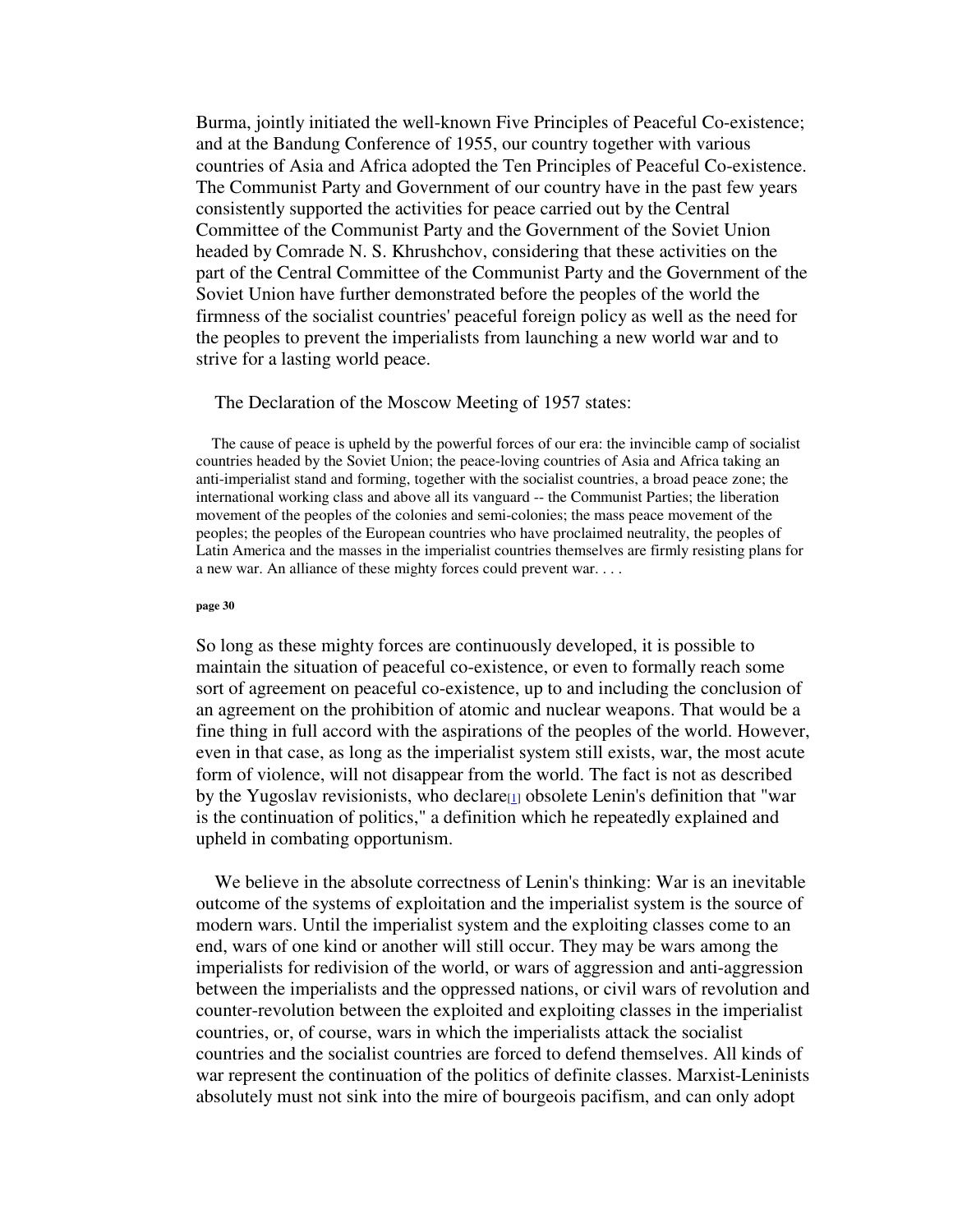Burma, jointly initiated the well-known Five Principles of Peaceful Co-existence; and at the Bandung Conference of 1955, our country together with various countries of Asia and Africa adopted the Ten Principles of Peaceful Co-existence. The Communist Party and Government of our country have in the past few years consistently supported the activities for peace carried out by the Central Committee of the Communist Party and the Government of the Soviet Union headed by Comrade N. S. Khrushchov, considering that these activities on the part of the Central Committee of the Communist Party and the Government of the Soviet Union have further demonstrated before the peoples of the world the firmness of the socialist countries' peaceful foreign policy as well as the need for the peoples to prevent the imperialists from launching a new world war and to strive for a lasting world peace.

The Declaration of the Moscow Meeting of 1957 states:

> The cause of peace is upheld by the powerful forces of our era: the invincible camp of socialist countries headed by the Soviet Union; the peace-loving countries of Asia and Africa taking an anti-imperialist stand and forming, together with the socialist countries, a broad peace zone; the international working class and above all its vanguard -- the Communist Parties; the liberation movement of the peoples of the colonies and semi-colonies; the mass peace movement of the peoples; the peoples of the European countries who have proclaimed neutrality, the peoples of Latin America and the masses in the imperialist countries themselves are firmly resisting plans for a new war. An alliance of these mighty forces could prevent war. . . .

So long as these mighty forces are continuously developed, it is possible to maintain the situation of peaceful co-existence, or even to formally reach some sort of agreement on peaceful co-existence, up to and including the conclusion of an agreement on the prohibition of atomic and nuclear weapons. That would be a fine thing in full accord with the aspirations of the peoples of the world. However, even in that case, as long as the imperialist system still exists, war, the most acute form of violence, will not disappear from the world. The fact is not as described by the Yugoslav revisionists, who declare[1] obsolete Lenin's definition that "war is the continuation of politics," a definition which he repeatedly explained and upheld in combating opportunism.

We believe in the absolute correctness of Lenin's thinking: War is an inevitable outcome of the systems of exploitation and the imperialist system is the source of modern wars. Until the imperialist system and the exploiting classes come to an end, wars of one kind or another will still occur. They may be wars among the imperialists for redivision of the world, or wars of aggression and anti-aggression between the imperialists and the oppressed nations, or civil wars of revolution and counter-revolution between the exploited and exploiting classes in the imperialist countries, or, of course, wars in which the imperialists attack the socialist countries and the socialist countries are forced to defend themselves. All kinds of war represent the continuation of the politics of definite classes. Marxist-Leninists absolutely must not sink into the mire of bourgeois pacifism, and can only adopt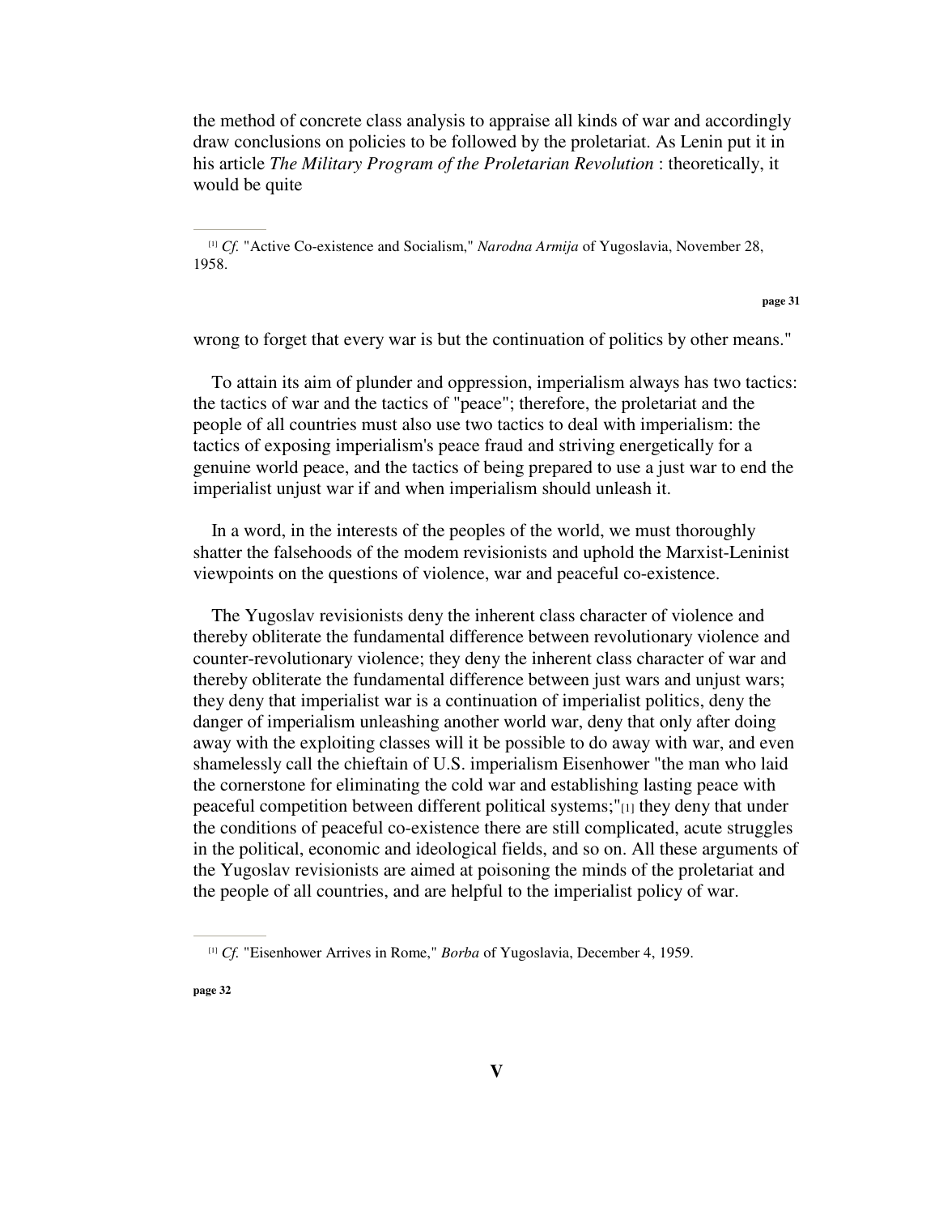the method of concrete class analysis to appraise all kinds of war and accordingly draw conclusions on policies to be followed by the proletariat. As Lenin put it in his article *The Military Program of the Proletarian Revolution* : theoretically, it would be quite

[1] *Cf.* "Active Co-existence and Socialism," *Narodna Armija* of Yugoslavia, November 28, 1958.

wrong to forget that every war is but the continuation of politics by other means."

To attain its aim of plunder and oppression, imperialism always has two tactics: the tactics of war and the tactics of "peace"; therefore, the proletariat and the people of all countries must also use two tactics to deal with imperialism: the tactics of exposing imperialism's peace fraud and striving energetically for a genuine world peace, and the tactics of being prepared to use a just war to end the imperialist unjust war if and when imperialism should unleash it.

In a word, in the interests of the peoples of the world, we must thoroughly shatter the falsehoods of the modem revisionists and uphold the Marxist-Leninist viewpoints on the questions of violence, war and peaceful co-existence.

The Yugoslav revisionists deny the inherent class character of violence and thereby obliterate the fundamental difference between revolutionary violence and counter-revolutionary violence; they deny the inherent class character of war and thereby obliterate the fundamental difference between just wars and unjust wars; they deny that imperialist war is a continuation of imperialist politics, deny the danger of imperialism unleashing another world war, deny that only after doing away with the exploiting classes will it be possible to do away with war, and even shamelessly call the chieftain of U.S. imperialism Eisenhower "the man who laid the cornerstone for eliminating the cold war and establishing lasting peace with peaceful competition between different political systems;"[1] they deny that under the conditions of peaceful co-existence there are still complicated, acute struggles in the political, economic and ideological fields, and so on. All these arguments of the Yugoslav revisionists are aimed at poisoning the minds of the proletariat and the people of all countries, and are helpful to the imperialist policy of war.

[1] *Cf.* "Eisenhower Arrives in Rome," *Borba* of Yugoslavia, December 4, 1959.

## V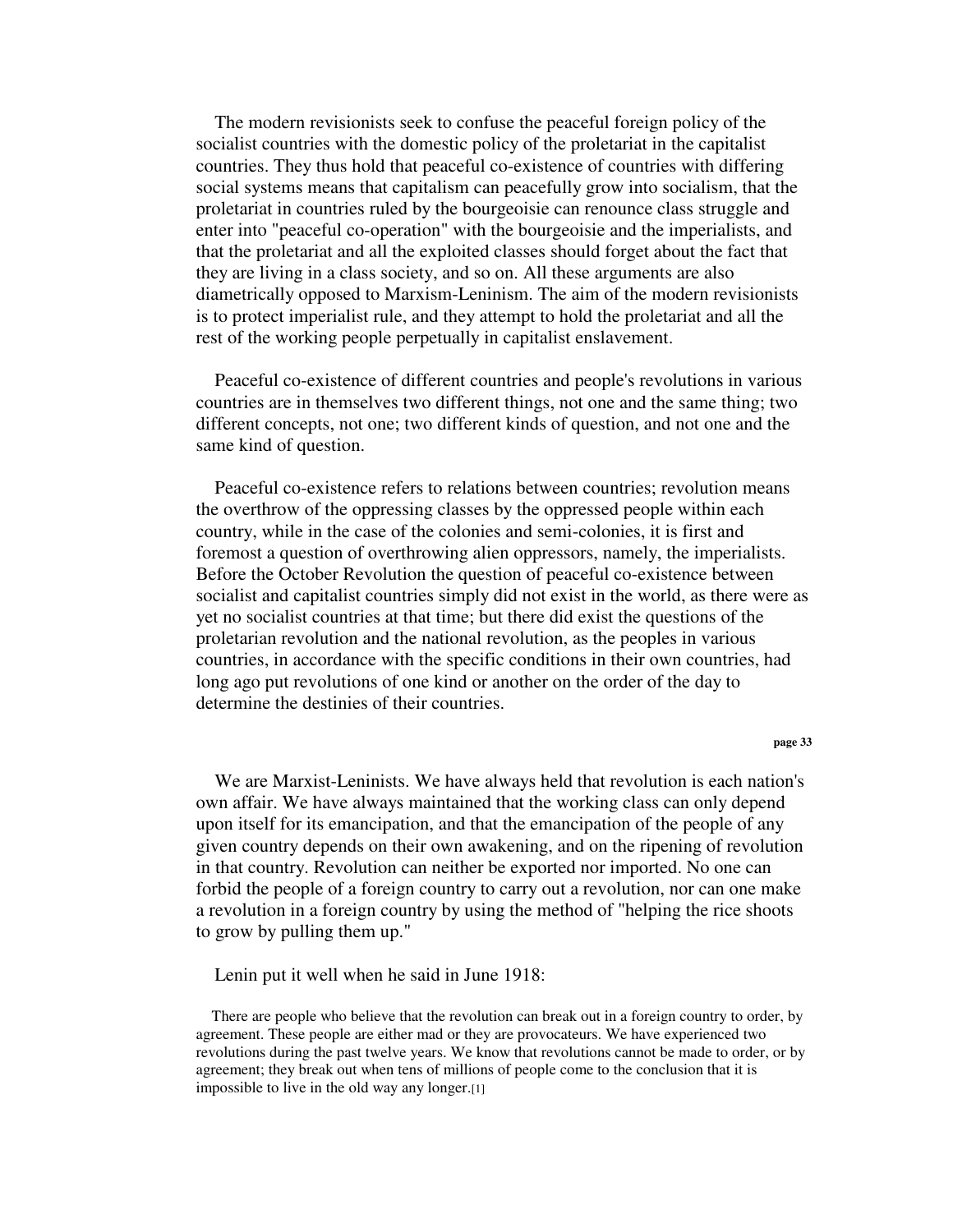The modern revisionists seek to confuse the peaceful foreign policy of the socialist countries with the domestic policy of the proletariat in the capitalist countries. They thus hold that peaceful co-existence of countries with differing social systems means that capitalism can peacefully grow into socialism, that the proletariat in countries ruled by the bourgeoisie can renounce class struggle and enter into "peaceful co-operation" with the bourgeoisie and the imperialists, and that the proletariat and all the exploited classes should forget about the fact that they are living in a class society, and so on. All these arguments are also diametrically opposed to Marxism-Leninism. The aim of the modern revisionists is to protect imperialist rule, and they attempt to hold the proletariat and all the rest of the working people perpetually in capitalist enslavement.

Peaceful co-existence of different countries and people's revolutions in various countries are in themselves two different things, not one and the same thing; two different concepts, not one; two different kinds of question, and not one and the same kind of question.

Peaceful co-existence refers to relations between countries; revolution means the overthrow of the oppressing classes by the oppressed people within each country, while in the case of the colonies and semi-colonies, it is first and foremost a question of overthrowing alien oppressors, namely, the imperialists. Before the October Revolution the question of peaceful co-existence between socialist and capitalist countries simply did not exist in the world, as there were as yet no socialist countries at that time; but there did exist the questions of the proletarian revolution and the national revolution, as the peoples in various countries, in accordance with the specific conditions in their own countries, had long ago put revolutions of one kind or another on the order of the day to determine the destinies of their countries.

We are Marxist-Leninists. We have always held that revolution is each nation's own affair. We have always maintained that the working class can only depend upon itself for its emancipation, and that the emancipation of the people of any given country depends on their own awakening, and on the ripening of revolution in that country. Revolution can neither be exported nor imported. No one can forbid the people of a foreign country to carry out a revolution, nor can one make a revolution in a foreign country by using the method of "helping the rice shoots to grow by pulling them up."

Lenin put it well when he said in June 1918:

> There are people who believe that the revolution can break out in a foreign country to order, by agreement. These people are either mad or they are provocateurs. We have experienced two revolutions during the past twelve years. We know that revolutions cannot be made to order, or by agreement; they break out when tens of millions of people come to the conclusion that it is impossible to live in the old way any longer.[1]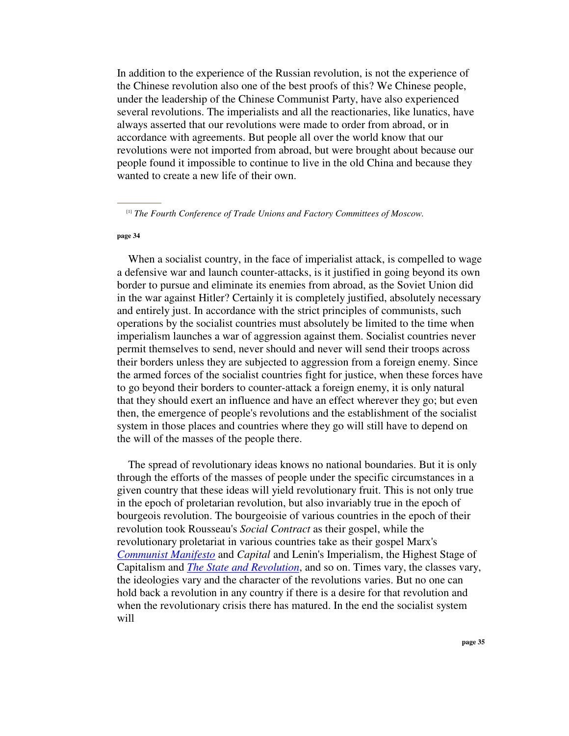In addition to the experience of the Russian revolution, is not the experience of the Chinese revolution also one of the best proofs of this? We Chinese people, under the leadership of the Chinese Communist Party, have also experienced several revolutions. The imperialists and all the reactionaries, like lunatics, have always asserted that our revolutions were made to order from abroad, or in accordance with agreements. But people all over the world know that our revolutions were not imported from abroad, but were brought about because our people found it impossible to continue to live in the old China and because they wanted to create a new life of their own.

---

[1] *The Fourth Conference of Trade Unions and Factory Committees of Moscow.*

When a socialist country, in the face of imperialist attack, is compelled to wage a defensive war and launch counter-attacks, is it justified in going beyond its own border to pursue and eliminate its enemies from abroad, as the Soviet Union did in the war against Hitler? Certainly it is completely justified, absolutely necessary and entirely just. In accordance with the strict principles of communists, such operations by the socialist countries must absolutely be limited to the time when imperialism launches a war of aggression against them. Socialist countries never permit themselves to send, never should and never will send their troops across their borders unless they are subjected to aggression from a foreign enemy. Since the armed forces of the socialist countries fight for justice, when these forces have to go beyond their borders to counter-attack a foreign enemy, it is only natural that they should exert an influence and have an effect wherever they go; but even then, the emergence of people's revolutions and the establishment of the socialist system in those places and countries where they go will still have to depend on the will of the masses of the people there.

The spread of revolutionary ideas knows no national boundaries. But it is only through the efforts of the masses of people under the specific circumstances in a given country that these ideas will yield revolutionary fruit. This is not only true in the epoch of proletarian revolution, but also invariably true in the epoch of bourgeois revolution. The bourgeoisie of various countries in the epoch of their revolution took Rousseau's *Social Contract* as their gospel, while the revolutionary proletariat in various countries take as their gospel Marx's *Communist Manifesto* and *Capital* and Lenin's Imperialism, the Highest Stage of Capitalism and *The State and Revolution*, and so on. Times vary, the classes vary, the ideologies vary and the character of the revolutions varies. But no one can hold back a revolution in any country if there is a desire for that revolution and when the revolutionary crisis there has matured. In the end the socialist system will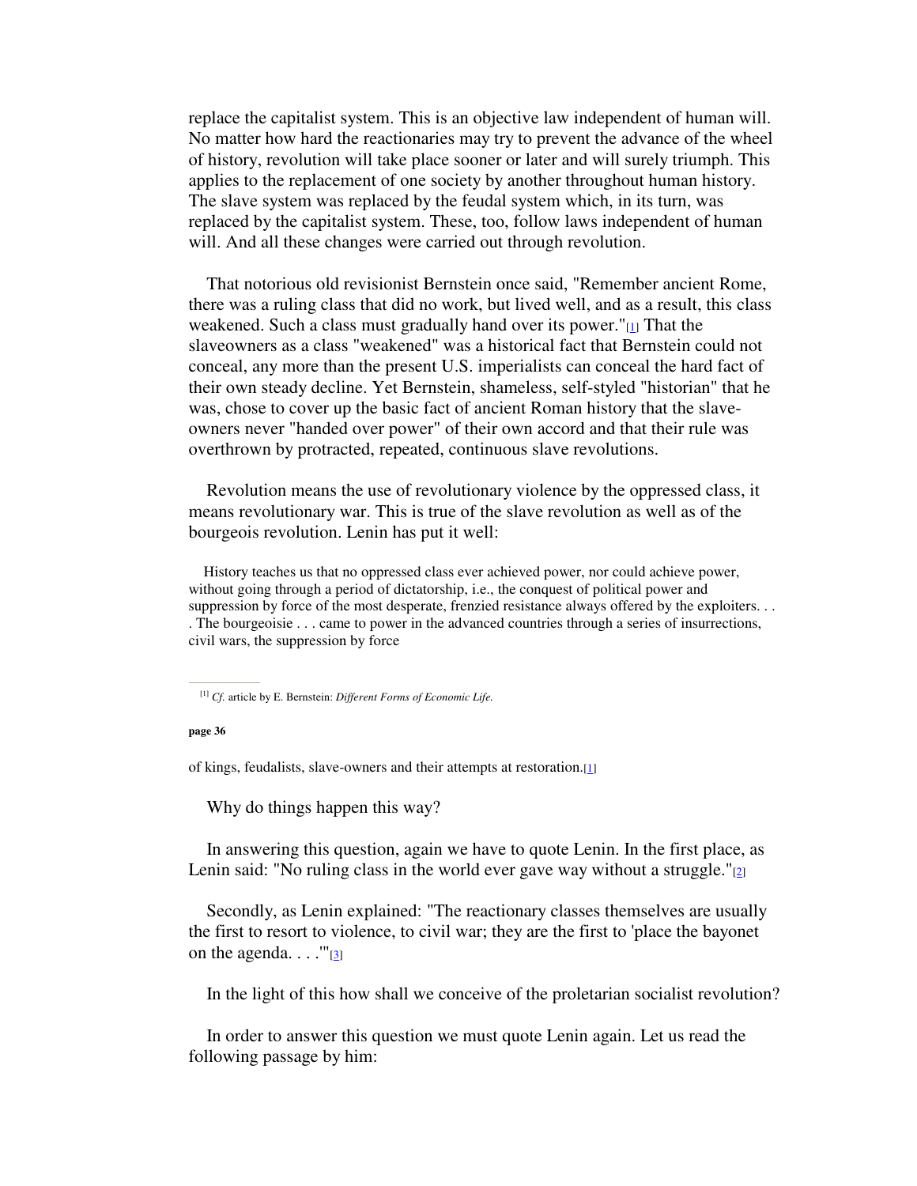replace the capitalist system. This is an objective law independent of human will. No matter how hard the reactionaries may try to prevent the advance of the wheel of history, revolution will take place sooner or later and will surely triumph. This applies to the replacement of one society by another throughout human history. The slave system was replaced by the feudal system which, in its turn, was replaced by the capitalist system. These, too, follow laws independent of human will. And all these changes were carried out through revolution.

That notorious old revisionist Bernstein once said, "Remember ancient Rome, there was a ruling class that did no work, but lived well, and as a result, this class weakened. Such a class must gradually hand over its power."[1] That the slaveowners as a class "weakened" was a historical fact that Bernstein could not conceal, any more than the present U.S. imperialists can conceal the hard fact of their own steady decline. Yet Bernstein, shameless, self-styled "historian" that he was, chose to cover up the basic fact of ancient Roman history that the slave-owners never "handed over power" of their own accord and that their rule was overthrown by protracted, repeated, continuous slave revolutions.

Revolution means the use of revolutionary violence by the oppressed class, it means revolutionary war. This is true of the slave revolution as well as of the bourgeois revolution. Lenin has put it well:

> History teaches us that no oppressed class ever achieved power, nor could achieve power, without going through a period of dictatorship, i.e., the conquest of political power and suppression by force of the most desperate, frenzied resistance always offered by the exploiters. . . . The bourgeoisie . . . came to power in the advanced countries through a series of insurrections, civil wars, the suppression by force of kings, feudalists, slave-owners and their attempts at restoration.[1]

[1] *Cf.* article by E. Bernstein: *Different Forms of Economic Life.*

Why do things happen this way?

In answering this question, again we have to quote Lenin. In the first place, as Lenin said: "No ruling class in the world ever gave way without a struggle."[2]

Secondly, as Lenin explained: "The reactionary classes themselves are usually the first to resort to violence, to civil war; they are the first to 'place the bayonet on the agenda. . . .'"[3]

In the light of this how shall we conceive of the proletarian socialist revolution?

In order to answer this question we must quote Lenin again. Let us read the following passage by him: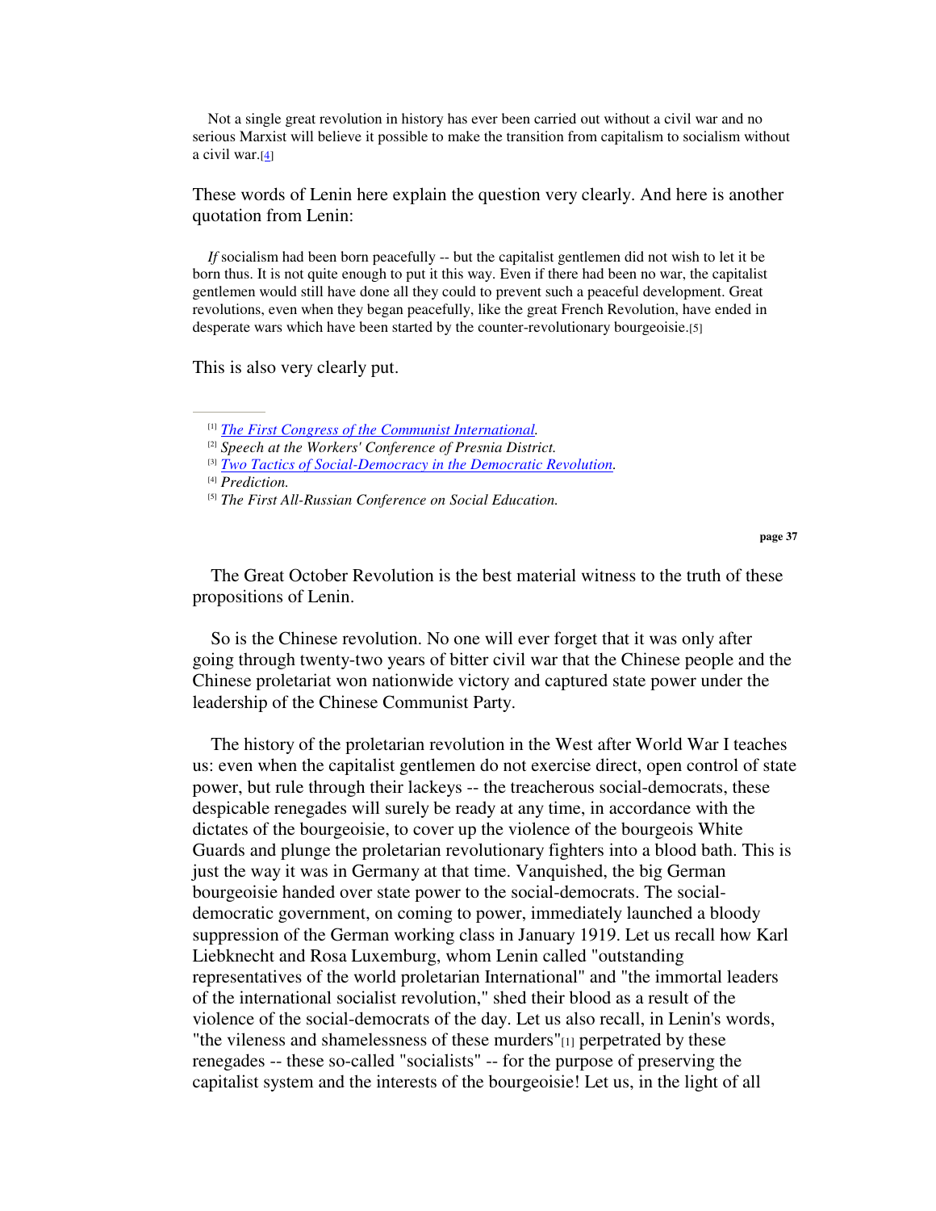> Not a single great revolution in history has ever been carried out without a civil war and no serious Marxist will believe it possible to make the transition from capitalism to socialism without a civil war.[4]

These words of Lenin here explain the question very clearly. And here is another quotation from Lenin:

> *If* socialism had been born peacefully -- but the capitalist gentlemen did not wish to let it be born thus. It is not quite enough to put it this way. Even if there had been no war, the capitalist gentlemen would still have done all they could to prevent such a peaceful development. Great revolutions, even when they began peacefully, like the great French Revolution, have ended in desperate wars which have been started by the counter-revolutionary bourgeoisie.[5]

This is also very clearly put.

---

[1] *The First Congress of the Communist International.*

[2] *Speech at the Workers' Conference of Presnia District.*

[3] *Two Tactics of Social-Democracy in the Democratic Revolution.*

[4] *Prediction.*

[5] *The First All-Russian Conference on Social Education.*

The Great October Revolution is the best material witness to the truth of these propositions of Lenin.

So is the Chinese revolution. No one will ever forget that it was only after going through twenty-two years of bitter civil war that the Chinese people and the Chinese proletariat won nationwide victory and captured state power under the leadership of the Chinese Communist Party.

The history of the proletarian revolution in the West after World War I teaches us: even when the capitalist gentlemen do not exercise direct, open control of state power, but rule through their lackeys -- the treacherous social-democrats, these despicable renegades will surely be ready at any time, in accordance with the dictates of the bourgeoisie, to cover up the violence of the bourgeois White Guards and plunge the proletarian revolutionary fighters into a blood bath. This is just the way it was in Germany at that time. Vanquished, the big German bourgeoisie handed over state power to the social-democrats. The social-democratic government, on coming to power, immediately launched a bloody suppression of the German working class in January 1919. Let us recall how Karl Liebknecht and Rosa Luxemburg, whom Lenin called "outstanding representatives of the world proletarian International" and "the immortal leaders of the international socialist revolution," shed their blood as a result of the violence of the social-democrats of the day. Let us also recall, in Lenin's words, "the vileness and shamelessness of these murders"[1] perpetrated by these renegades -- these so-called "socialists" -- for the purpose of preserving the capitalist system and the interests of the bourgeoisie! Let us, in the light of all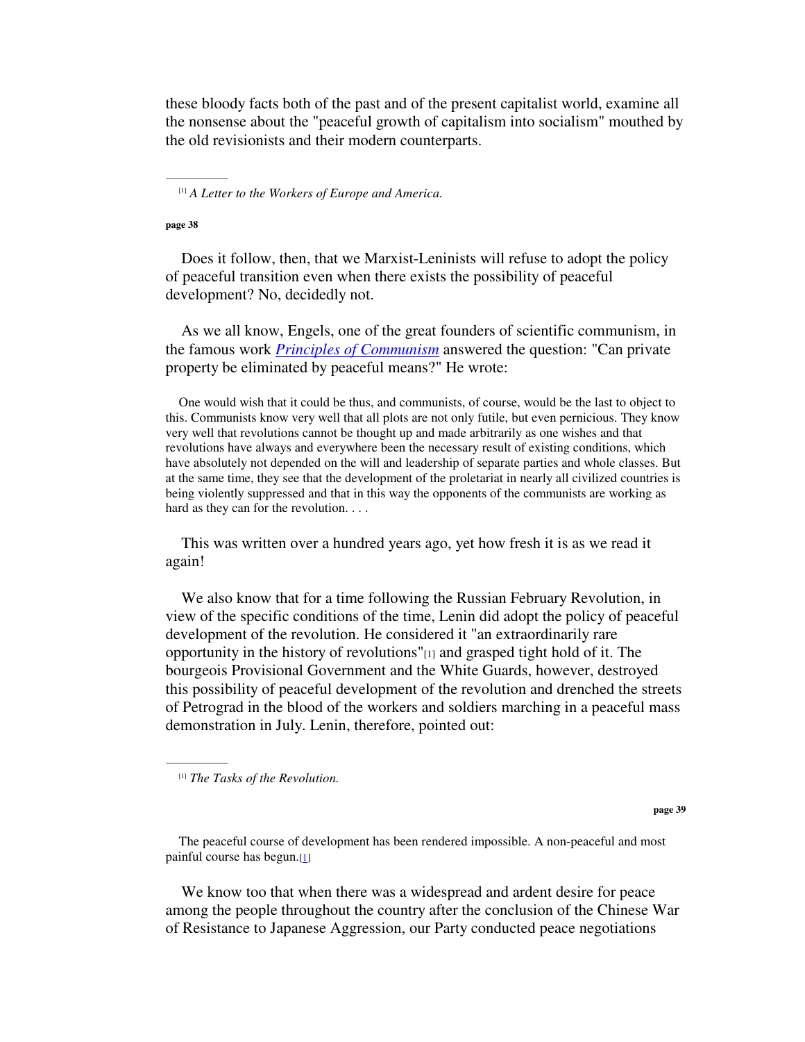these bloody facts both of the past and of the present capitalist world, examine all the nonsense about the "peaceful growth of capitalism into socialism" mouthed by the old revisionists and their modern counterparts.

[1] *A Letter to the Workers of Europe and America.*

Does it follow, then, that we Marxist-Leninists will refuse to adopt the policy of peaceful transition even when there exists the possibility of peaceful development? No, decidedly not.

As we all know, Engels, one of the great founders of scientific communism, in the famous work *Principles of Communism* answered the question: "Can private property be eliminated by peaceful means?" He wrote:

> One would wish that it could be thus, and communists, of course, would be the last to object to this. Communists know very well that all plots are not only futile, but even pernicious. They know very well that revolutions cannot be thought up and made arbitrarily as one wishes and that revolutions have always and everywhere been the necessary result of existing conditions, which have absolutely not depended on the will and leadership of separate parties and whole classes. But at the same time, they see that the development of the proletariat in nearly all civilized countries is being violently suppressed and that in this way the opponents of the communists are working as hard as they can for the revolution. . . .

This was written over a hundred years ago, yet how fresh it is as we read it again!

We also know that for a time following the Russian February Revolution, in view of the specific conditions of the time, Lenin did adopt the policy of peaceful development of the revolution. He considered it "an extraordinarily rare opportunity in the history of revolutions"[1] and grasped tight hold of it. The bourgeois Provisional Government and the White Guards, however, destroyed this possibility of peaceful development of the revolution and drenched the streets of Petrograd in the blood of the workers and soldiers marching in a peaceful mass demonstration in July. Lenin, therefore, pointed out:

[1] *The Tasks of the Revolution.*

> The peaceful course of development has been rendered impossible. A non-peaceful and most painful course has begun.[1]

We know too that when there was a widespread and ardent desire for peace among the people throughout the country after the conclusion of the Chinese War of Resistance to Japanese Aggression, our Party conducted peace negotiations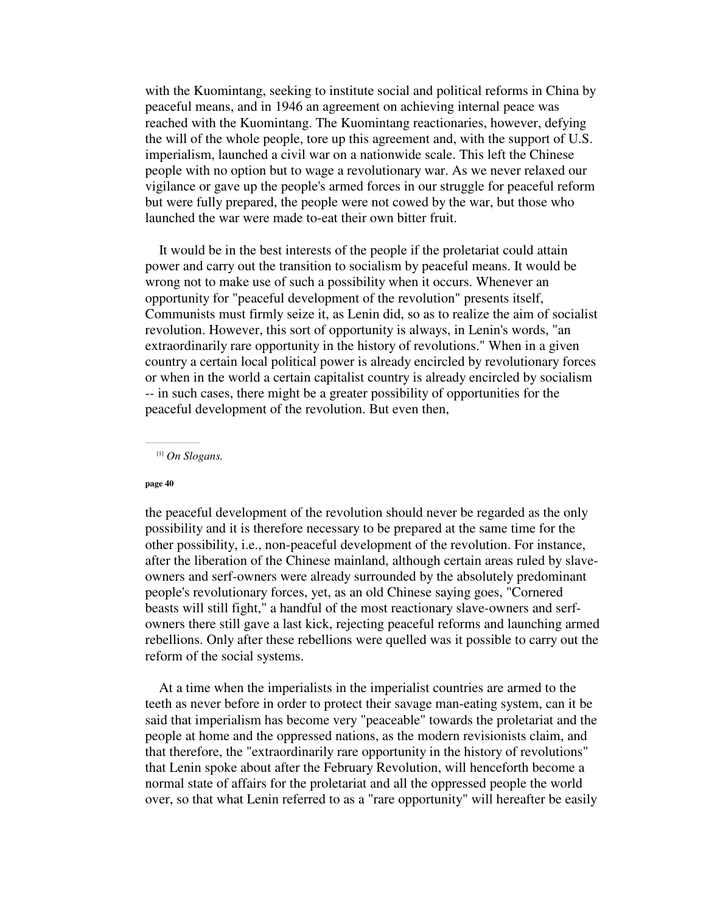with the Kuomintang, seeking to institute social and political reforms in China by peaceful means, and in 1946 an agreement on achieving internal peace was reached with the Kuomintang. The Kuomintang reactionaries, however, defying the will of the whole people, tore up this agreement and, with the support of U.S. imperialism, launched a civil war on a nationwide scale. This left the Chinese people with no option but to wage a revolutionary war. As we never relaxed our vigilance or gave up the people's armed forces in our struggle for peaceful reform but were fully prepared, the people were not cowed by the war, but those who launched the war were made to-eat their own bitter fruit.

It would be in the best interests of the people if the proletariat could attain power and carry out the transition to socialism by peaceful means. It would be wrong not to make use of such a possibility when it occurs. Whenever an opportunity for "peaceful development of the revolution" presents itself, Communists must firmly seize it, as Lenin did, so as to realize the aim of socialist revolution. However, this sort of opportunity is always, in Lenin's words, "an extraordinarily rare opportunity in the history of revolutions." When in a given country a certain local political power is already encircled by revolutionary forces or when in the world a certain capitalist country is already encircled by socialism -- in such cases, there might be a greater possibility of opportunities for the peaceful development of the revolution. But even then,

[1] *On Slogans.*

the peaceful development of the revolution should never be regarded as the only possibility and it is therefore necessary to be prepared at the same time for the other possibility, i.e., non-peaceful development of the revolution. For instance, after the liberation of the Chinese mainland, although certain areas ruled by slave-owners and serf-owners were already surrounded by the absolutely predominant people's revolutionary forces, yet, as an old Chinese saying goes, "Cornered beasts will still fight," a handful of the most reactionary slave-owners and serf-owners there still gave a last kick, rejecting peaceful reforms and launching armed rebellions. Only after these rebellions were quelled was it possible to carry out the reform of the social systems.

At a time when the imperialists in the imperialist countries are armed to the teeth as never before in order to protect their savage man-eating system, can it be said that imperialism has become very "peaceable" towards the proletariat and the people at home and the oppressed nations, as the modern revisionists claim, and that therefore, the "extraordinarily rare opportunity in the history of revolutions" that Lenin spoke about after the February Revolution, will henceforth become a normal state of affairs for the proletariat and all the oppressed people the world over, so that what Lenin referred to as a "rare opportunity" will hereafter be easily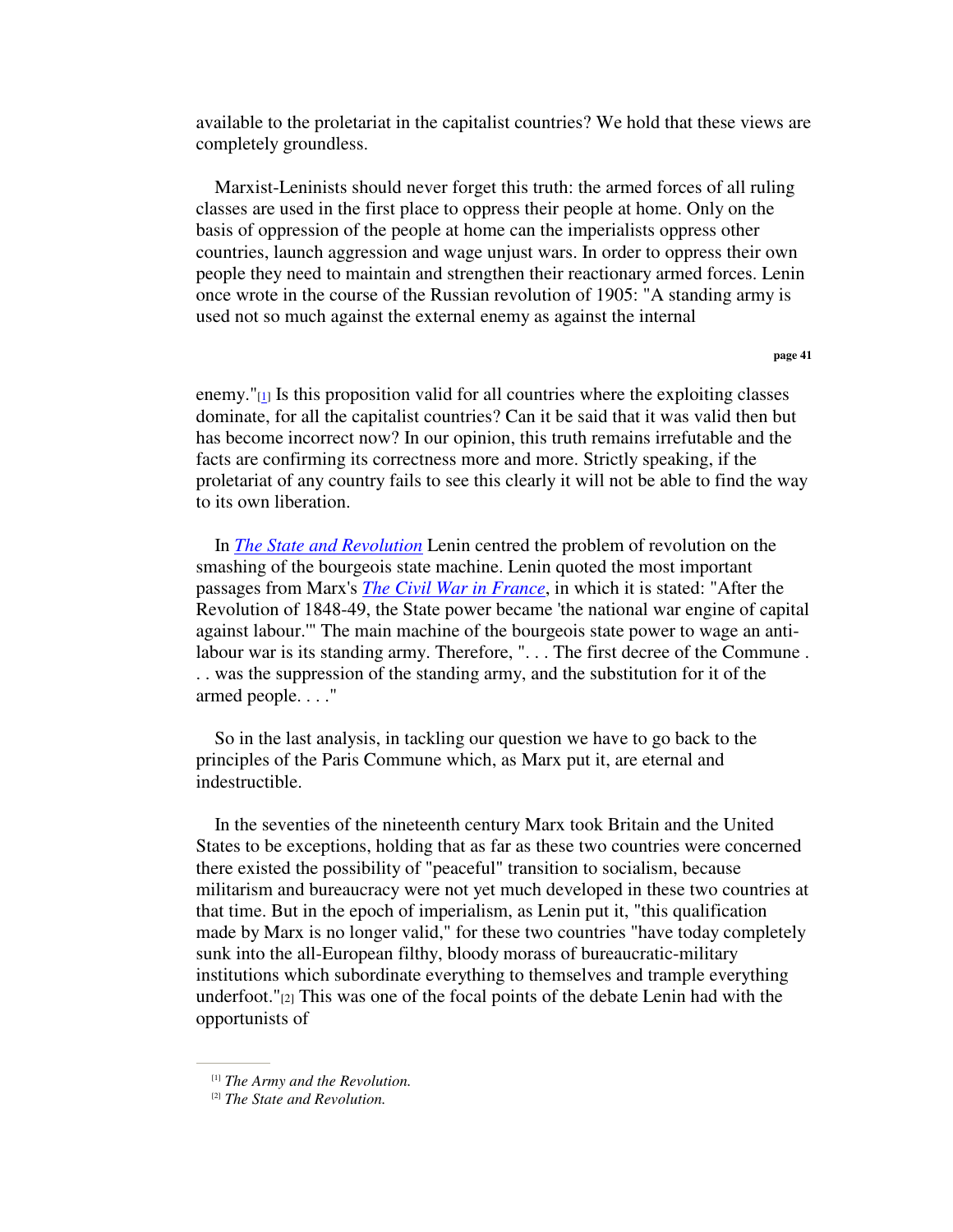available to the proletariat in the capitalist countries? We hold that these views are completely groundless.

Marxist-Leninists should never forget this truth: the armed forces of all ruling classes are used in the first place to oppress their people at home. Only on the basis of oppression of the people at home can the imperialists oppress other countries, launch aggression and wage unjust wars. In order to oppress their own people they need to maintain and strengthen their reactionary armed forces. Lenin once wrote in the course of the Russian revolution of 1905: "A standing army is used not so much against the external enemy as against the internal enemy."[1] Is this proposition valid for all countries where the exploiting classes dominate, for all the capitalist countries? Can it be said that it was valid then but has become incorrect now? In our opinion, this truth remains irrefutable and the facts are confirming its correctness more and more. Strictly speaking, if the proletariat of any country fails to see this clearly it will not be able to find the way to its own liberation.

In *The State and Revolution* Lenin centred the problem of revolution on the smashing of the bourgeois state machine. Lenin quoted the most important passages from Marx's *The Civil War in France*, in which it is stated: "After the Revolution of 1848-49, the State power became 'the national war engine of capital against labour.'" The main machine of the bourgeois state power to wage an anti-labour war is its standing army. Therefore, ". . . The first decree of the Commune . . . was the suppression of the standing army, and the substitution for it of the armed people. . . ."

So in the last analysis, in tackling our question we have to go back to the principles of the Paris Commune which, as Marx put it, are eternal and indestructible.

In the seventies of the nineteenth century Marx took Britain and the United States to be exceptions, holding that as far as these two countries were concerned there existed the possibility of "peaceful" transition to socialism, because militarism and bureaucracy were not yet much developed in these two countries at that time. But in the epoch of imperialism, as Lenin put it, "this qualification made by Marx is no longer valid," for these two countries "have today completely sunk into the all-European filthy, bloody morass of bureaucratic-military institutions which subordinate everything to themselves and trample everything underfoot."[2] This was one of the focal points of the debate Lenin had with the opportunists of

---

[1] *The Army and the Revolution.*

[2] *The State and Revolution.*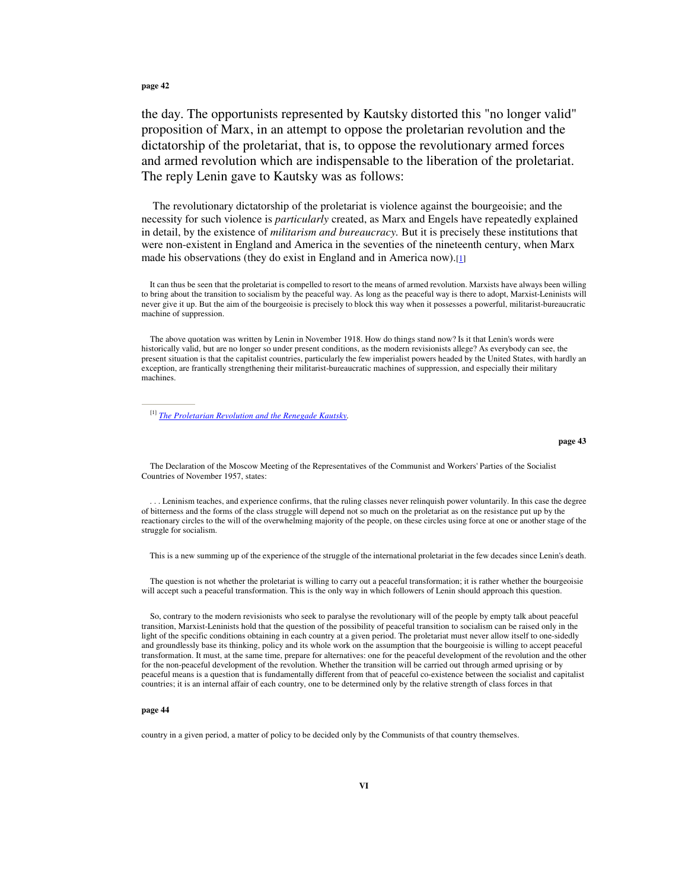the day. The opportunists represented by Kautsky distorted this "no longer valid" proposition of Marx, in an attempt to oppose the proletarian revolution and the dictatorship of the proletariat, that is, to oppose the revolutionary armed forces and armed revolution which are indispensable to the liberation of the proletariat. The reply Lenin gave to Kautsky was as follows:

> The revolutionary dictatorship of the proletariat is violence against the bourgeoisie; and the necessity for such violence is *particularly* created, as Marx and Engels have repeatedly explained in detail, by the existence of *militarism and bureaucracy.* But it is precisely these institutions that were non-existent in England and America in the seventies of the nineteenth century, when Marx made his observations (they do exist in England and in America now).[1]

It can thus be seen that the proletariat is compelled to resort to the means of armed revolution. Marxists have always been willing to bring about the transition to socialism by the peaceful way. As long as the peaceful way is there to adopt, Marxist-Leninists will never give it up. But the aim of the bourgeoisie is precisely to block this way when it possesses a powerful, militarist-bureaucratic machine of suppression.

The above quotation was written by Lenin in November 1918. How do things stand now? Is it that Lenin's words were historically valid, but are no longer so under present conditions, as the modern revisionists allege? As everybody can see, the present situation is that the capitalist countries, particularly the few imperialist powers headed by the United States, with hardly an exception, are frantically strengthening their militarist-bureaucratic machines of suppression, and especially their military machines.

[1] *The Proletarian Revolution and the Renegade Kautsky.*

The Declaration of the Moscow Meeting of the Representatives of the Communist and Workers' Parties of the Socialist Countries of November 1957, states:

> . . . Leninism teaches, and experience confirms, that the ruling classes never relinquish power voluntarily. In this case the degree of bitterness and the forms of the class struggle will depend not so much on the proletariat as on the resistance put up by the reactionary circles to the will of the overwhelming majority of the people, on these circles using force at one or another stage of the struggle for socialism.

This is a new summing up of the experience of the struggle of the international proletariat in the few decades since Lenin's death.

The question is not whether the proletariat is willing to carry out a peaceful transformation; it is rather whether the bourgeoisie will accept such a peaceful transformation. This is the only way in which followers of Lenin should approach this question.

So, contrary to the modern revisionists who seek to paralyse the revolutionary will of the people by empty talk about peaceful transition, Marxist-Leninists hold that the question of the possibility of peaceful transition to socialism can be raised only in the light of the specific conditions obtaining in each country at a given period. The proletariat must never allow itself to one-sidedly and groundlessly base its thinking, policy and its whole work on the assumption that the bourgeoisie is willing to accept peaceful transformation. It must, at the same time, prepare for alternatives: one for the peaceful development of the revolution and the other for the non-peaceful development of the revolution. Whether the transition will be carried out through armed uprising or by peaceful means is a question that is fundamentally different from that of peaceful co-existence between the socialist and capitalist countries; it is an internal affair of each country, one to be determined only by the relative strength of class forces in that country in a given period, a matter of policy to be decided only by the Communists of that country themselves.

## VI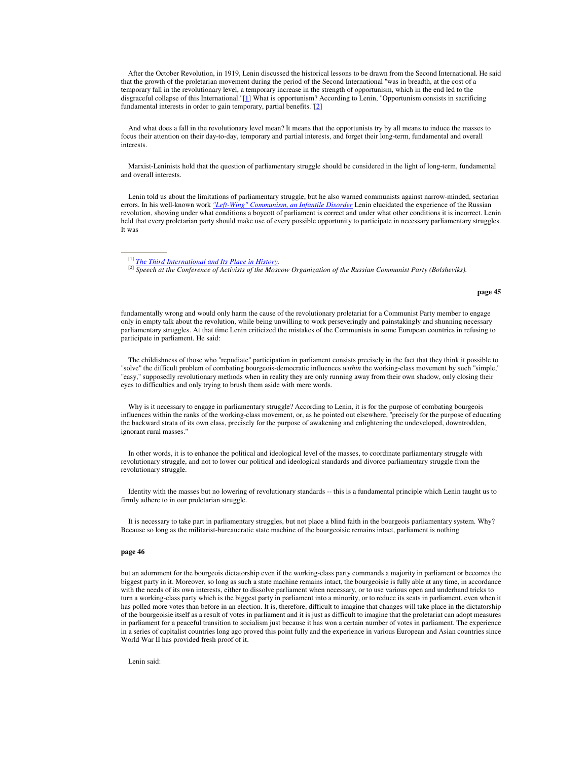After the October Revolution, in 1919, Lenin discussed the historical lessons to be drawn from the Second International. He said that the growth of the proletarian movement during the period of the Second International "was in breadth, at the cost of a temporary fall in the revolutionary level, a temporary increase in the strength of opportunism, which in the end led to the disgraceful collapse of this International."[1] What is opportunism? According to Lenin, "Opportunism consists in sacrificing fundamental interests in order to gain temporary, partial benefits."[2]

And what does a fall in the revolutionary level mean? It means that the opportunists try by all means to induce the masses to focus their attention on their day-to-day, temporary and partial interests, and forget their long-term, fundamental and overall interests.

Marxist-Leninists hold that the question of parliamentary struggle should be considered in the light of long-term, fundamental and overall interests.

Lenin told us about the limitations of parliamentary struggle, but he also warned communists against narrow-minded, sectarian errors. In his well-known work *"Left-Wing" Communism, an Infantile Disorder* Lenin elucidated the experience of the Russian revolution, showing under what conditions a boycott of parliament is correct and under what other conditions it is incorrect. Lenin held that every proletarian party should make use of every possible opportunity to participate in necessary parliamentary struggles. It was fundamentally wrong and would only harm the cause of the revolutionary proletariat for a Communist Party member to engage only in empty talk about the revolution, while being unwilling to work perseveringly and painstakingly and shunning necessary parliamentary struggles. At that time Lenin criticized the mistakes of the Communists in some European countries in refusing to participate in parliament. He said:

> The childishness of those who "repudiate" participation in parliament consists precisely in the fact that they think it possible to "solve" the difficult problem of combating bourgeois-democratic influences *within* the working-class movement by such "simple," "easy," supposedly revolutionary methods when in reality they are only running away from their own shadow, only closing their eyes to difficulties and only trying to brush them aside with mere words.

Why is it necessary to engage in parliamentary struggle? According to Lenin, it is for the purpose of combating bourgeois influences within the ranks of the working-class movement, or, as he pointed out elsewhere, "precisely for the purpose of educating the backward strata of its own class, precisely for the purpose of awakening and enlightening the undeveloped, downtrodden, ignorant rural masses."

In other words, it is to enhance the political and ideological level of the masses, to coordinate parliamentary struggle with revolutionary struggle, and not to lower our political and ideological standards and divorce parliamentary struggle from the revolutionary struggle.

Identity with the masses but no lowering of revolutionary standards -- this is a fundamental principle which Lenin taught us to firmly adhere to in our proletarian struggle.

It is necessary to take part in parliamentary struggles, but not place a blind faith in the bourgeois parliamentary system. Why? Because so long as the militarist-bureaucratic state machine of the bourgeoisie remains intact, parliament is nothing but an adornment for the bourgeois dictatorship even if the working-class party commands a majority in parliament or becomes the biggest party in it. Moreover, so long as such a state machine remains intact, the bourgeoisie is fully able at any time, in accordance with the needs of its own interests, either to dissolve parliament when necessary, or to use various open and underhand tricks to turn a working-class party which is the biggest party in parliament into a minority, or to reduce its seats in parliament, even when it has polled more votes than before in an election. It is, therefore, difficult to imagine that changes will take place in the dictatorship of the bourgeoisie itself as a result of votes in parliament and it is just as difficult to imagine that the proletariat can adopt measures in parliament for a peaceful transition to socialism just because it has won a certain number of votes in parliament. The experience in a series of capitalist countries long ago proved this point fully and the experience in various European and Asian countries since World War II has provided fresh proof of it.

Lenin said:

---

[1] *The Third International and Its Place in History.*

[2] *Speech at the Conference of Activists of the Moscow Organization of the Russian Communist Party (Bolsheviks).*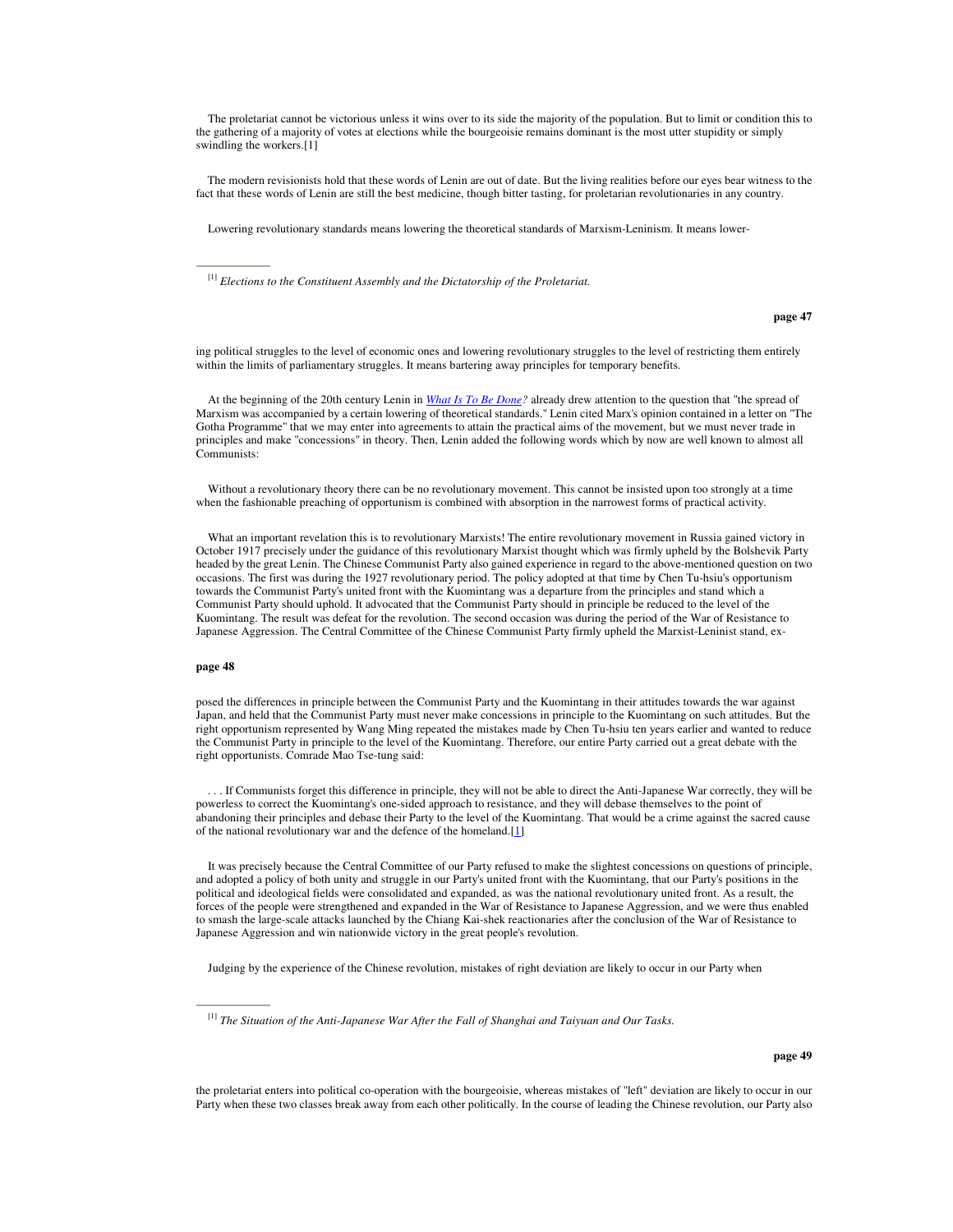The proletariat cannot be victorious unless it wins over to its side the majority of the population. But to limit or condition this to the gathering of a majority of votes at elections while the bourgeoisie remains dominant is the most utter stupidity or simply swindling the workers.[1]

The modern revisionists hold that these words of Lenin are out of date. But the living realities before our eyes bear witness to the fact that these words of Lenin are still the best medicine, though bitter tasting, for proletarian revolutionaries in any country.

Lowering revolutionary standards means lowering the theoretical standards of Marxism-Leninism. It means lowering political struggles to the level of economic ones and lowering revolutionary struggles to the level of restricting them entirely within the limits of parliamentary struggles. It means bartering away principles for temporary benefits.

At the beginning of the 20th century Lenin in *What Is To Be Done?* already drew attention to the question that "the spread of Marxism was accompanied by a certain lowering of theoretical standards." Lenin cited Marx's opinion contained in a letter on "The Gotha Programme" that we may enter into agreements to attain the practical aims of the movement, but we must never trade in principles and make "concessions" in theory. Then, Lenin added the following words which by now are well known to almost all Communists:

> Without a revolutionary theory there can be no revolutionary movement. This cannot be insisted upon too strongly at a time when the fashionable preaching of opportunism is combined with absorption in the narrowest forms of practical activity.

What an important revelation this is to revolutionary Marxists! The entire revolutionary movement in Russia gained victory in October 1917 precisely under the guidance of this revolutionary Marxist thought which was firmly upheld by the Bolshevik Party headed by the great Lenin. The Chinese Communist Party also gained experience in regard to the above-mentioned question on two occasions. The first was during the 1927 revolutionary period. The policy adopted at that time by Chen Tu-hsiu's opportunism towards the Communist Party's united front with the Kuomintang was a departure from the principles and stand which a Communist Party should uphold. It advocated that the Communist Party should in principle be reduced to the level of the Kuomintang. The result was defeat for the revolution. The second occasion was during the period of the War of Resistance to Japanese Aggression. The Central Committee of the Chinese Communist Party firmly upheld the Marxist-Leninist stand, exposed the differences in principle between the Communist Party and the Kuomintang in their attitudes towards the war against Japan, and held that the Communist Party must never make concessions in principle to the Kuomintang on such attitudes. But the right opportunism represented by Wang Ming repeated the mistakes made by Chen Tu-hsiu ten years earlier and wanted to reduce the Communist Party in principle to the level of the Kuomintang. Therefore, our entire Party carried out a great debate with the right opportunists. Comrade Mao Tse-tung said:

> . . . If Communists forget this difference in principle, they will not be able to direct the Anti-Japanese War correctly, they will be powerless to correct the Kuomintang's one-sided approach to resistance, and they will debase themselves to the point of abandoning their principles and debase their Party to the level of the Kuomintang. That would be a crime against the sacred cause of the national revolutionary war and the defence of the homeland.[1]

It was precisely because the Central Committee of our Party refused to make the slightest concessions on questions of principle, and adopted a policy of both unity and struggle in our Party's united front with the Kuomintang, that our Party's positions in the political and ideological fields were consolidated and expanded, as was the national revolutionary united front. As a result, the forces of the people were strengthened and expanded in the War of Resistance to Japanese Aggression, and we were thus enabled to smash the large-scale attacks launched by the Chiang Kai-shek reactionaries after the conclusion of the War of Resistance to Japanese Aggression and win nationwide victory in the great people's revolution.

Judging by the experience of the Chinese revolution, mistakes of right deviation are likely to occur in our Party when the proletariat enters into political co-operation with the bourgeoisie, whereas mistakes of "left" deviation are likely to occur in our Party when these two classes break away from each other politically. In the course of leading the Chinese revolution, our Party also

---

[1] *Elections to the Constituent Assembly and the Dictatorship of the Proletariat.*

[1] *The Situation of the Anti-Japanese War After the Fall of Shanghai and Taiyuan and Our Tasks.*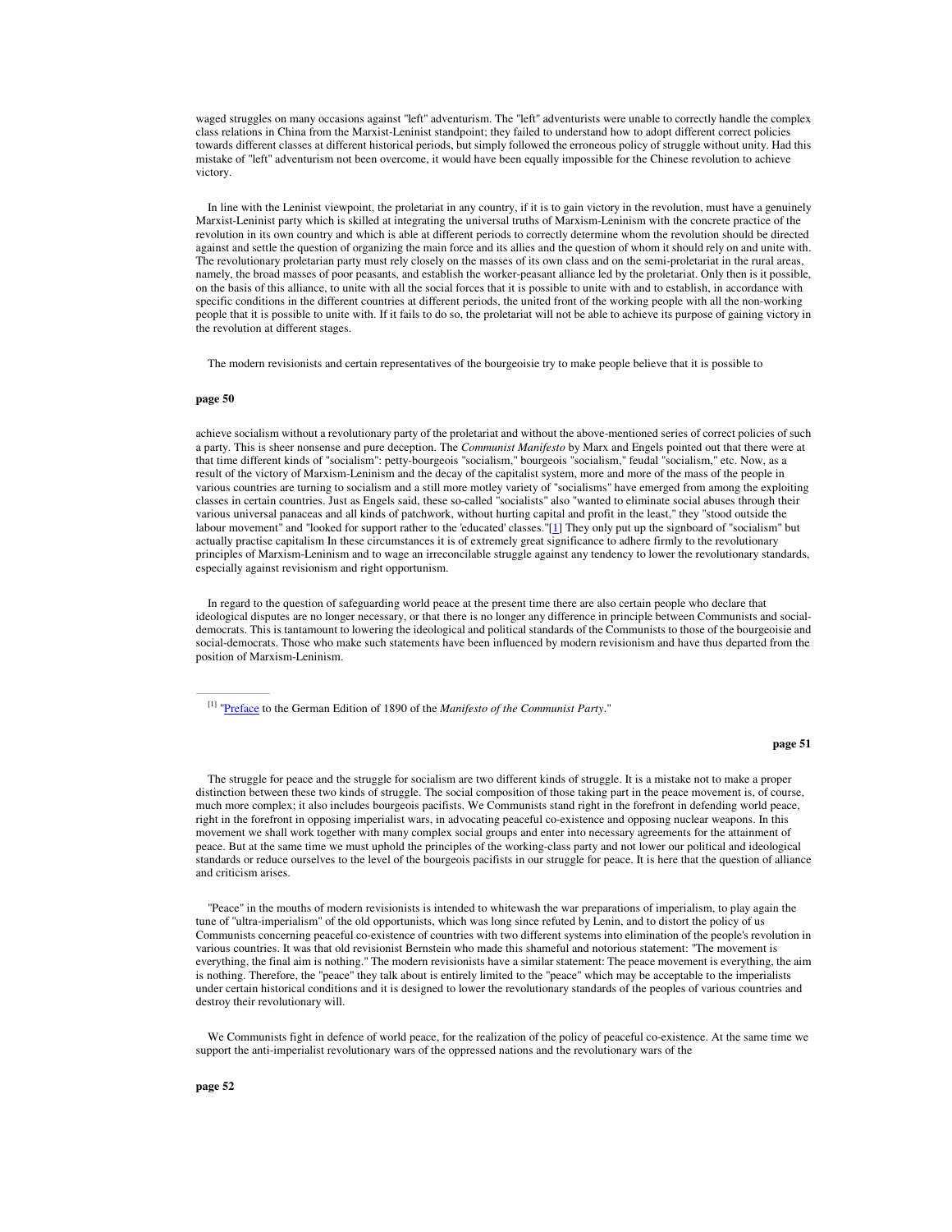waged struggles on many occasions against "left" adventurism. The "left" adventurists were unable to correctly handle the complex class relations in China from the Marxist-Leninist standpoint; they failed to understand how to adopt different correct policies towards different classes at different historical periods, but simply followed the erroneous policy of struggle without unity. Had this mistake of "left" adventurism not been overcome, it would have been equally impossible for the Chinese revolution to achieve victory.

In line with the Leninist viewpoint, the proletariat in any country, if it is to gain victory in the revolution, must have a genuinely Marxist-Leninist party which is skilled at integrating the universal truths of Marxism-Leninism with the concrete practice of the revolution in its own country and which is able at different periods to correctly determine whom the revolution should be directed against and settle the question of organizing the main force and its allies and the question of whom it should rely on and unite with. The revolutionary proletarian party must rely closely on the masses of its own class and on the semi-proletariat in the rural areas, namely, the broad masses of poor peasants, and establish the worker-peasant alliance led by the proletariat. Only then is it possible, on the basis of this alliance, to unite with all the social forces that it is possible to unite with and to establish, in accordance with specific conditions in the different countries at different periods, the united front of the working people with all the non-working people that it is possible to unite with. If it fails to do so, the proletariat will not be able to achieve its purpose of gaining victory in the revolution at different stages.

The modern revisionists and certain representatives of the bourgeoisie try to make people believe that it is possible to achieve socialism without a revolutionary party of the proletariat and without the above-mentioned series of correct policies of such a party. This is sheer nonsense and pure deception. The *Communist Manifesto* by Marx and Engels pointed out that there were at that time different kinds of "socialism": petty-bourgeois "socialism," bourgeois "socialism," feudal "socialism," etc. Now, as a result of the victory of Marxism-Leninism and the decay of the capitalist system, more and more of the mass of the people in various countries are turning to socialism and a still more motley variety of "socialisms" have emerged from among the exploiting classes in certain countries. Just as Engels said, these so-called "socialists" also "wanted to eliminate social abuses through their various universal panaceas and all kinds of patchwork, without hurting capital and profit in the least," they "stood outside the labour movement" and "looked for support rather to the 'educated' classes."[1] They only put up the signboard of "socialism" but actually practise capitalism In these circumstances it is of extremely great significance to adhere firmly to the revolutionary principles of Marxism-Leninism and to wage an irreconcilable struggle against any tendency to lower the revolutionary standards, especially against revisionism and right opportunism.

In regard to the question of safeguarding world peace at the present time there are also certain people who declare that ideological disputes are no longer necessary, or that there is no longer any difference in principle between Communists and social-democrats. This is tantamount to lowering the ideological and political standards of the Communists to those of the bourgeoisie and social-democrats. Those who make such statements have been influenced by modern revisionism and have thus departed from the position of Marxism-Leninism.

[1] "Preface to the German Edition of 1890 of the *Manifesto of the Communist Party*."

The struggle for peace and the struggle for socialism are two different kinds of struggle. It is a mistake not to make a proper distinction between these two kinds of struggle. The social composition of those taking part in the peace movement is, of course, much more complex; it also includes bourgeois pacifists. We Communists stand right in the forefront in defending world peace, right in the forefront in opposing imperialist wars, in advocating peaceful co-existence and opposing nuclear weapons. In this movement we shall work together with many complex social groups and enter into necessary agreements for the attainment of peace. But at the same time we must uphold the principles of the working-class party and not lower our political and ideological standards or reduce ourselves to the level of the bourgeois pacifists in our struggle for peace. It is here that the question of alliance and criticism arises.

"Peace" in the mouths of modern revisionists is intended to whitewash the war preparations of imperialism, to play again the tune of "ultra-imperialism" of the old opportunists, which was long since refuted by Lenin, and to distort the policy of us Communists concerning peaceful co-existence of countries with two different systems into elimination of the people's revolution in various countries. It was that old revisionist Bernstein who made this shameful and notorious statement: "The movement is everything, the final aim is nothing." The modern revisionists have a similar statement: The peace movement is everything, the aim is nothing. Therefore, the "peace" they talk about is entirely limited to the "peace" which may be acceptable to the imperialists under certain historical conditions and it is designed to lower the revolutionary standards of the peoples of various countries and destroy their revolutionary will.

We Communists fight in defence of world peace, for the realization of the policy of peaceful co-existence. At the same time we support the anti-imperialist revolutionary wars of the oppressed nations and the revolutionary wars of the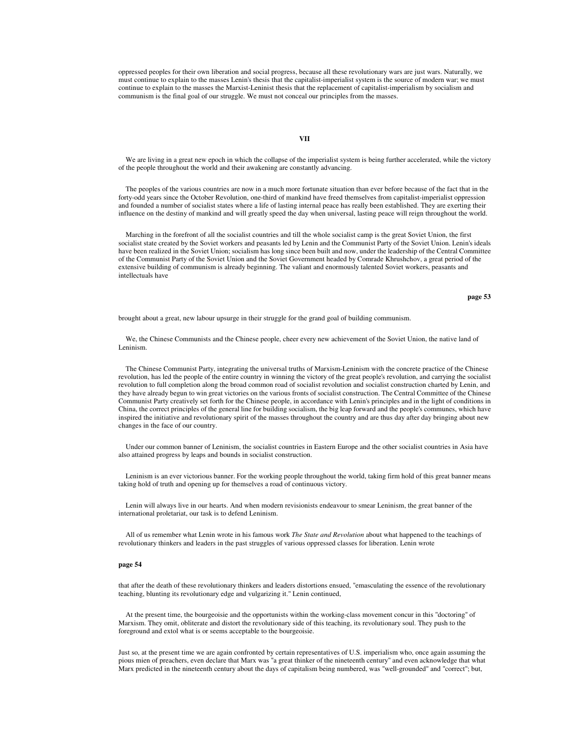oppressed peoples for their own liberation and social progress, because all these revolutionary wars are just wars. Naturally, we must continue to explain to the masses Lenin's thesis that the capitalist-imperialist system is the source of modern war; we must continue to explain to the masses the Marxist-Leninist thesis that the replacement of capitalist-imperialism by socialism and communism is the final goal of our struggle. We must not conceal our principles from the masses.

## VII

We are living in a great new epoch in which the collapse of the imperialist system is being further accelerated, while the victory of the people throughout the world and their awakening are constantly advancing.

The peoples of the various countries are now in a much more fortunate situation than ever before because of the fact that in the forty-odd years since the October Revolution, one-third of mankind have freed themselves from capitalist-imperialist oppression and founded a number of socialist states where a life of lasting internal peace has really been established. They are exerting their influence on the destiny of mankind and will greatly speed the day when universal, lasting peace will reign throughout the world.

Marching in the forefront of all the socialist countries and till the whole socialist camp is the great Soviet Union, the first socialist state created by the Soviet workers and peasants led by Lenin and the Communist Party of the Soviet Union. Lenin's ideals have been realized in the Soviet Union; socialism has long since been built and now, under the leadership of the Central Committee of the Communist Party of the Soviet Union and the Soviet Government headed by Comrade Khrushchov, a great period of the extensive building of communism is already beginning. The valiant and enormously talented Soviet workers, peasants and intellectuals have brought about a great, new labour upsurge in their struggle for the grand goal of building communism.

We, the Chinese Communists and the Chinese people, cheer every new achievement of the Soviet Union, the native land of Leninism.

The Chinese Communist Party, integrating the universal truths of Marxism-Leninism with the concrete practice of the Chinese revolution, has led the people of the entire country in winning the victory of the great people's revolution, and carrying the socialist revolution to full completion along the broad common road of socialist revolution and socialist construction charted by Lenin, and they have already begun to win great victories on the various fronts of socialist construction. The Central Committee of the Chinese Communist Party creatively set forth for the Chinese people, in accordance with Lenin's principles and in the light of conditions in China, the correct principles of the general line for building socialism, the big leap forward and the people's communes, which have inspired the initiative and revolutionary spirit of the masses throughout the country and are thus day after day bringing about new changes in the face of our country.

Under our common banner of Leninism, the socialist countries in Eastern Europe and the other socialist countries in Asia have also attained progress by leaps and bounds in socialist construction.

Leninism is an ever victorious banner. For the working people throughout the world, taking firm hold of this great banner means taking hold of truth and opening up for themselves a road of continuous victory.

Lenin will always live in our hearts. And when modern revisionists endeavour to smear Leninism, the great banner of the international proletariat, our task is to defend Leninism.

All of us remember what Lenin wrote in his famous work *The State and Revolution* about what happened to the teachings of revolutionary thinkers and leaders in the past struggles of various oppressed classes for liberation. Lenin wrote that after the death of these revolutionary thinkers and leaders distortions ensued, "emasculating the essence of the revolutionary teaching, blunting its revolutionary edge and vulgarizing it." Lenin continued,

> At the present time, the bourgeoisie and the opportunists within the working-class movement concur in this "doctoring" of Marxism. They omit, obliterate and distort the revolutionary side of this teaching, its revolutionary soul. They push to the foreground and extol what is or seems acceptable to the bourgeoisie.

Just so, at the present time we are again confronted by certain representatives of U.S. imperialism who, once again assuming the pious mien of preachers, even declare that Marx was "a great thinker of the nineteenth century" and even acknowledge that what Marx predicted in the nineteenth century about the days of capitalism being numbered, was "well-grounded" and "correct"; but,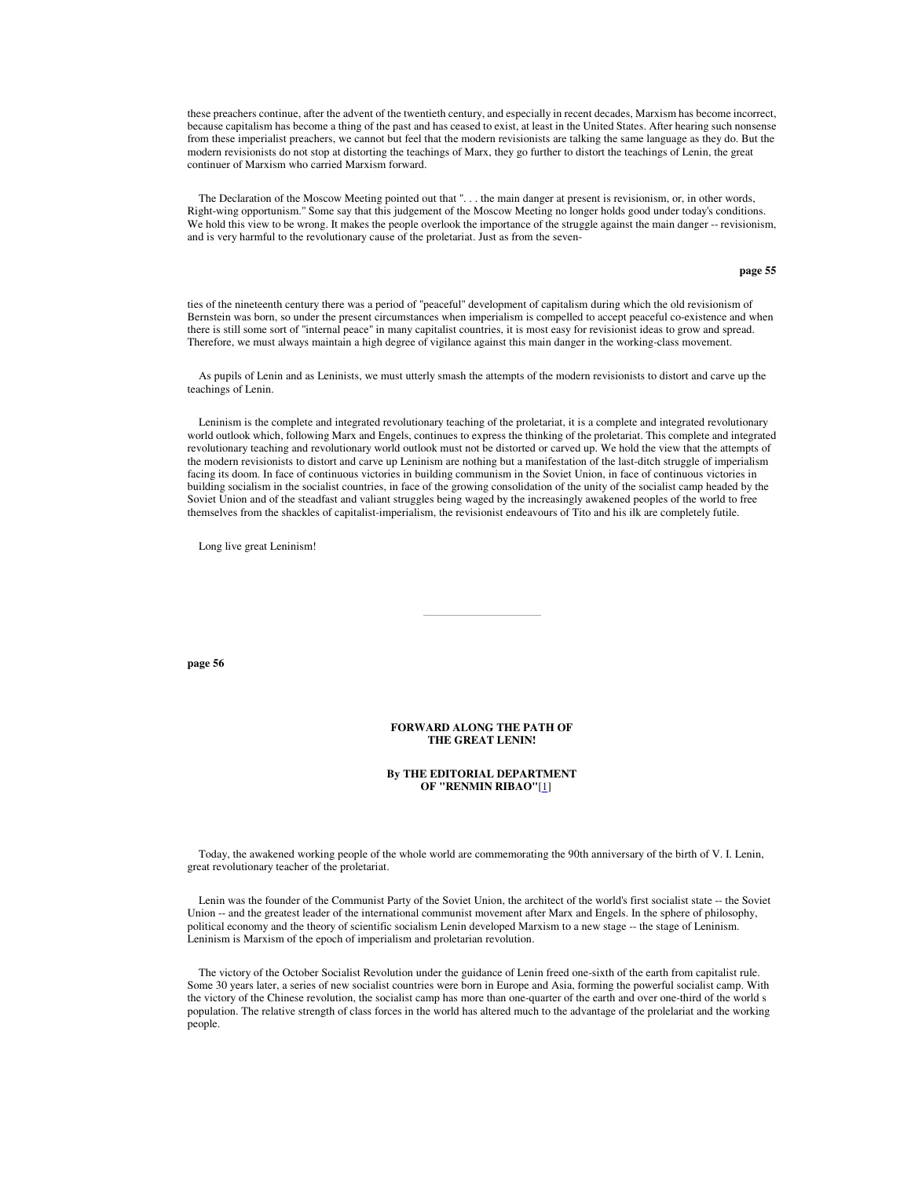these preachers continue, after the advent of the twentieth century, and especially in recent decades, Marxism has become incorrect, because capitalism has become a thing of the past and has ceased to exist, at least in the United States. After hearing such nonsense from these imperialist preachers, we cannot but feel that the modern revisionists are talking the same language as they do. But the modern revisionists do not stop at distorting the teachings of Marx, they go further to distort the teachings of Lenin, the great continuer of Marxism who carried Marxism forward.

The Declaration of the Moscow Meeting pointed out that ". . . the main danger at present is revisionism, or, in other words, Right-wing opportunism." Some say that this judgement of the Moscow Meeting no longer holds good under today's conditions. We hold this view to be wrong. It makes the people overlook the importance of the struggle against the main danger -- revisionism, and is very harmful to the revolutionary cause of the proletariat. Just as from the seventies of the nineteenth century there was a period of "peaceful" development of capitalism during which the old revisionism of Bernstein was born, so under the present circumstances when imperialism is compelled to accept peaceful co-existence and when there is still some sort of "internal peace" in many capitalist countries, it is most easy for revisionist ideas to grow and spread. Therefore, we must always maintain a high degree of vigilance against this main danger in the working-class movement.

As pupils of Lenin and as Leninists, we must utterly smash the attempts of the modern revisionists to distort and carve up the teachings of Lenin.

Leninism is the complete and integrated revolutionary teaching of the proletariat, it is a complete and integrated revolutionary world outlook which, following Marx and Engels, continues to express the thinking of the proletariat. This complete and integrated revolutionary teaching and revolutionary world outlook must not be distorted or carved up. We hold the view that the attempts of the modern revisionists to distort and carve up Leninism are nothing but a manifestation of the last-ditch struggle of imperialism facing its doom. In face of continuous victories in building communism in the Soviet Union, in face of continuous victories in building socialism in the socialist countries, in face of the growing consolidation of the unity of the socialist camp headed by the Soviet Union and of the steadfast and valiant struggles being waged by the increasingly awakened peoples of the world to free themselves from the shackles of capitalist-imperialism, the revisionist endeavours of Tito and his ilk are completely futile.

Long live great Leninism!

---

## FORWARD ALONG THE PATH OF THE GREAT LENIN!

### By THE EDITORIAL DEPARTMENT OF "RENMIN RIBAO"[1]

Today, the awakened working people of the whole world are commemorating the 90th anniversary of the birth of V. I. Lenin, great revolutionary teacher of the proletariat.

Lenin was the founder of the Communist Party of the Soviet Union, the architect of the world's first socialist state -- the Soviet Union -- and the greatest leader of the international communist movement after Marx and Engels. In the sphere of philosophy, political economy and the theory of scientific socialism Lenin developed Marxism to a new stage -- the stage of Leninism. Leninism is Marxism of the epoch of imperialism and proletarian revolution.

The victory of the October Socialist Revolution under the guidance of Lenin freed one-sixth of the earth from capitalist rule. Some 30 years later, a series of new socialist countries were born in Europe and Asia, forming the powerful socialist camp. With the victory of the Chinese revolution, the socialist camp has more than one-quarter of the earth and over one-third of the world s population. The relative strength of class forces in the world has altered much to the advantage of the prolelariat and the working people.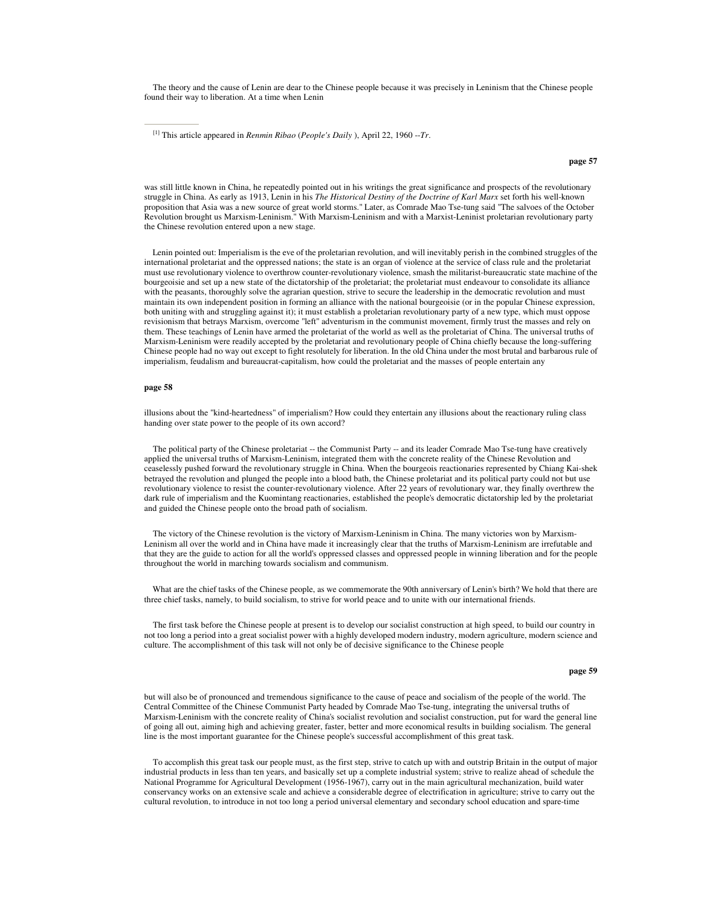The theory and the cause of Lenin are dear to the Chinese people because it was precisely in Leninism that the Chinese people found their way to liberation. At a time when Lenin was still little known in China, he repeatedly pointed out in his writings the great significance and prospects of the revolutionary struggle in China. As early as 1913, Lenin in his *The Historical Destiny of the Doctrine of Karl Marx* set forth his well-known proposition that Asia was a new source of great world storms." Later, as Comrade Mao Tse-tung said "The salvoes of the October Revolution brought us Marxism-Leninism." With Marxism-Leninism and with a Marxist-Leninist proletarian revolutionary party the Chinese revolution entered upon a new stage.

Lenin pointed out: Imperialism is the eve of the proletarian revolution, and will inevitably perish in the combined struggles of the international proletariat and the oppressed nations; the state is an organ of violence at the service of class rule and the proletariat must use revolutionary violence to overthrow counter-revolutionary violence, smash the militarist-bureaucratic state machine of the bourgeoisie and set up a new state of the dictatorship of the proletariat; the proletariat must endeavour to consolidate its alliance with the peasants, thoroughly solve the agrarian question, strive to secure the leadership in the democratic revolution and must maintain its own independent position in forming an alliance with the national bourgeoisie (or in the popular Chinese expression, both uniting with and struggling against it); it must establish a proletarian revolutionary party of a new type, which must oppose revisionism that betrays Marxism, overcome "left" adventurism in the communist movement, firmly trust the masses and rely on them. These teachings of Lenin have armed the proletariat of the world as well as the proletariat of China. The universal truths of Marxism-Leninism were readily accepted by the proletariat and revolutionary people of China chiefly because the long-suffering Chinese people had no way out except to fight resolutely for liberation. In the old China under the most brutal and barbarous rule of imperialism, feudalism and bureaucrat-capitalism, how could the proletariat and the masses of people entertain any illusions about the "kind-heartedness" of imperialism? How could they entertain any illusions about the reactionary ruling class handing over state power to the people of its own accord?

The political party of the Chinese proletariat -- the Communist Party -- and its leader Comrade Mao Tse-tung have creatively applied the universal truths of Marxism-Leninism, integrated them with the concrete reality of the Chinese Revolution and ceaselessly pushed forward the revolutionary struggle in China. When the bourgeois reactionaries represented by Chiang Kai-shek betrayed the revolution and plunged the people into a blood bath, the Chinese proletariat and its political party could not but use revolutionary violence to resist the counter-revolutionary violence. After 22 years of revolutionary war, they finally overthrew the dark rule of imperialism and the Kuomintang reactionaries, established the people's democratic dictatorship led by the proletariat and guided the Chinese people onto the broad path of socialism.

The victory of the Chinese revolution is the victory of Marxism-Leninism in China. The many victories won by Marxism-Leninism all over the world and in China have made it increasingly clear that the truths of Marxism-Leninism are irrefutable and that they are the guide to action for all the world's oppressed classes and oppressed people in winning liberation and for the people throughout the world in marching towards socialism and communism.

What are the chief tasks of the Chinese people, as we commemorate the 90th anniversary of Lenin's birth? We hold that there are three chief tasks, namely, to build socialism, to strive for world peace and to unite with our international friends.

The first task before the Chinese people at present is to develop our socialist construction at high speed, to build our country in not too long a period into a great socialist power with a highly developed modern industry, modern agriculture, modern science and culture. The accomplishment of this task will not only be of decisive significance to the Chinese people but will also be of pronounced and tremendous significance to the cause of peace and socialism of the people of the world. The Central Committee of the Chinese Communist Party headed by Comrade Mao Tse-tung, integrating the universal truths of Marxism-Leninism with the concrete reality of China's socialist revolution and socialist construction, put for ward the general line of going all out, aiming high and achieving greater, faster, better and more economical results in building socialism. The general line is the most important guarantee for the Chinese people's successful accomplishment of this great task.

To accomplish this great task our people must, as the first step, strive to catch up with and outstrip Britain in the output of major industrial products in less than ten years, and basically set up a complete industrial system; strive to realize ahead of schedule the National Programme for Agricultural Development (1956-1967), carry out in the main agricultural mechanization, build water conservancy works on an extensive scale and achieve a considerable degree of electrification in agriculture; strive to carry out the cultural revolution, to introduce in not too long a period universal elementary and secondary school education and spare-time

[1] This article appeared in *Renmin Ribao* (*People's Daily* ), April 22, 1960 --*Tr*.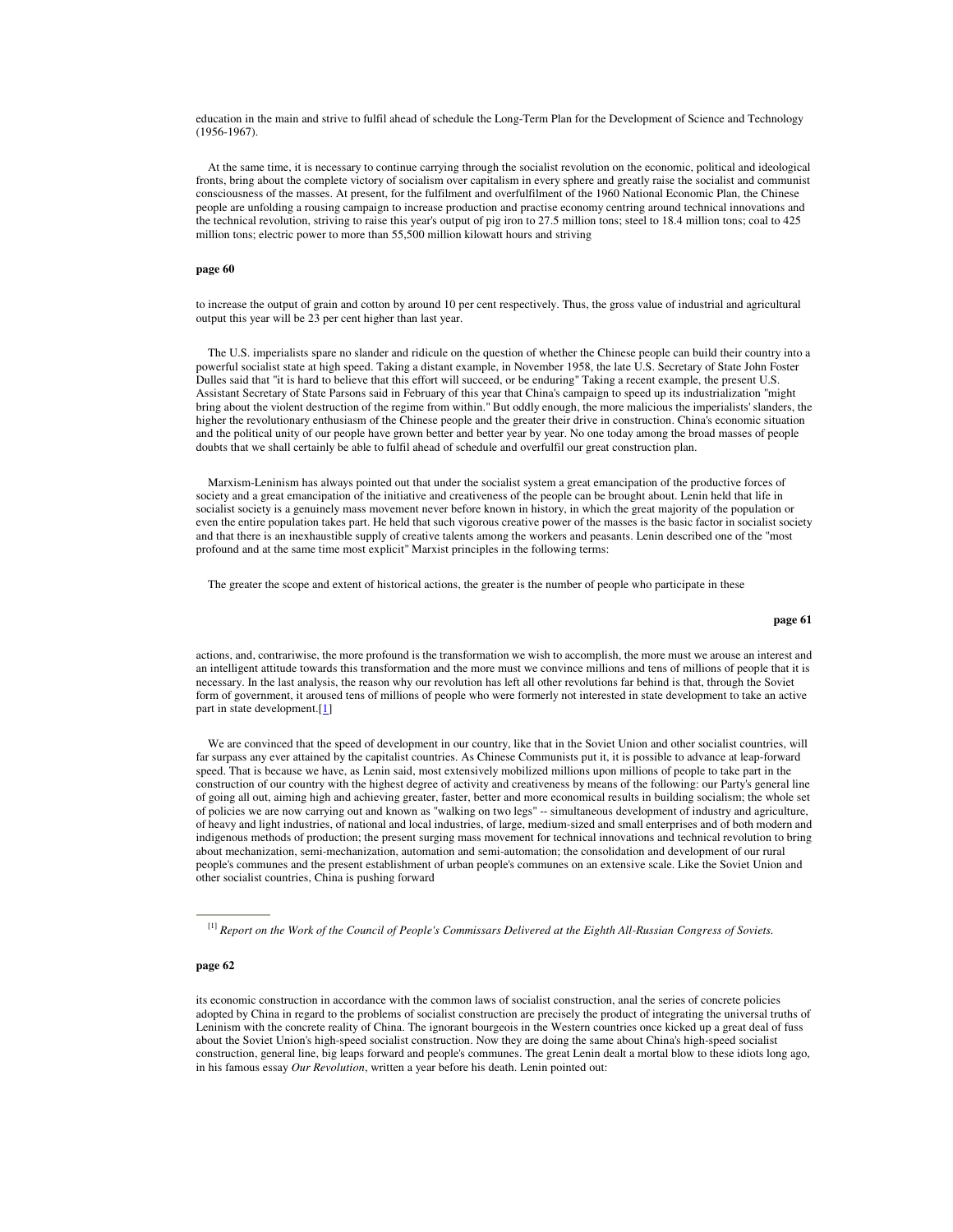education in the main and strive to fulfil ahead of schedule the Long-Term Plan for the Development of Science and Technology (1956-1967).

At the same time, it is necessary to continue carrying through the socialist revolution on the economic, political and ideological fronts, bring about the complete victory of socialism over capitalism in every sphere and greatly raise the socialist and communist consciousness of the masses. At present, for the fulfilment and overfulfilment of the 1960 National Economic Plan, the Chinese people are unfolding a rousing campaign to increase production and practise economy centring around technical innovations and the technical revolution, striving to raise this year's output of pig iron to 27.5 million tons; steel to 18.4 million tons; coal to 425 million tons; electric power to more than 55,500 million kilowatt hours and striving to increase the output of grain and cotton by around 10 per cent respectively. Thus, the gross value of industrial and agricultural output this year will be 23 per cent higher than last year.

The U.S. imperialists spare no slander and ridicule on the question of whether the Chinese people can build their country into a powerful socialist state at high speed. Taking a distant example, in November 1958, the late U.S. Secretary of State John Foster Dulles said that "it is hard to believe that this effort will succeed, or be enduring" Taking a recent example, the present U.S. Assistant Secretary of State Parsons said in February of this year that China's campaign to speed up its industrialization "might bring about the violent destruction of the regime from within." But oddly enough, the more malicious the imperialists' slanders, the higher the revolutionary enthusiasm of the Chinese people and the greater their drive in construction. China's economic situation and the political unity of our people have grown better and better year by year. No one today among the broad masses of people doubts that we shall certainly be able to fulfil ahead of schedule and overfulfil our great construction plan.

Marxism-Leninism has always pointed out that under the socialist system a great emancipation of the productive forces of society and a great emancipation of the initiative and creativeness of the people can be brought about. Lenin held that life in socialist society is a genuinely mass movement never before known in history, in which the great majority of the population or even the entire population takes part. He held that such vigorous creative power of the masses is the basic factor in socialist society and that there is an inexhaustible supply of creative talents among the workers and peasants. Lenin described one of the "most profound and at the same time most explicit" Marxist principles in the following terms:

> The greater the scope and extent of historical actions, the greater is the number of people who participate in these actions, and, contrariwise, the more profound is the transformation we wish to accomplish, the more must we arouse an interest and an intelligent attitude towards this transformation and the more must we convince millions and tens of millions of people that it is necessary. In the last analysis, the reason why our revolution has left all other revolutions far behind is that, through the Soviet form of government, it aroused tens of millions of people who were formerly not interested in state development to take an active part in state development.[1]

We are convinced that the speed of development in our country, like that in the Soviet Union and other socialist countries, will far surpass any ever attained by the capitalist countries. As Chinese Communists put it, it is possible to advance at leap-forward speed. That is because we have, as Lenin said, most extensively mobilized millions upon millions of people to take part in the construction of our country with the highest degree of activity and creativeness by means of the following: our Party's general line of going all out, aiming high and achieving greater, faster, better and more economical results in building socialism; the whole set of policies we are now carrying out and known as "walking on two legs" -- simultaneous development of industry and agriculture, of heavy and light industries, of national and local industries, of large, medium-sized and small enterprises and of both modern and indigenous methods of production; the present surging mass movement for technical innovations and technical revolution to bring about mechanization, semi-mechanization, automation and semi-automation; the consolidation and development of our rural people's communes and the present establishment of urban people's communes on an extensive scale. Like the Soviet Union and other socialist countries, China is pushing forward its economic construction in accordance with the common laws of socialist construction, anal the series of concrete policies adopted by China in regard to the problems of socialist construction are precisely the product of integrating the universal truths of Leninism with the concrete reality of China. The ignorant bourgeois in the Western countries once kicked up a great deal of fuss about the Soviet Union's high-speed socialist construction. Now they are doing the same about China's high-speed socialist construction, general line, big leaps forward and people's communes. The great Lenin dealt a mortal blow to these idiots long ago, in his famous essay *Our Revolution*, written a year before his death. Lenin pointed out:

---

[1] *Report on the Work of the Council of People's Commissars Delivered at the Eighth All-Russian Congress of Soviets.*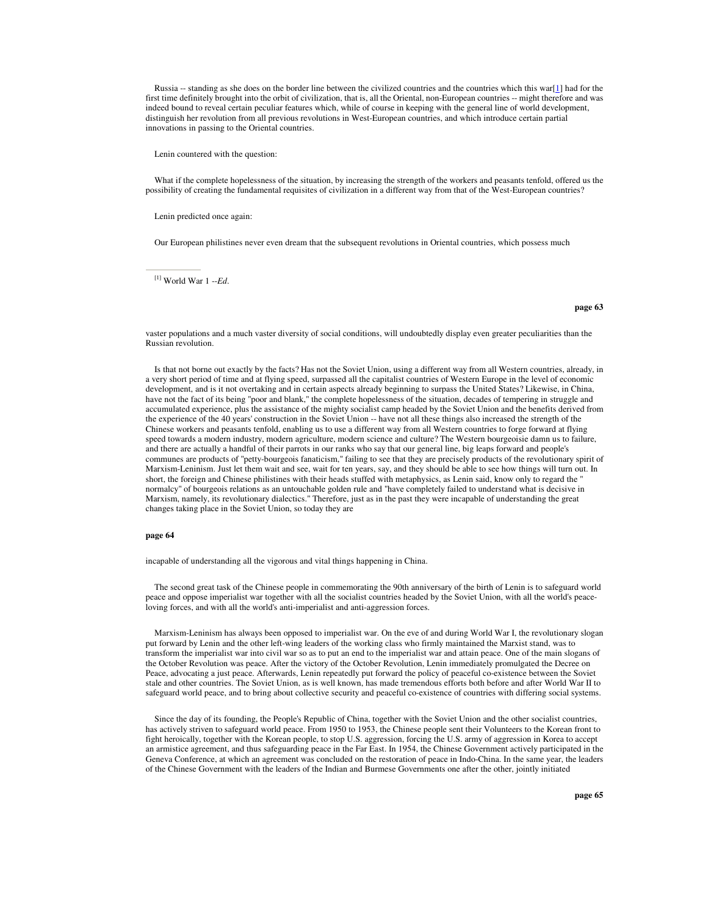Russia -- standing as she does on the border line between the civilized countries and the countries which this war[1] had for the first time definitely brought into the orbit of civilization, that is, all the Oriental, non-European countries -- might therefore and was indeed bound to reveal certain peculiar features which, while of course in keeping with the general line of world development, distinguish her revolution from all previous revolutions in West-European countries, and which introduce certain partial innovations in passing to the Oriental countries.

Lenin countered with the question:

What if the complete hopelessness of the situation, by increasing the strength of the workers and peasants tenfold, offered us the possibility of creating the fundamental requisites of civilization in a different way from that of the West-European countries?

Lenin predicted once again:

Our European philistines never even dream that the subsequent revolutions in Oriental countries, which possess much vaster populations and a much vaster diversity of social conditions, will undoubtedly display even greater peculiarities than the Russian revolution.

[1] World War 1 --*Ed*.

Is that not borne out exactly by the facts? Has not the Soviet Union, using a different way from all Western countries, already, in a very short period of time and at flying speed, surpassed all the capitalist countries of Western Europe in the level of economic development, and is it not overtaking and in certain aspects already beginning to surpass the United States? Likewise, in China, have not the fact of its being "poor and blank," the complete hopelessness of the situation, decades of tempering in struggle and accumulated experience, plus the assistance of the mighty socialist camp headed by the Soviet Union and the benefits derived from the experience of the 40 years' construction in the Soviet Union -- have not all these things also increased the strength of the Chinese workers and peasants tenfold, enabling us to use a different way from all Western countries to forge forward at flying speed towards a modern industry, modern agriculture, modern science and culture? The Western bourgeoisie damn us to failure, and there are actually a handful of their parrots in our ranks who say that our general line, big leaps forward and people's communes are products of "petty-bourgeois fanaticism," failing to see that they are precisely products of the revolutionary spirit of Marxism-Leninism. Just let them wait and see, wait for ten years, say, and they should be able to see how things will turn out. In short, the foreign and Chinese philistines with their heads stuffed with metaphysics, as Lenin said, know only to regard the " normalcy" of bourgeois relations as an untouchable golden rule and "have completely failed to understand what is decisive in Marxism, namely, its revolutionary dialectics." Therefore, just as in the past they were incapable of understanding the great changes taking place in the Soviet Union, so today they are incapable of understanding all the vigorous and vital things happening in China.

The second great task of the Chinese people in commemorating the 90th anniversary of the birth of Lenin is to safeguard world peace and oppose imperialist war together with all the socialist countries headed by the Soviet Union, with all the world's peace-loving forces, and with all the world's anti-imperialist and anti-aggression forces.

Marxism-Leninism has always been opposed to imperialist war. On the eve of and during World War I, the revolutionary slogan put forward by Lenin and the other left-wing leaders of the working class who firmly maintained the Marxist stand, was to transform the imperialist war into civil war so as to put an end to the imperialist war and attain peace. One of the main slogans of the October Revolution was peace. After the victory of the October Revolution, Lenin immediately promulgated the Decree on Peace, advocating a just peace. Afterwards, Lenin repeatedly put forward the policy of peaceful co-existence between the Soviet stale and other countries. The Soviet Union, as is well known, has made tremendous efforts both before and after World War II to safeguard world peace, and to bring about collective security and peaceful co-existence of countries with differing social systems.

Since the day of its founding, the People's Republic of China, together with the Soviet Union and the other socialist countries, has actively striven to safeguard world peace. From 1950 to 1953, the Chinese people sent their Volunteers to the Korean front to fight heroically, together with the Korean people, to stop U.S. aggression, forcing the U.S. army of aggression in Korea to accept an armistice agreement, and thus safeguarding peace in the Far East. In 1954, the Chinese Government actively participated in the Geneva Conference, at which an agreement was concluded on the restoration of peace in Indo-China. In the same year, the leaders of the Chinese Government with the leaders of the Indian and Burmese Governments one after the other, jointly initiated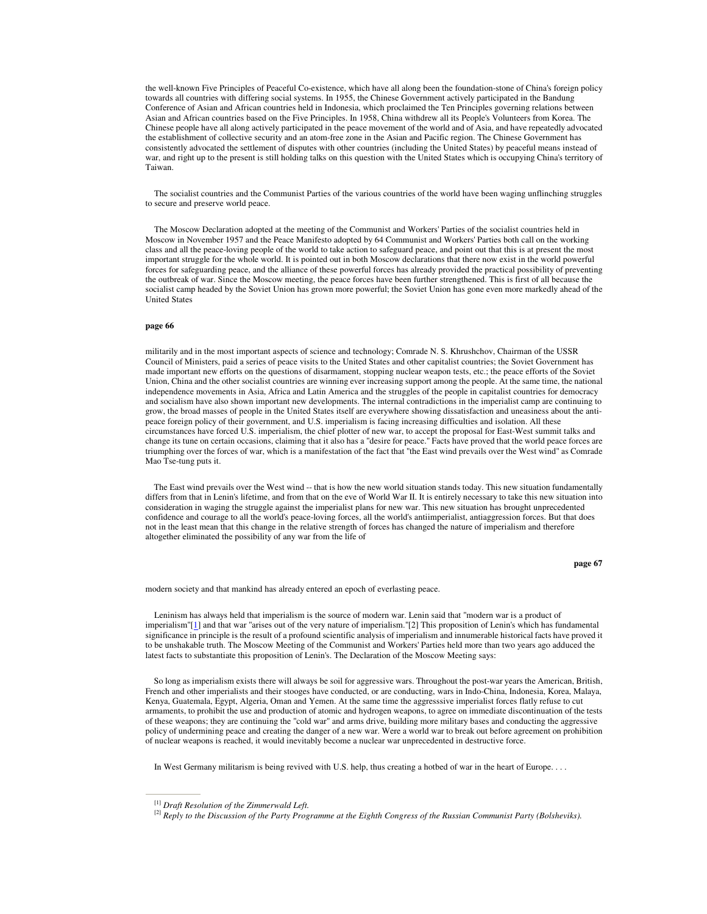the well-known Five Principles of Peaceful Co-existence, which have all along been the foundation-stone of China's foreign policy towards all countries with differing social systems. In 1955, the Chinese Government actively participated in the Bandung Conference of Asian and African countries held in Indonesia, which proclaimed the Ten Principles governing relations between Asian and African countries based on the Five Principles. In 1958, China withdrew all its People's Volunteers from Korea. The Chinese people have all along actively participated in the peace movement of the world and of Asia, and have repeatedly advocated the establishment of collective security and an atom-free zone in the Asian and Pacific region. The Chinese Government has consistently advocated the settlement of disputes with other countries (including the United States) by peaceful means instead of war, and right up to the present is still holding talks on this question with the United States which is occupying China's territory of Taiwan.

The socialist countries and the Communist Parties of the various countries of the world have been waging unflinching struggles to secure and preserve world peace.

The Moscow Declaration adopted at the meeting of the Communist and Workers' Parties of the socialist countries held in Moscow in November 1957 and the Peace Manifesto adopted by 64 Communist and Workers' Parties both call on the working class and all the peace-loving people of the world to take action to safeguard peace, and point out that this is at present the most important struggle for the whole world. It is pointed out in both Moscow declarations that there now exist in the world powerful forces for safeguarding peace, and the alliance of these powerful forces has already provided the practical possibility of preventing the outbreak of war. Since the Moscow meeting, the peace forces have been further strengthened. This is first of all because the socialist camp headed by the Soviet Union has grown more powerful; the Soviet Union has gone even more markedly ahead of the United States

**page 66**

militarily and in the most important aspects of science and technology; Comrade N. S. Khrushchov, Chairman of the USSR Council of Ministers, paid a series of peace visits to the United States and other capitalist countries; the Soviet Government has made important new efforts on the questions of disarmament, stopping nuclear weapon tests, etc.; the peace efforts of the Soviet Union, China and the other socialist countries are winning ever increasing support among the people. At the same time, the national independence movements in Asia, Africa and Latin America and the struggles of the people in capitalist countries for democracy and socialism have also shown important new developments. The internal contradictions in the imperialist camp are continuing to grow, the broad masses of people in the United States itself are everywhere showing dissatisfaction and uneasiness about the anti-peace foreign policy of their government, and U.S. imperialism is facing increasing difficulties and isolation. All these circumstances have forced U.S. imperialism, the chief plotter of new war, to accept the proposal for East-West summit talks and change its tune on certain occasions, claiming that it also has a "desire for peace." Facts have proved that the world peace forces are triumphing over the forces of war, which is a manifestation of the fact that "the East wind prevails over the West wind" as Comrade Mao Tse-tung puts it.

The East wind prevails over the West wind -- that is how the new world situation stands today. This new situation fundamentally differs from that in Lenin's lifetime, and from that on the eve of World War II. It is entirely necessary to take this new situation into consideration in waging the struggle against the imperialist plans for new war. This new situation has brought unprecedented confidence and courage to all the world's peace-loving forces, all the world's antiimperialist, antiaggression forces. But that does not in the least mean that this change in the relative strength of forces has changed the nature of imperialism and therefore altogether eliminated the possibility of any war from the life of

**page 67**

modern society and that mankind has already entered an epoch of everlasting peace.

Leninism has always held that imperialism is the source of modern war. Lenin said that "modern war is a product of imperialism"[1] and that war "arises out of the very nature of imperialism."[2] This proposition of Lenin's which has fundamental significance in principle is the result of a profound scientific analysis of imperialism and innumerable historical facts have proved it to be unshakable truth. The Moscow Meeting of the Communist and Workers' Parties held more than two years ago adduced the latest facts to substantiate this proposition of Lenin's. The Declaration of the Moscow Meeting says:

So long as imperialism exists there will always be soil for aggressive wars. Throughout the post-war years the American, British, French and other imperialists and their stooges have conducted, or are conducting, wars in Indo-China, Indonesia, Korea, Malaya, Kenya, Guatemala, Egypt, Algeria, Oman and Yemen. At the same time the aggresssive imperialist forces flatly refuse to cut armaments, to prohibit the use and production of atomic and hydrogen weapons, to agree on immediate discontinuation of the tests of these weapons; they are continuing the "cold war" and arms drive, building more military bases and conducting the aggressive policy of undermining peace and creating the danger of a new war. Were a world war to break out before agreement on prohibition of nuclear weapons is reached, it would inevitably become a nuclear war unprecedented in destructive force.

In West Germany militarism is being revived with U.S. help, thus creating a hotbed of war in the heart of Europe. . . .

---

[1] *Draft Resolution of the Zimmerwald Left.*

[2] *Reply to the Discussion of the Party Programme at the Eighth Congress of the Russian Communist Party (Bolsheviks).*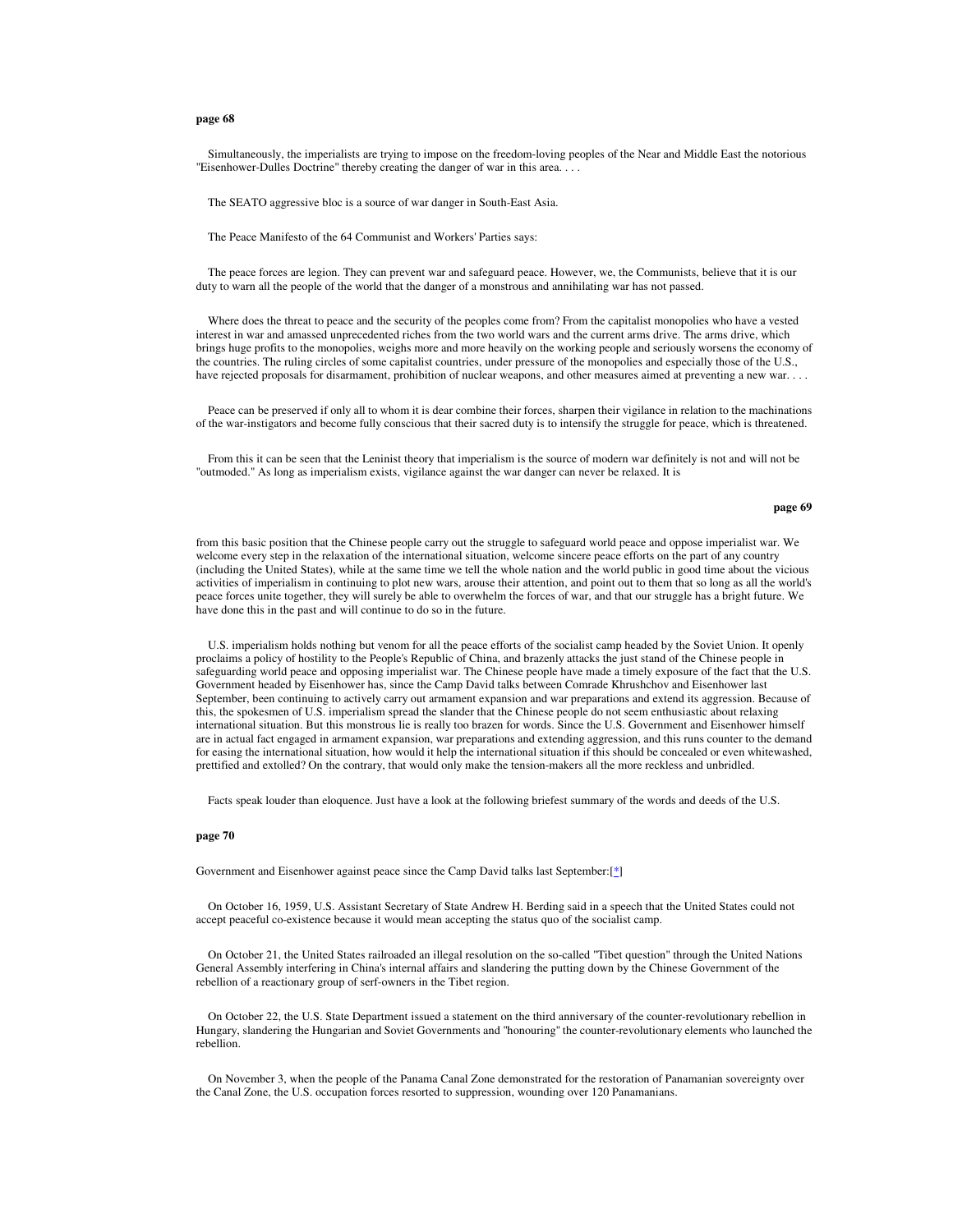Simultaneously, the imperialists are trying to impose on the freedom-loving peoples of the Near and Middle East the notorious "Eisenhower-Dulles Doctrine" thereby creating the danger of war in this area. . . .

The SEATO aggressive bloc is a source of war danger in South-East Asia.

The Peace Manifesto of the 64 Communist and Workers' Parties says:

The peace forces are legion. They can prevent war and safeguard peace. However, we, the Communists, believe that it is our duty to warn all the people of the world that the danger of a monstrous and annihilating war has not passed.

Where does the threat to peace and the security of the peoples come from? From the capitalist monopolies who have a vested interest in war and amassed unprecedented riches from the two world wars and the current arms drive. The arms drive, which brings huge profits to the monopolies, weighs more and more heavily on the working people and seriously worsens the economy of the countries. The ruling circles of some capitalist countries, under pressure of the monopolies and especially those of the U.S., have rejected proposals for disarmament, prohibition of nuclear weapons, and other measures aimed at preventing a new war. . . .

Peace can be preserved if only all to whom it is dear combine their forces, sharpen their vigilance in relation to the machinations of the war-instigators and become fully conscious that their sacred duty is to intensify the struggle for peace, which is threatened.

From this it can be seen that the Leninist theory that imperialism is the source of modern war definitely is not and will not be "outmoded." As long as imperialism exists, vigilance against the war danger can never be relaxed. It is from this basic position that the Chinese people carry out the struggle to safeguard world peace and oppose imperialist war. We welcome every step in the relaxation of the international situation, welcome sincere peace efforts on the part of any country (including the United States), while at the same time we tell the whole nation and the world public in good time about the vicious activities of imperialism in continuing to plot new wars, arouse their attention, and point out to them that so long as all the world's peace forces unite together, they will surely be able to overwhelm the forces of war, and that our struggle has a bright future. We have done this in the past and will continue to do so in the future.

U.S. imperialism holds nothing but venom for all the peace efforts of the socialist camp headed by the Soviet Union. It openly proclaims a policy of hostility to the People's Republic of China, and brazenly attacks the just stand of the Chinese people in safeguarding world peace and opposing imperialist war. The Chinese people have made a timely exposure of the fact that the U.S. Government headed by Eisenhower has, since the Camp David talks between Comrade Khrushchov and Eisenhower last September, been continuing to actively carry out armament expansion and war preparations and extend its aggression. Because of this, the spokesmen of U.S. imperialism spread the slander that the Chinese people do not seem enthusiastic about relaxing international situation. But this monstrous lie is really too brazen for words. Since the U.S. Government and Eisenhower himself are in actual fact engaged in armament expansion, war preparations and extending aggression, and this runs counter to the demand for easing the international situation, how would it help the international situation if this should be concealed or even whitewashed, prettified and extolled? On the contrary, that would only make the tension-makers all the more reckless and unbridled.

Facts speak louder than eloquence. Just have a look at the following briefest summary of the words and deeds of the U.S. Government and Eisenhower against peace since the Camp David talks last September:[*]

On October 16, 1959, U.S. Assistant Secretary of State Andrew H. Berding said in a speech that the United States could not accept peaceful co-existence because it would mean accepting the status quo of the socialist camp.

On October 21, the United States railroaded an illegal resolution on the so-called "Tibet question" through the United Nations General Assembly interfering in China's internal affairs and slandering the putting down by the Chinese Government of the rebellion of a reactionary group of serf-owners in the Tibet region.

On October 22, the U.S. State Department issued a statement on the third anniversary of the counter-revolutionary rebellion in Hungary, slandering the Hungarian and Soviet Governments and "honouring" the counter-revolutionary elements who launched the rebellion.

On November 3, when the people of the Panama Canal Zone demonstrated for the restoration of Panamanian sovereignty over the Canal Zone, the U.S. occupation forces resorted to suppression, wounding over 120 Panamanians.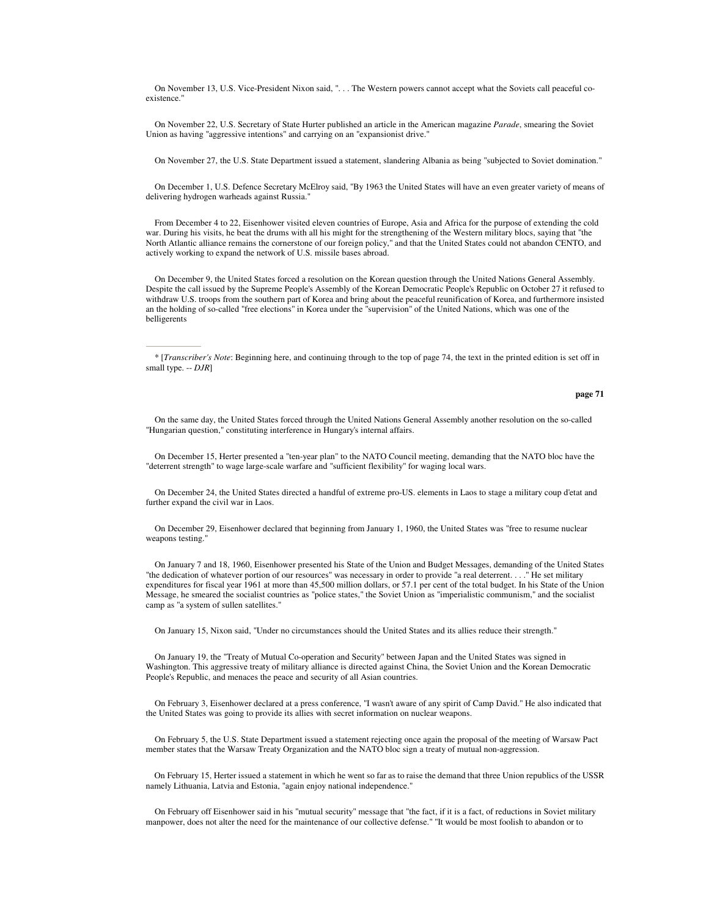On November 13, U.S. Vice-President Nixon said, ". . . The Western powers cannot accept what the Soviets call peaceful co-existence."

On November 22, U.S. Secretary of State Hurter published an article in the American magazine *Parade*, smearing the Soviet Union as having "aggressive intentions" and carrying on an "expansionist drive."

On November 27, the U.S. State Department issued a statement, slandering Albania as being "subjected to Soviet domination."

On December 1, U.S. Defence Secretary McElroy said, "By 1963 the United States will have an even greater variety of means of delivering hydrogen warheads against Russia."

From December 4 to 22, Eisenhower visited eleven countries of Europe, Asia and Africa for the purpose of extending the cold war. During his visits, he beat the drums with all his might for the strengthening of the Western military blocs, saying that "the North Atlantic alliance remains the cornerstone of our foreign policy," and that the United States could not abandon CENTO, and actively working to expand the network of U.S. missile bases abroad.

On December 9, the United States forced a resolution on the Korean question through the United Nations General Assembly. Despite the call issued by the Supreme People's Assembly of the Korean Democratic People's Republic on October 27 it refused to withdraw U.S. troops from the southern part of Korea and bring about the peaceful reunification of Korea, and furthermore insisted an the holding of so-called "free elections" in Korea under the "supervision" of the United Nations, which was one of the belligerents

---

* [*Transcriber's Note*: Beginning here, and continuing through to the top of page 74, the text in the printed edition is set off in small type. -- *DJR*]

**page 71**

On the same day, the United States forced through the United Nations General Assembly another resolution on the so-called "Hungarian question," constituting interference in Hungary's internal affairs.

On December 15, Herter presented a "ten-year plan" to the NATO Council meeting, demanding that the NATO bloc have the "deterrent strength" to wage large-scale warfare and "sufficient flexibility" for waging local wars.

On December 24, the United States directed a handful of extreme pro-US. elements in Laos to stage a military coup d'etat and further expand the civil war in Laos.

On December 29, Eisenhower declared that beginning from January 1, 1960, the United States was "free to resume nuclear weapons testing."

On January 7 and 18, 1960, Eisenhower presented his State of the Union and Budget Messages, demanding of the United States "the dedication of whatever portion of our resources" was necessary in order to provide "a real deterrent. . . ." He set military expenditures for fiscal year 1961 at more than 45,500 million dollars, or 57.1 per cent of the total budget. In his State of the Union Message, he smeared the socialist countries as "police states," the Soviet Union as "imperialistic communism," and the socialist camp as "a system of sullen satellites."

On January 15, Nixon said, "Under no circumstances should the United States and its allies reduce their strength."

On January 19, the "Treaty of Mutual Co-operation and Security" between Japan and the United States was signed in Washington. This aggressive treaty of military alliance is directed against China, the Soviet Union and the Korean Democratic People's Republic, and menaces the peace and security of all Asian countries.

On February 3, Eisenhower declared at a press conference, "I wasn't aware of any spirit of Camp David." He also indicated that the United States was going to provide its allies with secret information on nuclear weapons.

On February 5, the U.S. State Department issued a statement rejecting once again the proposal of the meeting of Warsaw Pact member states that the Warsaw Treaty Organization and the NATO bloc sign a treaty of mutual non-aggression.

On February 15, Herter issued a statement in which he went so far as to raise the demand that three Union republics of the USSR namely Lithuania, Latvia and Estonia, "again enjoy national independence."

On February off Eisenhower said in his "mutual security" message that "the fact, if it is a fact, of reductions in Soviet military manpower, does not alter the need for the maintenance of our collective defense." "It would be most foolish to abandon or to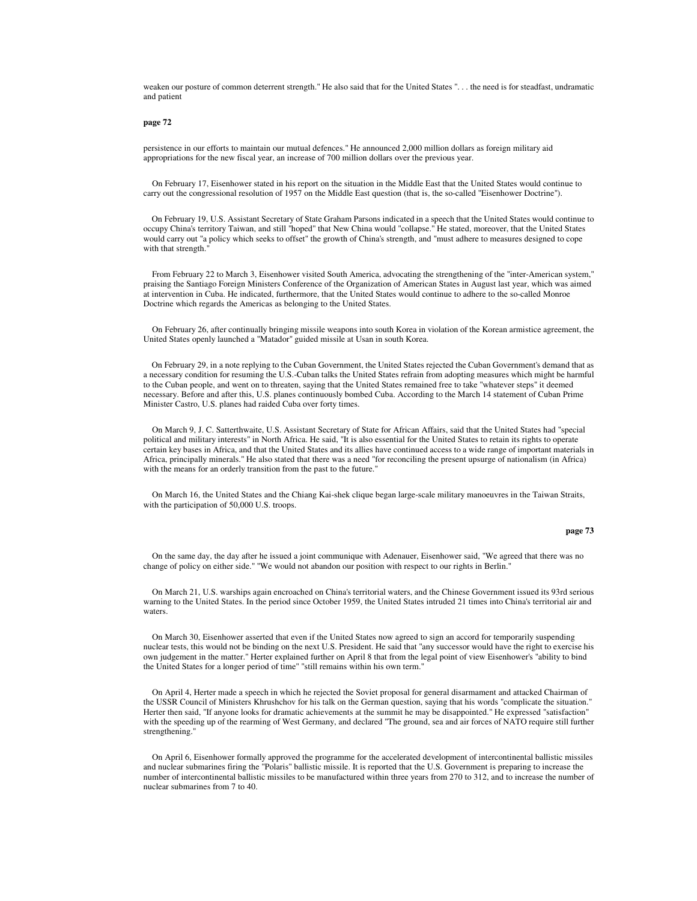weaken our posture of common deterrent strength." He also said that for the United States ". . . the need is for steadfast, undramatic and patient

persistence in our efforts to maintain our mutual defences." He announced 2,000 million dollars as foreign military aid appropriations for the new fiscal year, an increase of 700 million dollars over the previous year.

On February 17, Eisenhower stated in his report on the situation in the Middle East that the United States would continue to carry out the congressional resolution of 1957 on the Middle East question (that is, the so-called "Eisenhower Doctrine").

On February 19, U.S. Assistant Secretary of State Graham Parsons indicated in a speech that the United States would continue to occupy China's territory Taiwan, and still "hoped" that New China would "collapse." He stated, moreover, that the United States would carry out "a policy which seeks to offset" the growth of China's strength, and "must adhere to measures designed to cope with that strength."

From February 22 to March 3, Eisenhower visited South America, advocating the strengthening of the "inter-American system," praising the Santiago Foreign Ministers Conference of the Organization of American States in August last year, which was aimed at intervention in Cuba. He indicated, furthermore, that the United States would continue to adhere to the so-called Monroe Doctrine which regards the Americas as belonging to the United States.

On February 26, after continually bringing missile weapons into south Korea in violation of the Korean armistice agreement, the United States openly launched a "Matador" guided missile at Usan in south Korea.

On February 29, in a note replying to the Cuban Government, the United States rejected the Cuban Government's demand that as a necessary condition for resuming the U.S.-Cuban talks the United States refrain from adopting measures which might be harmful to the Cuban people, and went on to threaten, saying that the United States remained free to take "whatever steps" it deemed necessary. Before and after this, U.S. planes continuously bombed Cuba. According to the March 14 statement of Cuban Prime Minister Castro, U.S. planes had raided Cuba over forty times.

On March 9, J. C. Satterthwaite, U.S. Assistant Secretary of State for African Affairs, said that the United States had "special political and military interests" in North Africa. He said, "It is also essential for the United States to retain its rights to operate certain key bases in Africa, and that the United States and its allies have continued access to a wide range of important materials in Africa, principally minerals." He also stated that there was a need "for reconciling the present upsurge of nationalism (in Africa) with the means for an orderly transition from the past to the future."

On March 16, the United States and the Chiang Kai-shek clique began large-scale military manoeuvres in the Taiwan Straits, with the participation of 50,000 U.S. troops.

On the same day, the day after he issued a joint communique with Adenauer, Eisenhower said, "We agreed that there was no change of policy on either side." "We would not abandon our position with respect to our rights in Berlin."

On March 21, U.S. warships again encroached on China's territorial waters, and the Chinese Government issued its 93rd serious warning to the United States. In the period since October 1959, the United States intruded 21 times into China's territorial air and waters.

On March 30, Eisenhower asserted that even if the United States now agreed to sign an accord for temporarily suspending nuclear tests, this would not be binding on the next U.S. President. He said that "any successor would have the right to exercise his own judgement in the matter." Herter explained further on April 8 that from the legal point of view Eisenhower's "ability to bind the United States for a longer period of time" "still remains within his own term."

On April 4, Herter made a speech in which he rejected the Soviet proposal for general disarmament and attacked Chairman of the USSR Council of Ministers Khrushchov for his talk on the German question, saying that his words "complicate the situation." Herter then said, "If anyone looks for dramatic achievements at the summit he may be disappointed." He expressed "satisfaction" with the speeding up of the rearming of West Germany, and declared "The ground, sea and air forces of NATO require still further strengthening."

On April 6, Eisenhower formally approved the programme for the accelerated development of intercontinental ballistic missiles and nuclear submarines firing the "Polaris" ballistic missile. It is reported that the U.S. Government is preparing to increase the number of intercontinental ballistic missiles to be manufactured within three years from 270 to 312, and to increase the number of nuclear submarines from 7 to 40.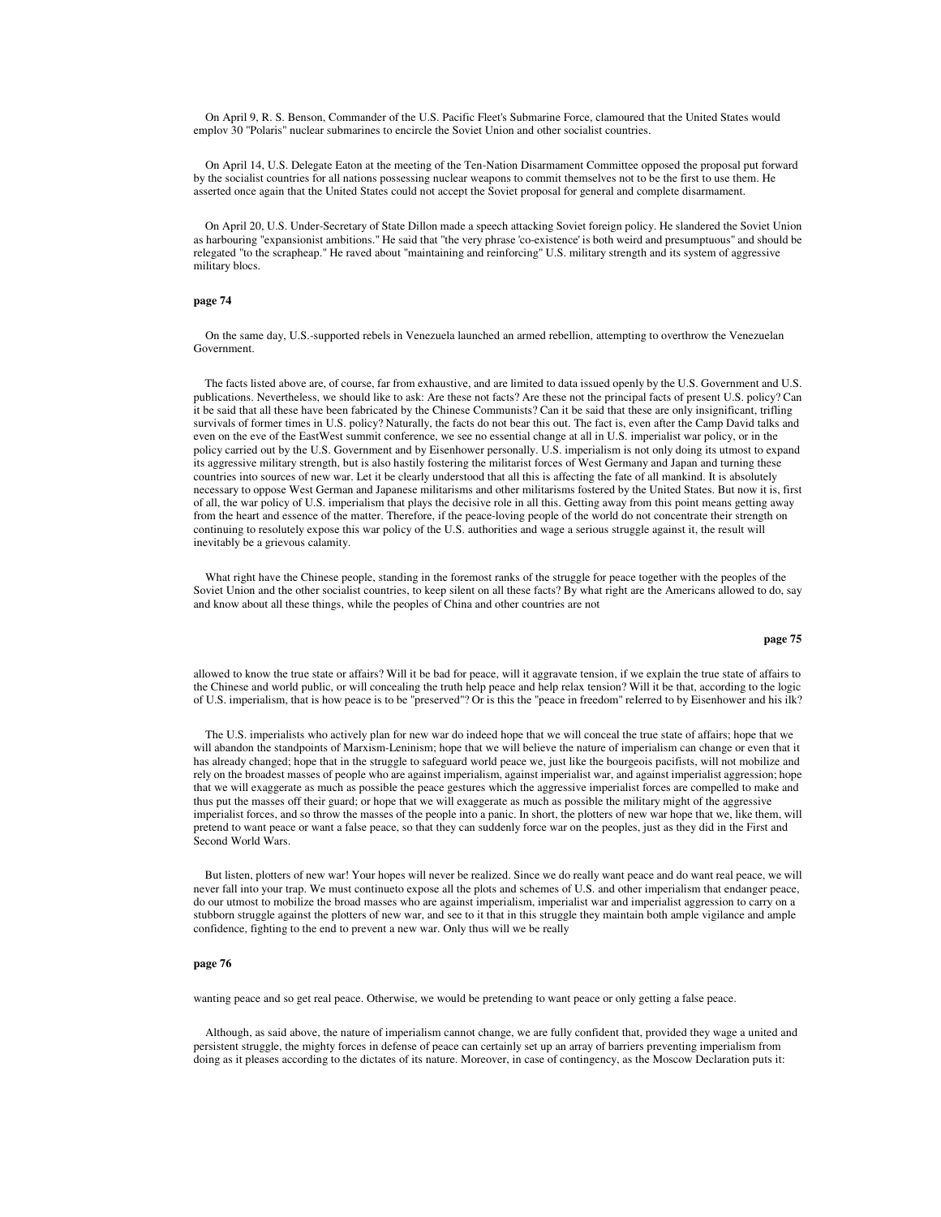On April 9, R. S. Benson, Commander of the U.S. Pacific Fleet's Submarine Force, clamoured that the United States would emplov 30 "Polaris" nuclear submarines to encircle the Soviet Union and other socialist countries.

On April 14, U.S. Delegate Eaton at the meeting of the Ten-Nation Disarmament Committee opposed the proposal put forward by the socialist countries for all nations possessing nuclear weapons to commit themselves not to be the first to use them. He asserted once again that the United States could not accept the Soviet proposal for general and complete disarmament.

On April 20, U.S. Under-Secretary of State Dillon made a speech attacking Soviet foreign policy. He slandered the Soviet Union as harbouring "expansionist ambitions." He said that "the very phrase 'co-existence' is both weird and presumptuous" and should be relegated "to the scrapheap." He raved about "maintaining and reinforcing" U.S. military strength and its system of aggressive military blocs.

**page 74**

On the same day, U.S.-supported rebels in Venezuela launched an armed rebellion, attempting to overthrow the Venezuelan Government.

The facts listed above are, of course, far from exhaustive, and are limited to data issued openly by the U.S. Government and U.S. publications. Nevertheless, we should like to ask: Are these not facts? Are these not the principal facts of present U.S. policy? Can it be said that all these have been fabricated by the Chinese Communists? Can it be said that these are only insignificant, trifling survivals of former times in U.S. policy? Naturally, the facts do not bear this out. The fact is, even after the Camp David talks and even on the eve of the EastWest summit conference, we see no essential change at all in U.S. imperialist war policy, or in the policy carried out by the U.S. Government and by Eisenhower personally. U.S. imperialism is not only doing its utmost to expand its aggressive military strength, but is also hastily fostering the militarist forces of West Germany and Japan and turning these countries into sources of new war. Let it be clearly understood that all this is affecting the fate of all mankind. It is absolutely necessary to oppose West German and Japanese militarisms and other militarisms fostered by the United States. But now it is, first of all, the war policy of U.S. imperialism that plays the decisive role in all this. Getting away from this point means getting away from the heart and essence of the matter. Therefore, if the peace-loving people of the world do not concentrate their strength on continuing to resolutely expose this war policy of the U.S. authorities and wage a serious struggle against it, the result will inevitably be a grievous calamity.

What right have the Chinese people, standing in the foremost ranks of the struggle for peace together with the peoples of the Soviet Union and the other socialist countries, to keep silent on all these facts? By what right are the Americans allowed to do, say and know about all these things, while the peoples of China and other countries are not

**page 75**

allowed to know the true state or affairs? Will it be bad for peace, will it aggravate tension, if we explain the true state of affairs to the Chinese and world public, or will concealing the truth help peace and help relax tension? Will it be that, according to the logic of U.S. imperialism, that is how peace is to be "preserved"? Or is this the "peace in freedom" reIerred to by Eisenhower and his ilk?

The U.S. imperialists who actively plan for new war do indeed hope that we will conceal the true state of affairs; hope that we will abandon the standpoints of Marxism-Leninism; hope that we will believe the nature of imperialism can change or even that it has already changed; hope that in the struggle to safeguard world peace we, just like the bourgeois pacifists, will not mobilize and rely on the broadest masses of people who are against imperialism, against imperialist war, and against imperialist aggression; hope that we will exaggerate as much as possible the peace gestures which the aggressive imperialist forces are compelled to make and thus put the masses off their guard; or hope that we will exaggerate as much as possible the military might of the aggressive imperialist forces, and so throw the masses of the people into a panic. In short, the plotters of new war hope that we, like them, will pretend to want peace or want a false peace, so that they can suddenly force war on the peoples, just as they did in the First and Second World Wars.

But listen, plotters of new war! Your hopes will never be realized. Since we do really want peace and do want real peace, we will never fall into your trap. We must continueto expose all the plots and schemes of U.S. and other imperialism that endanger peace, do our utmost to mobilize the broad masses who are against imperialism, imperialist war and imperialist aggression to carry on a stubborn struggle against the plotters of new war, and see to it that in this struggle they maintain both ample vigilance and ample confidence, fighting to the end to prevent a new war. Only thus will we be really

**page 76**

wanting peace and so get real peace. Otherwise, we would be pretending to want peace or only getting a false peace.

Although, as said above, the nature of imperialism cannot change, we are fully confident that, provided they wage a united and persistent struggle, the mighty forces in defense of peace can certainly set up an array of barriers preventing imperialism from doing as it pleases according to the dictates of its nature. Moreover, in case of contingency, as the Moscow Declaration puts it: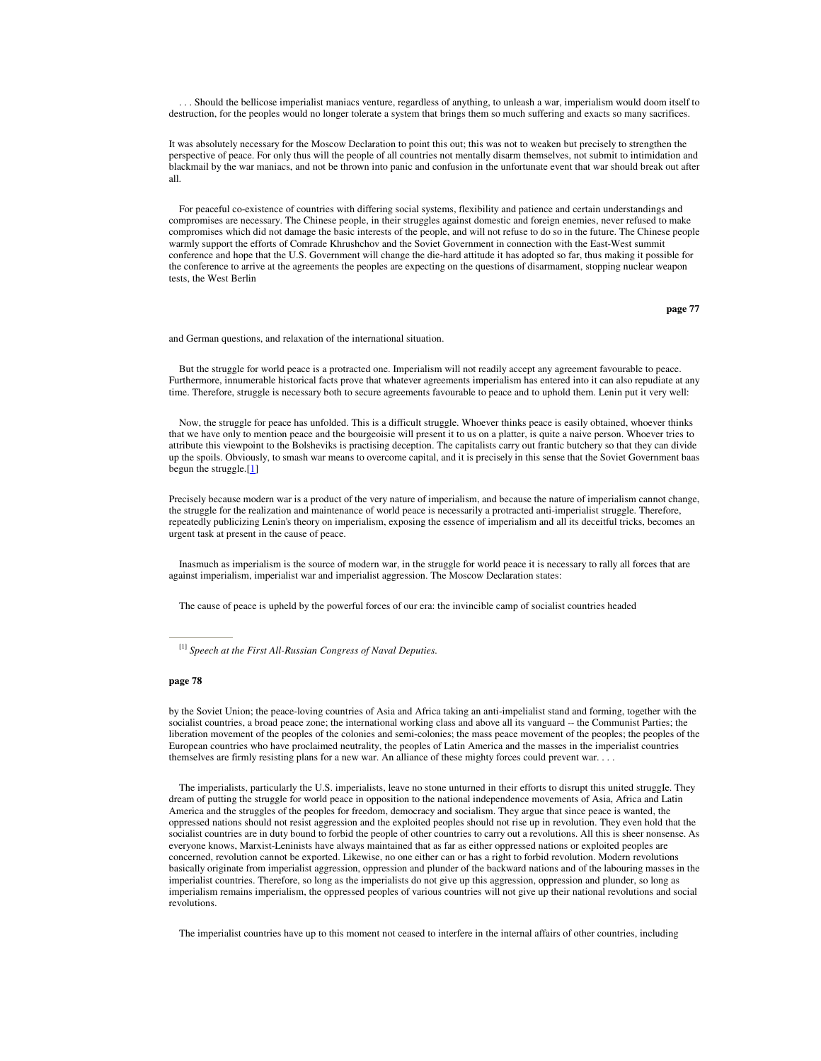. . . Should the bellicose imperialist maniacs venture, regardless of anything, to unleash a war, imperialism would doom itself to destruction, for the peoples would no longer tolerate a system that brings them so much suffering and exacts so many sacrifices.

It was absolutely necessary for the Moscow Declaration to point this out; this was not to weaken but precisely to strengthen the perspective of peace. For only thus will the people of all countries not mentally disarm themselves, not submit to intimidation and blackmail by the war maniacs, and not be thrown into panic and confusion in the unfortunate event that war should break out after all.

For peaceful co-existence of countries with differing social systems, flexibility and patience and certain understandings and compromises are necessary. The Chinese people, in their struggles against domestic and foreign enemies, never refused to make compromises which did not damage the basic interests of the people, and will not refuse to do so in the future. The Chinese people warmly support the efforts of Comrade Khrushchov and the Soviet Government in connection with the East-West summit conference and hope that the U.S. Government will change the die-hard attitude it has adopted so far, thus making it possible for the conference to arrive at the agreements the peoples are expecting on the questions of disarmament, stopping nuclear weapon tests, the West Berlin and German questions, and relaxation of the international situation.

But the struggle for world peace is a protracted one. Imperialism will not readily accept any agreement favourable to peace. Furthermore, innumerable historical facts prove that whatever agreements imperialism has entered into it can also repudiate at any time. Therefore, struggle is necessary both to secure agreements favourable to peace and to uphold them. Lenin put it very well:

Now, the struggle for peace has unfolded. This is a difficult struggle. Whoever thinks peace is easily obtained, whoever thinks that we have only to mention peace and the bourgeoisie will present it to us on a platter, is quite a naive person. Whoever tries to attribute this viewpoint to the Bolsheviks is practising deception. The capitalists carry out frantic butchery so that they can divide up the spoils. Obviously, to smash war means to overcome capital, and it is precisely in this sense that the Soviet Government baas begun the struggle.[1]

Precisely because modern war is a product of the very nature of imperialism, and because the nature of imperialism cannot change, the struggle for the realization and maintenance of world peace is necessarily a protracted anti-imperialist struggle. Therefore, repeatedly publicizing Lenin's theory on imperialism, exposing the essence of imperialism and all its deceitful tricks, becomes an urgent task at present in the cause of peace.

Inasmuch as imperialism is the source of modern war, in the struggle for world peace it is necessary to rally all forces that are against imperialism, imperialist war and imperialist aggression. The Moscow Declaration states:

The cause of peace is upheld by the powerful forces of our era: the invincible camp of socialist countries headed by the Soviet Union; the peace-loving countries of Asia and Africa taking an anti-impelialist stand and forming, together with the socialist countries, a broad peace zone; the international working class and above all its vanguard -- the Communist Parties; the liberation movement of the peoples of the colonies and semi-colonies; the mass peace movement of the peoples; the peoples of the European countries who have proclaimed neutrality, the peoples of Latin America and the masses in the imperialist countries themselves are firmly resisting plans for a new war. An alliance of these mighty forces could prevent war. . . .

The imperialists, particularly the U.S. imperialists, leave no stone unturned in their efforts to disrupt this united struggle. They dream of putting the struggle for world peace in opposition to the national independence movements of Asia, Africa and Latin America and the struggles of the peoples for freedom, democracy and socialism. They argue that since peace is wanted, the oppressed nations should not resist aggression and the exploited peoples should not rise up in revolution. They even hold that the socialist countries are in duty bound to forbid the people of other countries to carry out a revolutions. All this is sheer nonsense. As everyone knows, Marxist-Leninists have always maintained that as far as either oppressed nations or exploited peoples are concerned, revolution cannot be exported. Likewise, no one either can or has a right to forbid revolution. Modern revolutions basically originate from imperialist aggression, oppression and plunder of the backward nations and of the labouring masses in the imperialist countries. Therefore, so long as the imperialists do not give up this aggression, oppression and plunder, so long as imperialism remains imperialism, the oppressed peoples of various countries will not give up their national revolutions and social revolutions.

The imperialist countries have up to this moment not ceased to interfere in the internal affairs of other countries, including

---

[1] *Speech at the First All-Russian Congress of Naval Deputies.*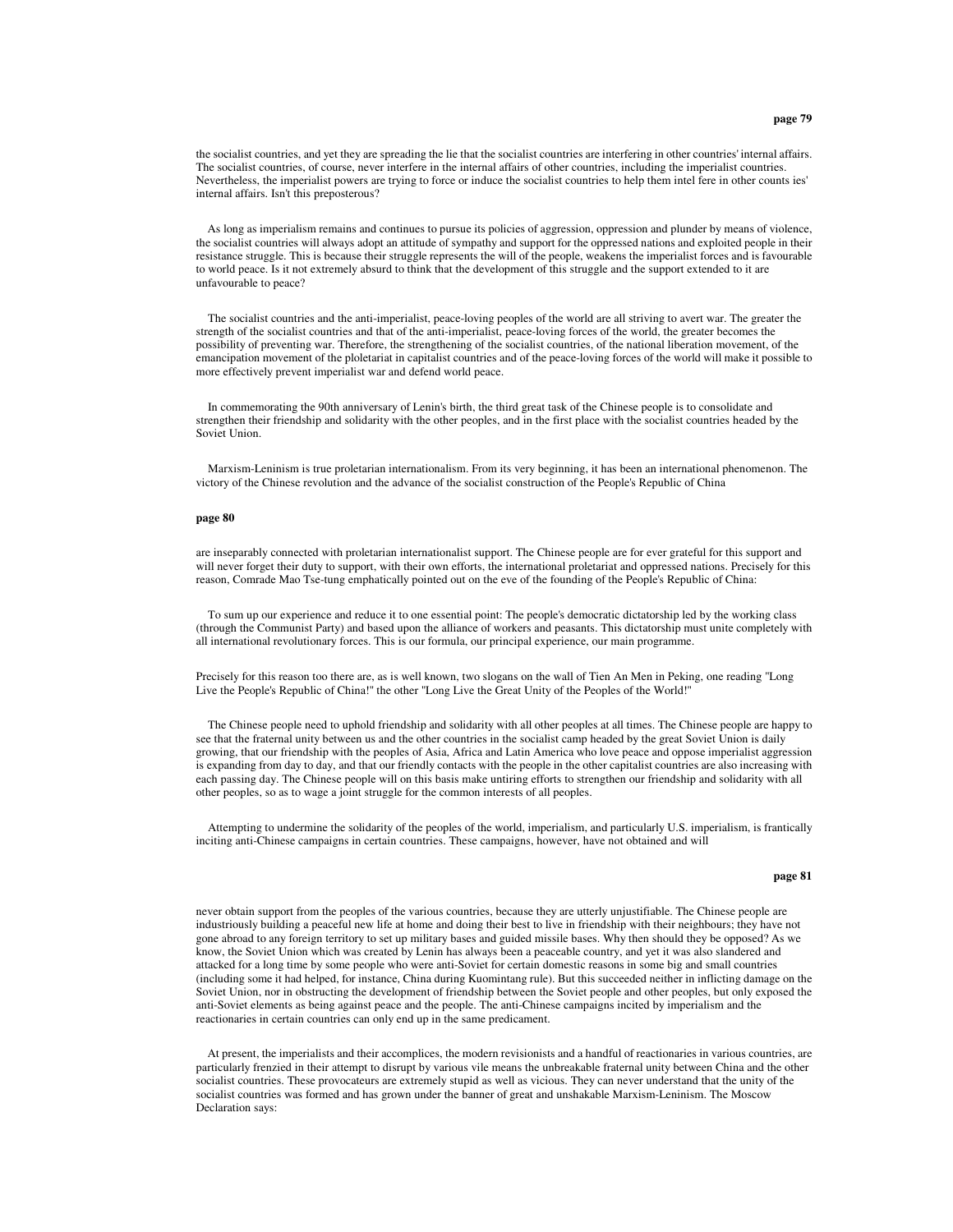the socialist countries, and yet they are spreading the lie that the socialist countries are interfering in other countries' internal affairs. The socialist countries, of course, never interfere in the internal affairs of other countries, including the imperialist countries. Nevertheless, the imperialist powers are trying to force or induce the socialist countries to help them intel fere in other counts ies' internal affairs. Isn't this preposterous?

As long as imperialism remains and continues to pursue its policies of aggression, oppression and plunder by means of violence, the socialist countries will always adopt an attitude of sympathy and support for the oppressed nations and exploited people in their resistance struggle. This is because their struggle represents the will of the people, weakens the imperialist forces and is favourable to world peace. Is it not extremely absurd to think that the development of this struggle and the support extended to it are unfavourable to peace?

The socialist countries and the anti-imperialist, peace-loving peoples of the world are all striving to avert war. The greater the strength of the socialist countries and that of the anti-imperialist, peace-loving forces of the world, the greater becomes the possibility of preventing war. Therefore, the strengthening of the socialist countries, of the national liberation movement, of the emancipation movement of the ploletariat in capitalist countries and of the peace-loving forces of the world will make it possible to more effectively prevent imperialist war and defend world peace.

In commemorating the 90th anniversary of Lenin's birth, the third great task of the Chinese people is to consolidate and strengthen their friendship and solidarity with the other peoples, and in the first place with the socialist countries headed by the Soviet Union.

Marxism-Leninism is true proletarian internationalism. From its very beginning, it has been an international phenomenon. The victory of the Chinese revolution and the advance of the socialist construction of the People's Republic of China

**page 80**

are inseparably connected with proletarian internationalist support. The Chinese people are for ever grateful for this support and will never forget their duty to support, with their own efforts, the international proletariat and oppressed nations. Precisely for this reason, Comrade Mao Tse-tung emphatically pointed out on the eve of the founding of the People's Republic of China:

> To sum up our experience and reduce it to one essential point: The people's democratic dictatorship led by the working class (through the Communist Party) and based upon the alliance of workers and peasants. This dictatorship must unite completely with all international revolutionary forces. This is our formula, our principal experience, our main programme.

Precisely for this reason too there are, as is well known, two slogans on the wall of Tien An Men in Peking, one reading "Long Live the People's Republic of China!" the other "Long Live the Great Unity of the Peoples of the World!"

The Chinese people need to uphold friendship and solidarity with all other peoples at all times. The Chinese people are happy to see that the fraternal unity between us and the other countries in the socialist camp headed by the great Soviet Union is daily growing, that our friendship with the peoples of Asia, Africa and Latin America who love peace and oppose imperialist aggression is expanding from day to day, and that our friendly contacts with the people in the other capitalist countries are also increasing with each passing day. The Chinese people will on this basis make untiring efforts to strengthen our friendship and solidarity with all other peoples, so as to wage a joint struggle for the common interests of all peoples.

Attempting to undermine the solidarity of the peoples of the world, imperialism, and particularly U.S. imperialism, is frantically inciting anti-Chinese campaigns in certain countries. These campaigns, however, have not obtained and will

**page 81**

never obtain support from the peoples of the various countries, because they are utterly unjustifiable. The Chinese people are industriously building a peaceful new life at home and doing their best to live in friendship with their neighbours; they have not gone abroad to any foreign territory to set up military bases and guided missile bases. Why then should they be opposed? As we know, the Soviet Union which was created by Lenin has always been a peaceable country, and yet it was also slandered and attacked for a long time by some people who were anti-Soviet for certain domestic reasons in some big and small countries (including some it had helped, for instance, China during Kuomintang rule). But this succeeded neither in inflicting damage on the Soviet Union, nor in obstructing the development of friendship between the Soviet people and other peoples, but only exposed the anti-Soviet elements as being against peace and the people. The anti-Chinese campaigns incited by imperialism and the reactionaries in certain countries can only end up in the same predicament.

At present, the imperialists and their accomplices, the modern revisionists and a handful of reactionaries in various countries, are particularly frenzied in their attempt to disrupt by various vile means the unbreakable fraternal unity between China and the other socialist countries. These provocateurs are extremely stupid as well as vicious. They can never understand that the unity of the socialist countries was formed and has grown under the banner of great and unshakable Marxism-Leninism. The Moscow Declaration says: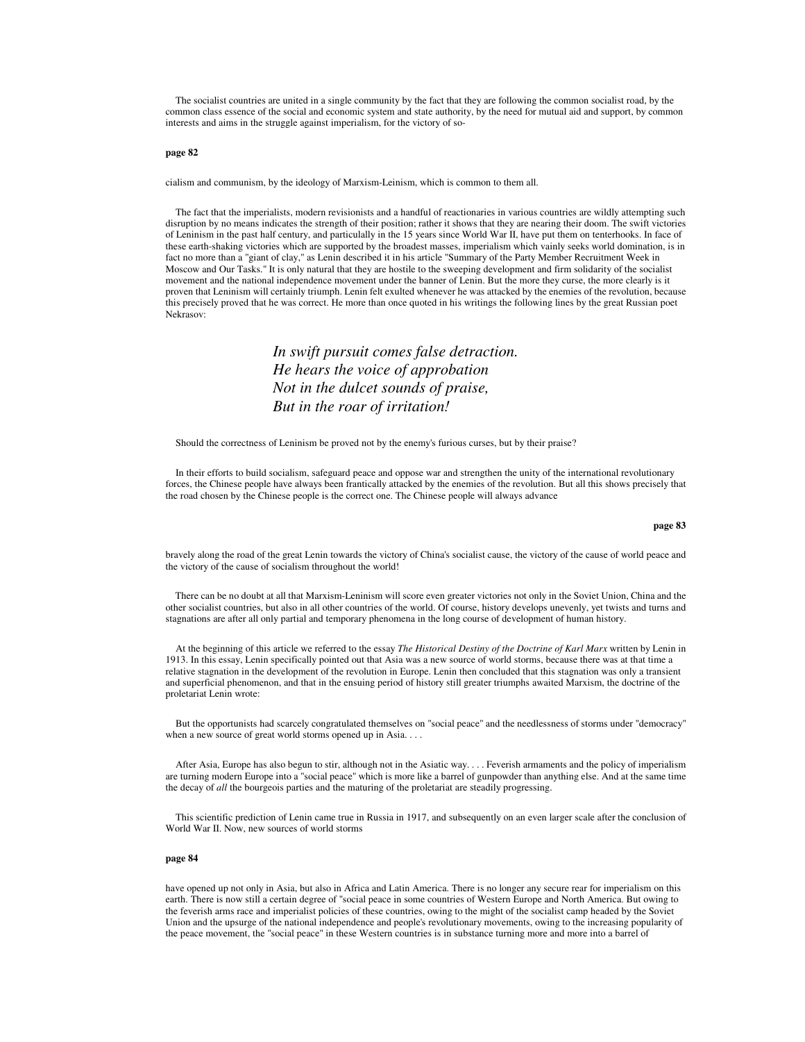The socialist countries are united in a single community by the fact that they are following the common socialist road, by the common class essence of the social and economic system and state authority, by the need for mutual aid and support, by common interests and aims in the struggle against imperialism, for the victory of socialism and communism, by the ideology of Marxism-Leninism, which is common to them all.

The fact that the imperialists, modern revisionists and a handful of reactionaries in various countries are wildly attempting such disruption by no means indicates the strength of their position; rather it shows that they are nearing their doom. The swift victories of Leninism in the past half century, and particularly in the 15 years since World War II, have put them on tenterhooks. In face of these earth-shaking victories which are supported by the broadest masses, imperialism which vainly seeks world domination, is in fact no more than a "giant of clay," as Lenin described it in his article "Summary of the Party Member Recruitment Week in Moscow and Our Tasks." It is only natural that they are hostile to the sweeping development and firm solidarity of the socialist movement and the national independence movement under the banner of Lenin. But the more they curse, the more clearly is it proven that Leninism will certainly triumph. Lenin felt exulted whenever he was attacked by the enemies of the revolution, because this precisely proved that he was correct. He more than once quoted in his writings the following lines by the great Russian poet Nekrasov:

> *In swift pursuit comes false detraction.*
> *He hears the voice of approbation*
> *Not in the dulcet sounds of praise,*
> *But in the roar of irritation!*

Should the correctness of Leninism be proved not by the enemy's furious curses, but by their praise?

In their efforts to build socialism, safeguard peace and oppose war and strengthen the unity of the international revolutionary forces, the Chinese people have always been frantically attacked by the enemies of the revolution. But all this shows precisely that the road chosen by the Chinese people is the correct one. The Chinese people will always advance bravely along the road of the great Lenin towards the victory of China's socialist cause, the victory of the cause of world peace and the victory of the cause of socialism throughout the world!

There can be no doubt at all that Marxism-Leninism will score even greater victories not only in the Soviet Union, China and the other socialist countries, but also in all other countries of the world. Of course, history develops unevenly, yet twists and turns and stagnations are after all only partial and temporary phenomena in the long course of development of human history.

At the beginning of this article we referred to the essay *The Historical Destiny of the Doctrine of Karl Marx* written by Lenin in 1913. In this essay, Lenin specifically pointed out that Asia was a new source of world storms, because there was at that time a relative stagnation in the development of the revolution in Europe. Lenin then concluded that this stagnation was only a transient and superficial phenomenon, and that in the ensuing period of history still greater triumphs awaited Marxism, the doctrine of the proletariat Lenin wrote:

> But the opportunists had scarcely congratulated themselves on "social peace" and the needlessness of storms under "democracy" when a new source of great world storms opened up in Asia. . . .
>
> After Asia, Europe has also begun to stir, although not in the Asiatic way. . . . Feverish armaments and the policy of imperialism are turning modern Europe into a "social peace" which is more like a barrel of gunpowder than anything else. And at the same time the decay of *all* the bourgeois parties and the maturing of the proletariat are steadily progressing.

This scientific prediction of Lenin came true in Russia in 1917, and subsequently on an even larger scale after the conclusion of World War II. Now, new sources of world storms have opened up not only in Asia, but also in Africa and Latin America. There is no longer any secure rear for imperialism on this earth. There is now still a certain degree of "social peace in some countries of Western Europe and North America. But owing to the feverish arms race and imperialist policies of these countries, owing to the might of the socialist camp headed by the Soviet Union and the upsurge of the national independence and people's revolutionary movements, owing to the increasing popularity of the peace movement, the "social peace" in these Western countries is in substance turning more and more into a barrel of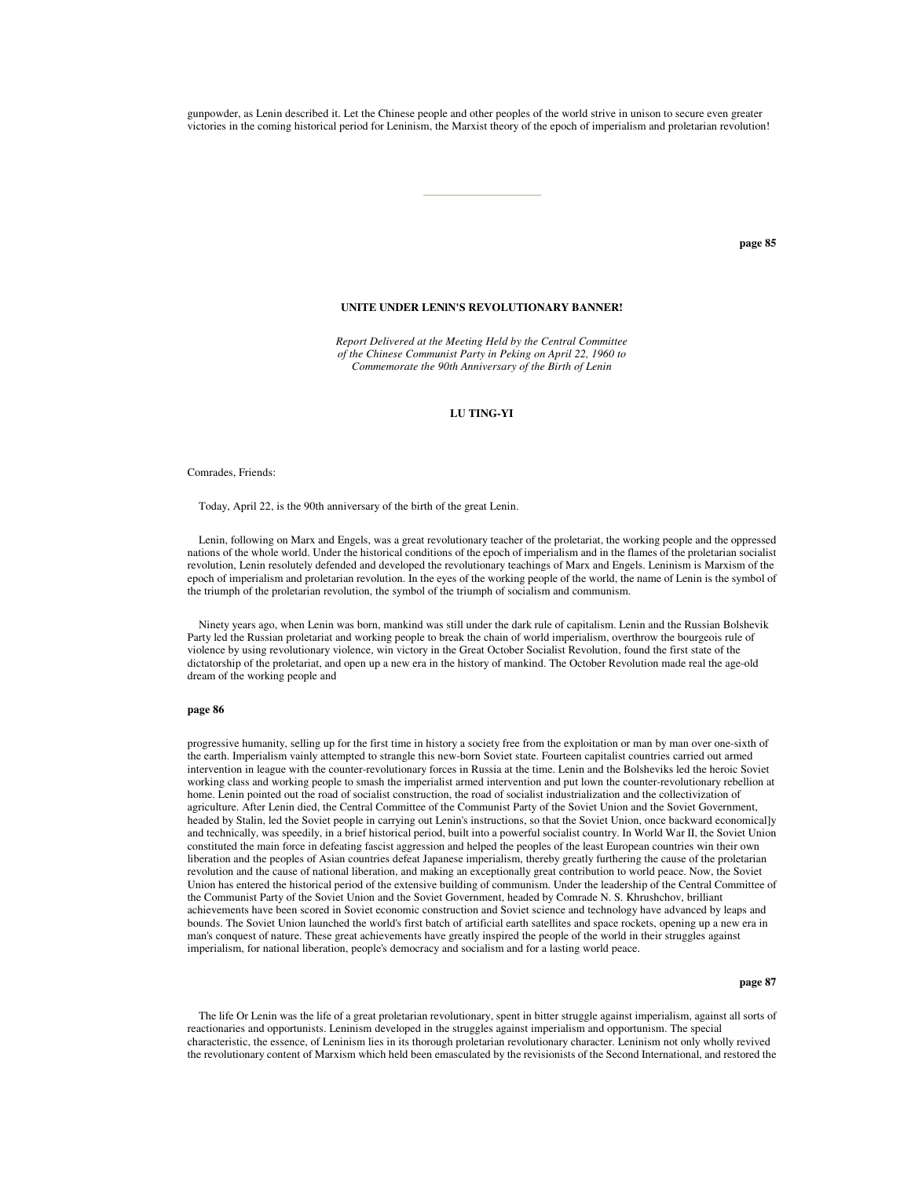gunpowder, as Lenin described it. Let the Chinese people and other peoples of the world strive in unison to secure even greater victories in the coming historical period for Leninism, the Marxist theory of the epoch of imperialism and proletarian revolution!

---

## UNITE UNDER LENIN'S REVOLUTIONARY BANNER!

*Report Delivered at the Meeting Held by the Central Committee of the Chinese Communist Party in Peking on April 22, 1960 to Commemorate the 90th Anniversary of the Birth of Lenin*

**LU TING-YI**

Comrades, Friends:

Today, April 22, is the 90th anniversary of the birth of the great Lenin.

Lenin, following on Marx and Engels, was a great revolutionary teacher of the proletariat, the working people and the oppressed nations of the whole world. Under the historical conditions of the epoch of imperialism and in the flames of the proletarian socialist revolution, Lenin resolutely defended and developed the revolutionary teachings of Marx and Engels. Leninism is Marxism of the epoch of imperialism and proletarian revolution. In the eyes of the working people of the world, the name of Lenin is the symbol of the triumph of the proletarian revolution, the symbol of the triumph of socialism and communism.

Ninety years ago, when Lenin was born, mankind was still under the dark rule of capitalism. Lenin and the Russian Bolshevik Party led the Russian proletariat and working people to break the chain of world imperialism, overthrow the bourgeois rule of violence by using revolutionary violence, win victory in the Great October Socialist Revolution, found the first state of the dictatorship of the proletariat, and open up a new era in the history of mankind. The October Revolution made real the age-old dream of the working people and progressive humanity, selling up for the first time in history a society free from the exploitation or man by man over one-sixth of the earth. Imperialism vainly attempted to strangle this new-born Soviet state. Fourteen capitalist countries carried out armed intervention in league with the counter-revolutionary forces in Russia at the time. Lenin and the Bolsheviks led the heroic Soviet working class and working people to smash the imperialist armed intervention and put lown the counter-revolutionary rebellion at home. Lenin pointed out the road of socialist construction, the road of socialist industrialization and the collectivization of agriculture. After Lenin died, the Central Committee of the Communist Party of the Soviet Union and the Soviet Government, headed by Stalin, led the Soviet people in carrying out Lenin's instructions, so that the Soviet Union, once backward economicalJy and technically, was speedily, in a brief historical period, built into a powerful socialist country. In World War II, the Soviet Union constituted the main force in defeating fascist aggression and helped the peoples of the least European countries win their own liberation and the peoples of Asian countries defeat Japanese imperialism, thereby greatly furthering the cause of the proletarian revolution and the cause of national liberation, and making an exceptionally great contribution to world peace. Now, the Soviet Union has entered the historical period of the extensive building of communism. Under the leadership of the Central Committee of the Communist Party of the Soviet Union and the Soviet Government, headed by Comrade N. S. Khrushchov, brilliant achievements have been scored in Soviet economic construction and Soviet science and technology have advanced by leaps and bounds. The Soviet Union launched the world's first batch of artificial earth satellites and space rockets, opening up a new era in man's conquest of nature. These great achievements have greatly inspired the people of the world in their struggles against imperialism, for national liberation, people's democracy and socialism and for a lasting world peace.

The life Or Lenin was the life of a great proletarian revolutionary, spent in bitter struggle against imperialism, against all sorts of reactionaries and opportunists. Leninism developed in the struggles against imperialism and opportunism. The special characteristic, the essence, of Leninism lies in its thorough proletarian revolutionary character. Leninism not only wholly revived the revolutionary content of Marxism which held been emasculated by the revisionists of the Second International, and restored the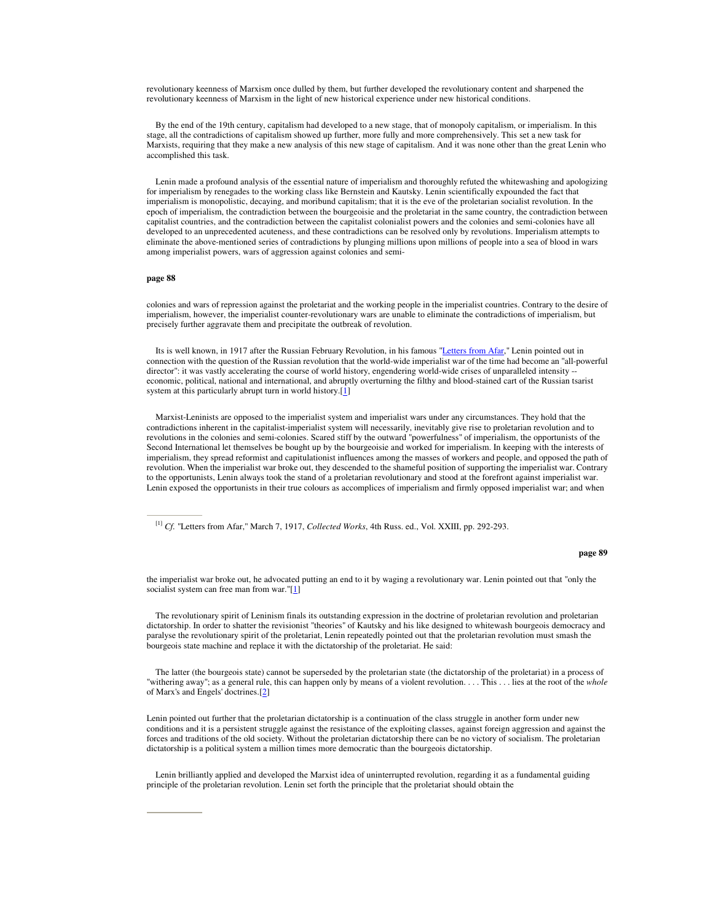revolutionary keenness of Marxism once dulled by them, but further developed the revolutionary content and sharpened the revolutionary keenness of Marxism in the light of new historical experience under new historical conditions.

By the end of the 19th century, capitalism had developed to a new stage, that of monopoly capitalism, or imperialism. In this stage, all the contradictions of capitalism showed up further, more fully and more comprehensively. This set a new task for Marxists, requiring that they make a new analysis of this new stage of capitalism. And it was none other than the great Lenin who accomplished this task.

Lenin made a profound analysis of the essential nature of imperialism and thoroughly refuted the whitewashing and apologizing for imperialism by renegades to the working class like Bernstein and Kautsky. Lenin scientifically expounded the fact that imperialism is monopolistic, decaying, and moribund capitalism; that it is the eve of the proletarian socialist revolution. In the epoch of imperialism, the contradiction between the bourgeoisie and the proletariat in the same country, the contradiction between capitalist countries, and the contradiction between the capitalist colonialist powers and the colonies and semi-colonies have all developed to an unprecedented acuteness, and these contradictions can be resolved only by revolutions. Imperialism attempts to eliminate the above-mentioned series of contradictions by plunging millions upon millions of people into a sea of blood in wars among imperialist powers, wars of aggression against colonies and semi-

**page 88**

colonies and wars of repression against the proletariat and the working people in the imperialist countries. Contrary to the desire of imperialism, however, the imperialist counter-revolutionary wars are unable to eliminate the contradictions of imperialism, but precisely further aggravate them and precipitate the outbreak of revolution.

Its is well known, in 1917 after the Russian February Revolution, in his famous "Letters from Afar," Lenin pointed out in connection with the question of the Russian revolution that the world-wide imperialist war of the time had become an "all-powerful director": it was vastly accelerating the course of world history, engendering world-wide crises of unparalleled intensity -- economic, political, national and international, and abruptly overturning the filthy and blood-stained cart of the Russian tsarist system at this particularly abrupt turn in world history.[1]

Marxist-Leninists are opposed to the imperialist system and imperialist wars under any circumstances. They hold that the contradictions inherent in the capitalist-imperialist system will necessarily, inevitably give rise to proletarian revolution and to revolutions in the colonies and semi-colonies. Scared stiff by the outward "powerfulness" of imperialism, the opportunists of the Second International let themselves be bought up by the bourgeoisie and worked for imperialism. In keeping with the interests of imperialism, they spread reformist and capitulationist influences among the masses of workers and people, and opposed the path of revolution. When the imperialist war broke out, they descended to the shameful position of supporting the imperialist war. Contrary to the opportunists, Lenin always took the stand of a proletarian revolutionary and stood at the forefront against imperialist war. Lenin exposed the opportunists in their true colours as accomplices of imperialism and firmly opposed imperialist war; and when

[1] *Cf.* "Letters from Afar," March 7, 1917, *Collected Works*, 4th Russ. ed., Vol. XXIII, pp. 292-293.

**page 89**

the imperialist war broke out, he advocated putting an end to it by waging a revolutionary war. Lenin pointed out that "only the socialist system can free man from war."[1]

The revolutionary spirit of Leninism finals its outstanding expression in the doctrine of proletarian revolution and proletarian dictatorship. In order to shatter the revisionist "theories" of Kautsky and his like designed to whitewash bourgeois democracy and paralyse the revolutionary spirit of the proletariat, Lenin repeatedly pointed out that the proletarian revolution must smash the bourgeois state machine and replace it with the dictatorship of the proletariat. He said:

> The latter (the bourgeois state) cannot be superseded by the proletarian state (the dictatorship of the proletariat) in a process of "withering away"; as a general rule, this can happen only by means of a violent revolution. . . . This . . . lies at the root of the *whole* of Marx's and Engels' doctrines.[2]

Lenin pointed out further that the proletarian dictatorship is a continuation of the class struggle in another form under new conditions and it is a persistent struggle against the resistance of the exploiting classes, against foreign aggression and against the forces and traditions of the old society. Without the proletarian dictatorship there can be no victory of socialism. The proletarian dictatorship is a political system a million times more democratic than the bourgeois dictatorship.

Lenin brilliantly applied and developed the Marxist idea of uninterrupted revolution, regarding it as a fundamental guiding principle of the proletarian revolution. Lenin set forth the principle that the proletariat should obtain the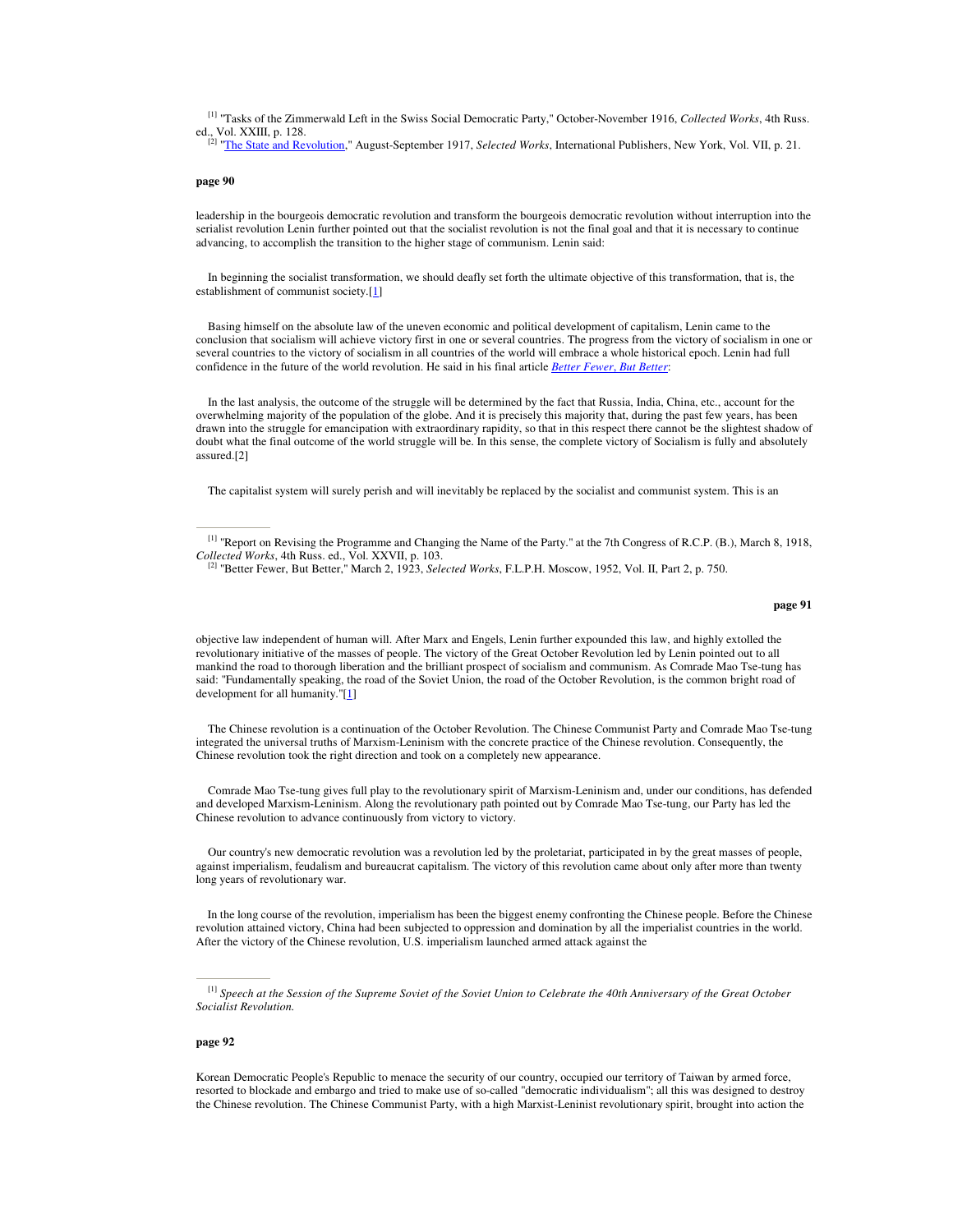[1] "Tasks of the Zimmerwald Left in the Swiss Social Democratic Party," October-November 1916, *Collected Works*, 4th Russ. ed., Vol. XXIII, p. 128.

[2] "The State and Revolution," August-September 1917, *Selected Works*, International Publishers, New York, Vol. VII, p. 21.

leadership in the bourgeois democratic revolution and transform the bourgeois democratic revolution without interruption into the serialist revolution Lenin further pointed out that the socialist revolution is not the final goal and that it is necessary to continue advancing, to accomplish the transition to the higher stage of communism. Lenin said:

> In beginning the socialist transformation, we should deafly set forth the ultimate objective of this transformation, that is, the establishment of communist society.[1]

Basing himself on the absolute law of the uneven economic and political development of capitalism, Lenin came to the conclusion that socialism will achieve victory first in one or several countries. The progress from the victory of socialism in one or several countries to the victory of socialism in all countries of the world will embrace a whole historical epoch. Lenin had full confidence in the future of the world revolution. He said in his final article *Better Fewer, But Better*:

> In the last analysis, the outcome of the struggle will be determined by the fact that Russia, India, China, etc., account for the overwhelming majority of the population of the globe. And it is precisely this majority that, during the past few years, has been drawn into the struggle for emancipation with extraordinary rapidity, so that in this respect there cannot be the slightest shadow of doubt what the final outcome of the world struggle will be. In this sense, the complete victory of Socialism is fully and absolutely assured.[2]

The capitalist system will surely perish and will inevitably be replaced by the socialist and communist system. This is an

---

[1] "Report on Revising the Programme and Changing the Name of the Party." at the 7th Congress of R.C.P. (B.), March 8, 1918, *Collected Works*, 4th Russ. ed., Vol. XXVII, p. 103.

[2] "Better Fewer, But Better," March 2, 1923, *Selected Works*, F.L.P.H. Moscow, 1952, Vol. II, Part 2, p. 750.

objective law independent of human will. After Marx and Engels, Lenin further expounded this law, and highly extolled the revolutionary initiative of the masses of people. The victory of the Great October Revolution led by Lenin pointed out to all mankind the road to thorough liberation and the brilliant prospect of socialism and communism. As Comrade Mao Tse-tung has said: "Fundamentally speaking, the road of the Soviet Union, the road of the October Revolution, is the common bright road of development for all humanity."[1]

The Chinese revolution is a continuation of the October Revolution. The Chinese Communist Party and Comrade Mao Tse-tung integrated the universal truths of Marxism-Leninism with the concrete practice of the Chinese revolution. Consequently, the Chinese revolution took the right direction and took on a completely new appearance.

Comrade Mao Tse-tung gives full play to the revolutionary spirit of Marxism-Leninism and, under our conditions, has defended and developed Marxism-Leninism. Along the revolutionary path pointed out by Comrade Mao Tse-tung, our Party has led the Chinese revolution to advance continuously from victory to victory.

Our country's new democratic revolution was a revolution led by the proletariat, participated in by the great masses of people, against imperialism, feudalism and bureaucrat capitalism. The victory of this revolution came about only after more than twenty long years of revolutionary war.

In the long course of the revolution, imperialism has been the biggest enemy confronting the Chinese people. Before the Chinese revolution attained victory, China had been subjected to oppression and domination by all the imperialist countries in the world. After the victory of the Chinese revolution, U.S. imperialism launched armed attack against the

---

[1] *Speech at the Session of the Supreme Soviet of the Soviet Union to Celebrate the 40th Anniversary of the Great October Socialist Revolution.*

Korean Democratic People's Republic to menace the security of our country, occupied our territory of Taiwan by armed force, resorted to blockade and embargo and tried to make use of so-called "democratic individualism"; all this was designed to destroy the Chinese revolution. The Chinese Communist Party, with a high Marxist-Leninist revolutionary spirit, brought into action the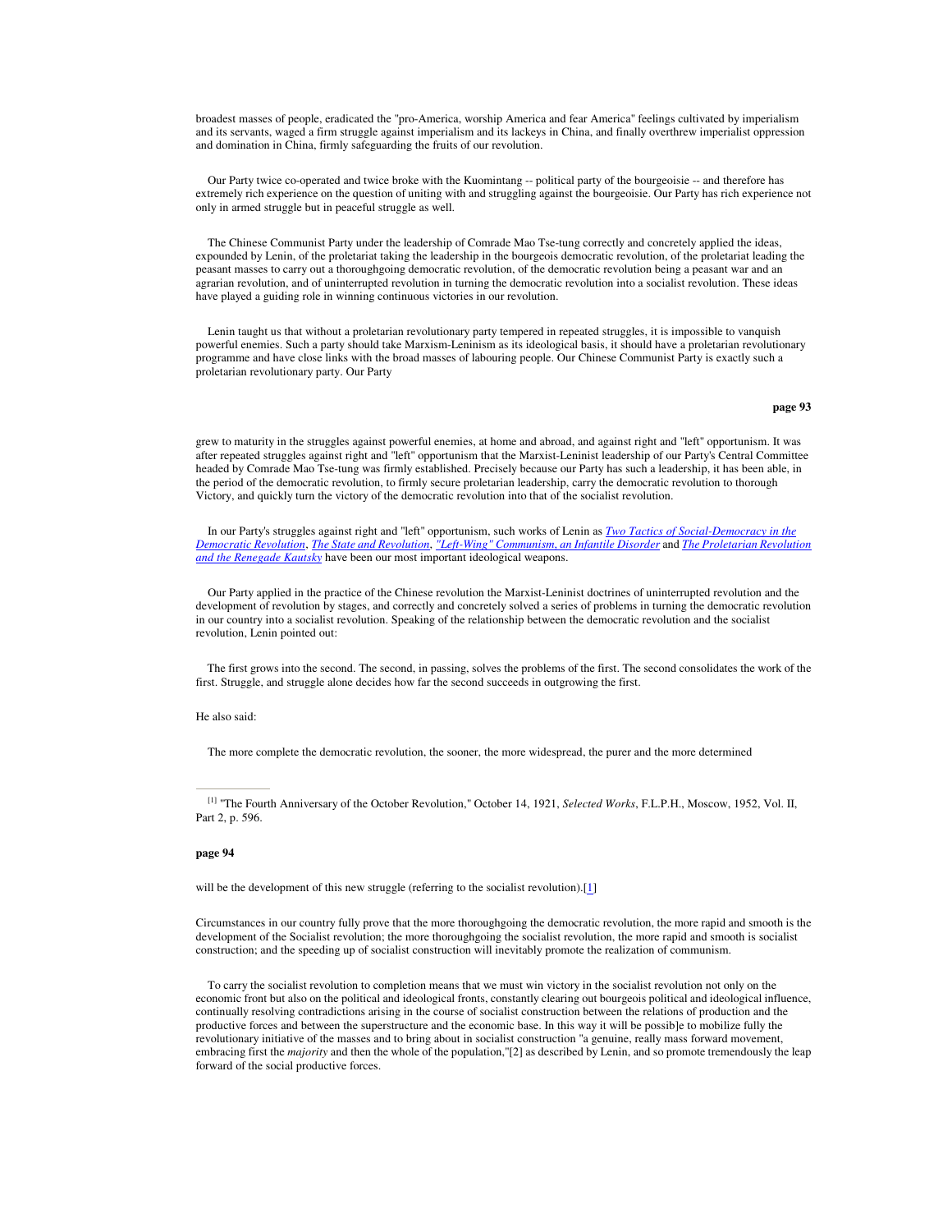broadest masses of people, eradicated the "pro-America, worship America and fear America" feelings cultivated by imperialism and its servants, waged a firm struggle against imperialism and its lackeys in China, and finally overthrew imperialist oppression and domination in China, firmly safeguarding the fruits of our revolution.

Our Party twice co-operated and twice broke with the Kuomintang -- political party of the bourgeoisie -- and therefore has extremely rich experience on the question of uniting with and struggling against the bourgeoisie. Our Party has rich experience not only in armed struggle but in peaceful struggle as well.

The Chinese Communist Party under the leadership of Comrade Mao Tse-tung correctly and concretely applied the ideas, expounded by Lenin, of the proletariat taking the leadership in the bourgeois democratic revolution, of the proletariat leading the peasant masses to carry out a thoroughgoing democratic revolution, of the democratic revolution being a peasant war and an agrarian revolution, and of uninterrupted revolution in turning the democratic revolution into a socialist revolution. These ideas have played a guiding role in winning continuous victories in our revolution.

Lenin taught us that without a proletarian revolutionary party tempered in repeated struggles, it is impossible to vanquish powerful enemies. Such a party should take Marxism-Leninism as its ideological basis, it should have a proletarian revolutionary programme and have close links with the broad masses of labouring people. Our Chinese Communist Party is exactly such a proletarian revolutionary party. Our Party grew to maturity in the struggles against powerful enemies, at home and abroad, and against right and "left" opportunism. It was after repeated struggles against right and "left" opportunism that the Marxist-Leninist leadership of our Party's Central Committee headed by Comrade Mao Tse-tung was firmly established. Precisely because our Party has such a leadership, it has been able, in the period of the democratic revolution, to firmly secure proletarian leadership, carry the democratic revolution to thorough Victory, and quickly turn the victory of the democratic revolution into that of the socialist revolution.

In our Party's struggles against right and "left" opportunism, such works of Lenin as *Two Tactics of Social-Democracy in the Democratic Revolution*, *The State and Revolution*, *"Left-Wing" Communism, an Infantile Disorder* and *The Proletarian Revolution and the Renegade Kautsky* have been our most important ideological weapons.

Our Party applied in the practice of the Chinese revolution the Marxist-Leninist doctrines of uninterrupted revolution and the development of revolution by stages, and correctly and concretely solved a series of problems in turning the democratic revolution in our country into a socialist revolution. Speaking of the relationship between the democratic revolution and the socialist revolution, Lenin pointed out:

> The first grows into the second. The second, in passing, solves the problems of the first. The second consolidates the work of the first. Struggle, and struggle alone decides how far the second succeeds in outgrowing the first.

He also said:

> The more complete the democratic revolution, the sooner, the more widespread, the purer and the more determined will be the development of this new struggle (referring to the socialist revolution).[1]

Circumstances in our country fully prove that the more thoroughgoing the democratic revolution, the more rapid and smooth is the development of the Socialist revolution; the more thoroughgoing the socialist revolution, the more rapid and smooth is socialist construction; and the speeding up of socialist construction will inevitably promote the realization of communism.

To carry the socialist revolution to completion means that we must win victory in the socialist revolution not only on the economic front but also on the political and ideological fronts, constantly clearing out bourgeois political and ideological influence, continually resolving contradictions arising in the course of socialist construction between the relations of production and the productive forces and between the superstructure and the economic base. In this way it will be possib]e to mobilize fully the revolutionary initiative of the masses and to bring about in socialist construction "a genuine, really mass forward movement, embracing first the *majority* and then the whole of the population,"[2] as described by Lenin, and so promote tremendously the leap forward of the social productive forces.

---

[1] "The Fourth Anniversary of the October Revolution," October 14, 1921, *Selected Works*, F.L.P.H., Moscow, 1952, Vol. II, Part 2, p. 596.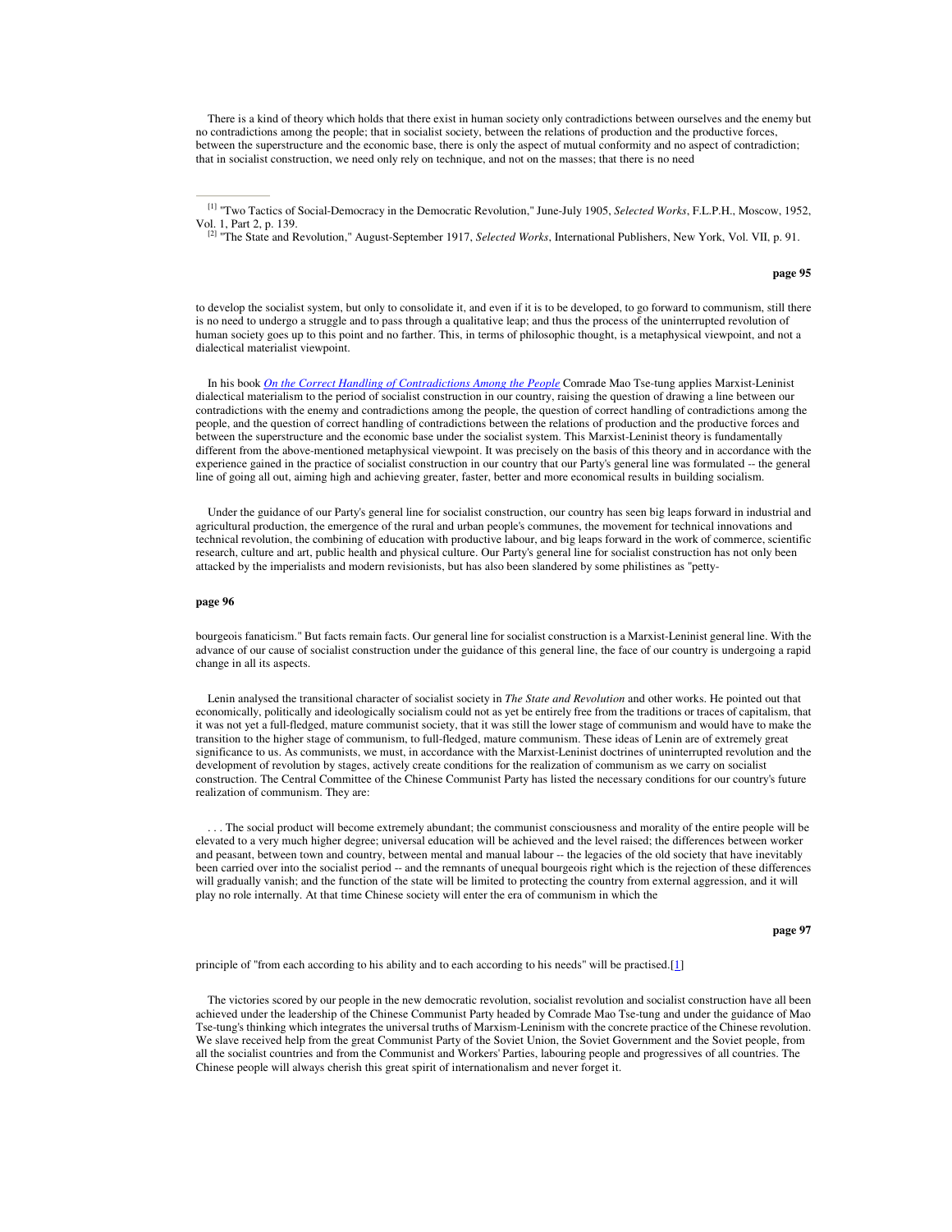There is a kind of theory which holds that there exist in human society only contradictions between ourselves and the enemy but no contradictions among the people; that in socialist society, between the relations of production and the productive forces, between the superstructure and the economic base, there is only the aspect of mutual conformity and no aspect of contradiction; that in socialist construction, we need only rely on technique, and not on the masses; that there is no need to develop the socialist system, but only to consolidate it, and even if it is to be developed, to go forward to communism, still there is no need to undergo a struggle and to pass through a qualitative leap; and thus the process of the uninterrupted revolution of human society goes up to this point and no farther. This, in terms of philosophic thought, is a metaphysical viewpoint, and not a dialectical materialist viewpoint.

In his book *On the Correct Handling of Contradictions Among the People* Comrade Mao Tse-tung applies Marxist-Leninist dialectical materialism to the period of socialist construction in our country, raising the question of drawing a line between our contradictions with the enemy and contradictions among the people, the question of correct handling of contradictions among the people, and the question of correct handling of contradictions between the relations of production and the productive forces and between the superstructure and the economic base under the socialist system. This Marxist-Leninist theory is fundamentally different from the above-mentioned metaphysical viewpoint. It was precisely on the basis of this theory and in accordance with the experience gained in the practice of socialist construction in our country that our Party's general line was formulated -- the general line of going all out, aiming high and achieving greater, faster, better and more economical results in building socialism.

Under the guidance of our Party's general line for socialist construction, our country has seen big leaps forward in industrial and agricultural production, the emergence of the rural and urban people's communes, the movement for technical innovations and technical revolution, the combining of education with productive labour, and big leaps forward in the work of commerce, scientific research, culture and art, public health and physical culture. Our Party's general line for socialist construction has not only been attacked by the imperialists and modern revisionists, but has also been slandered by some philistines as "petty-bourgeois fanaticism." But facts remain facts. Our general line for socialist construction is a Marxist-Leninist general line. With the advance of our cause of socialist construction under the guidance of this general line, the face of our country is undergoing a rapid change in all its aspects.

Lenin analysed the transitional character of socialist society in *The State and Revolution* and other works. He pointed out that economically, politically and ideologically socialism could not as yet be entirely free from the traditions or traces of capitalism, that it was not yet a full-fledged, mature communist society, that it was still the lower stage of communism and would have to make the transition to the higher stage of communism, to full-fledged, mature communism. These ideas of Lenin are of extremely great significance to us. As communists, we must, in accordance with the Marxist-Leninist doctrines of uninterrupted revolution and the development of revolution by stages, actively create conditions for the realization of communism as we carry on socialist construction. The Central Committee of the Chinese Communist Party has listed the necessary conditions for our country's future realization of communism. They are:

> . . . The social product will become extremely abundant; the communist consciousness and morality of the entire people will be elevated to a very much higher degree; universal education will be achieved and the level raised; the differences between worker and peasant, between town and country, between mental and manual labour -- the legacies of the old society that have inevitably been carried over into the socialist period -- and the remnants of unequal bourgeois right which is the rejection of these differences will gradually vanish; and the function of the state will be limited to protecting the country from external aggression, and it will play no role internally. At that time Chinese society will enter the era of communism in which the principle of "from each according to his ability and to each according to his needs" will be practised.[1]

The victories scored by our people in the new democratic revolution, socialist revolution and socialist construction have all been achieved under the leadership of the Chinese Communist Party headed by Comrade Mao Tse-tung and under the guidance of Mao Tse-tung's thinking which integrates the universal truths of Marxism-Leninism with the concrete practice of the Chinese revolution. We slave received help from the great Communist Party of the Soviet Union, the Soviet Government and the Soviet people, from all the socialist countries and from the Communist and Workers' Parties, labouring people and progressives of all countries. The Chinese people will always cherish this great spirit of internationalism and never forget it.

---

[1] "Two Tactics of Social-Democracy in the Democratic Revolution," June-July 1905, *Selected Works*, F.L.P.H., Moscow, 1952, Vol. 1, Part 2, p. 139.

[2] "The State and Revolution," August-September 1917, *Selected Works*, International Publishers, New York, Vol. VII, p. 91.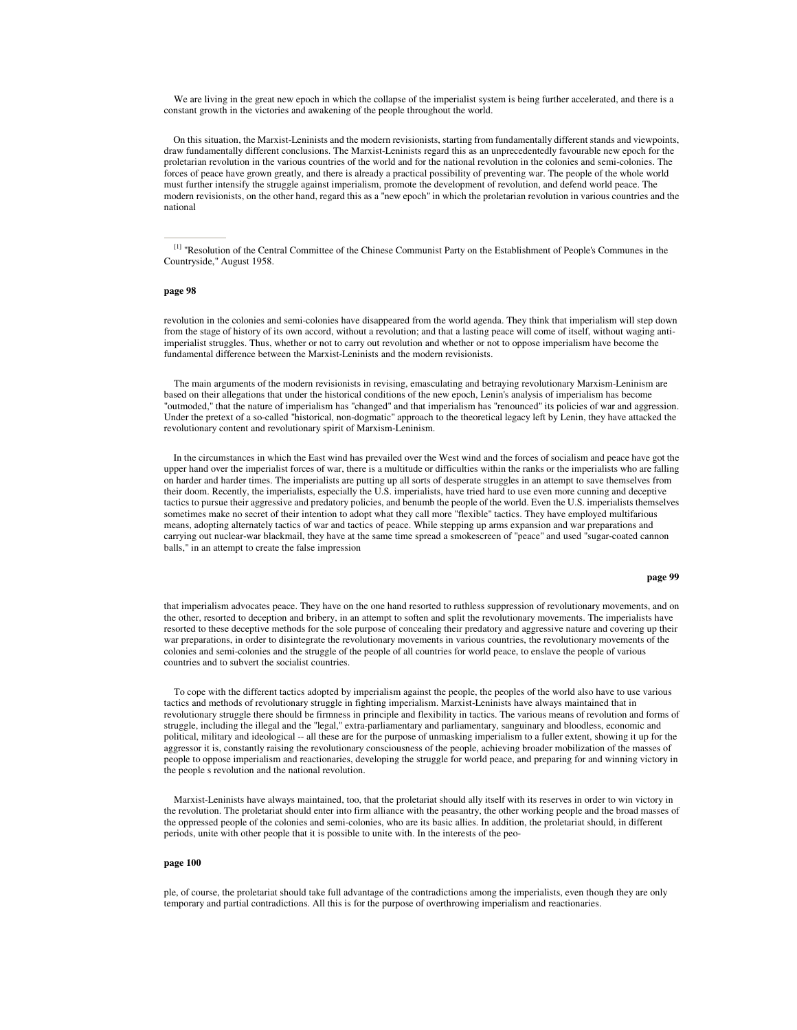We are living in the great new epoch in which the collapse of the imperialist system is being further accelerated, and there is a constant growth in the victories and awakening of the people throughout the world.

On this situation, the Marxist-Leninists and the modern revisionists, starting from fundamentally different stands and viewpoints, draw fundamentally different conclusions. The Marxist-Leninists regard this as an unprecedentedly favourable new epoch for the proletarian revolution in the various countries of the world and for the national revolution in the colonies and semi-colonies. The forces of peace have grown greatly, and there is already a practical possibility of preventing war. The people of the whole world must further intensify the struggle against imperialism, promote the development of revolution, and defend world peace. The modern revisionists, on the other hand, regard this as a "new epoch" in which the proletarian revolution in various countries and the national revolution in the colonies and semi-colonies have disappeared from the world agenda. They think that imperialism will step down from the stage of history of its own accord, without a revolution; and that a lasting peace will come of itself, without waging anti-imperialist struggles. Thus, whether or not to carry out revolution and whether or not to oppose imperialism have become the fundamental difference between the Marxist-Leninists and the modern revisionists.

The main arguments of the modern revisionists in revising, emasculating and betraying revolutionary Marxism-Leninism are based on their allegations that under the historical conditions of the new epoch, Lenin's analysis of imperialism has become "outmoded," that the nature of imperialism has "changed" and that imperialism has "renounced" its policies of war and aggression. Under the pretext of a so-called "historical, non-dogmatic" approach to the theoretical legacy left by Lenin, they have attacked the revolutionary content and revolutionary spirit of Marxism-Leninism.

In the circumstances in which the East wind has prevailed over the West wind and the forces of socialism and peace have got the upper hand over the imperialist forces of war, there is a multitude or difficulties within the ranks or the imperialists who are falling on harder and harder times. The imperialists are putting up all sorts of desperate struggles in an attempt to save themselves from their doom. Recently, the imperialists, especially the U.S. imperialists, have tried hard to use even more cunning and deceptive tactics to pursue their aggressive and predatory policies, and benumb the people of the world. Even the U.S. imperialists themselves sometimes make no secret of their intention to adopt what they call more "flexible" tactics. They have employed multifarious means, adopting alternately tactics of war and tactics of peace. While stepping up arms expansion and war preparations and carrying out nuclear-war blackmail, they have at the same time spread a smokescreen of "peace" and used "sugar-coated cannon balls," in an attempt to create the false impression that imperialism advocates peace. They have on the one hand resorted to ruthless suppression of revolutionary movements, and on the other, resorted to deception and bribery, in an attempt to soften and split the revolutionary movements. The imperialists have resorted to these deceptive methods for the sole purpose of concealing their predatory and aggressive nature and covering up their war preparations, in order to disintegrate the revolutionary movements in various countries, the revolutionary movements of the colonies and semi-colonies and the struggle of the people of all countries for world peace, to enslave the people of various countries and to subvert the socialist countries.

To cope with the different tactics adopted by imperialism against the people, the peoples of the world also have to use various tactics and methods of revolutionary struggle in fighting imperialism. Marxist-Leninists have always maintained that in revolutionary struggle there should be firmness in principle and flexibility in tactics. The various means of revolution and forms of struggle, including the illegal and the "legal," extra-parliamentary and parliamentary, sanguinary and bloodless, economic and political, military and ideological -- all these are for the purpose of unmasking imperialism to a fuller extent, showing it up for the aggressor it is, constantly raising the revolutionary consciousness of the people, achieving broader mobilization of the masses of people to oppose imperialism and reactionaries, developing the struggle for world peace, and preparing for and winning victory in the people s revolution and the national revolution.

Marxist-Leninists have always maintained, too, that the proletariat should ally itself with its reserves in order to win victory in the revolution. The proletariat should enter into firm alliance with the peasantry, the other working people and the broad masses of the oppressed people of the colonies and semi-colonies, who are its basic allies. In addition, the proletariat should, in different periods, unite with other people that it is possible to unite with. In the interests of the people, of course, the proletariat should take full advantage of the contradictions among the imperialists, even though they are only temporary and partial contradictions. All this is for the purpose of overthrowing imperialism and reactionaries.

---

[1] "Resolution of the Central Committee of the Chinese Communist Party on the Establishment of People's Communes in the Countryside," August 1958.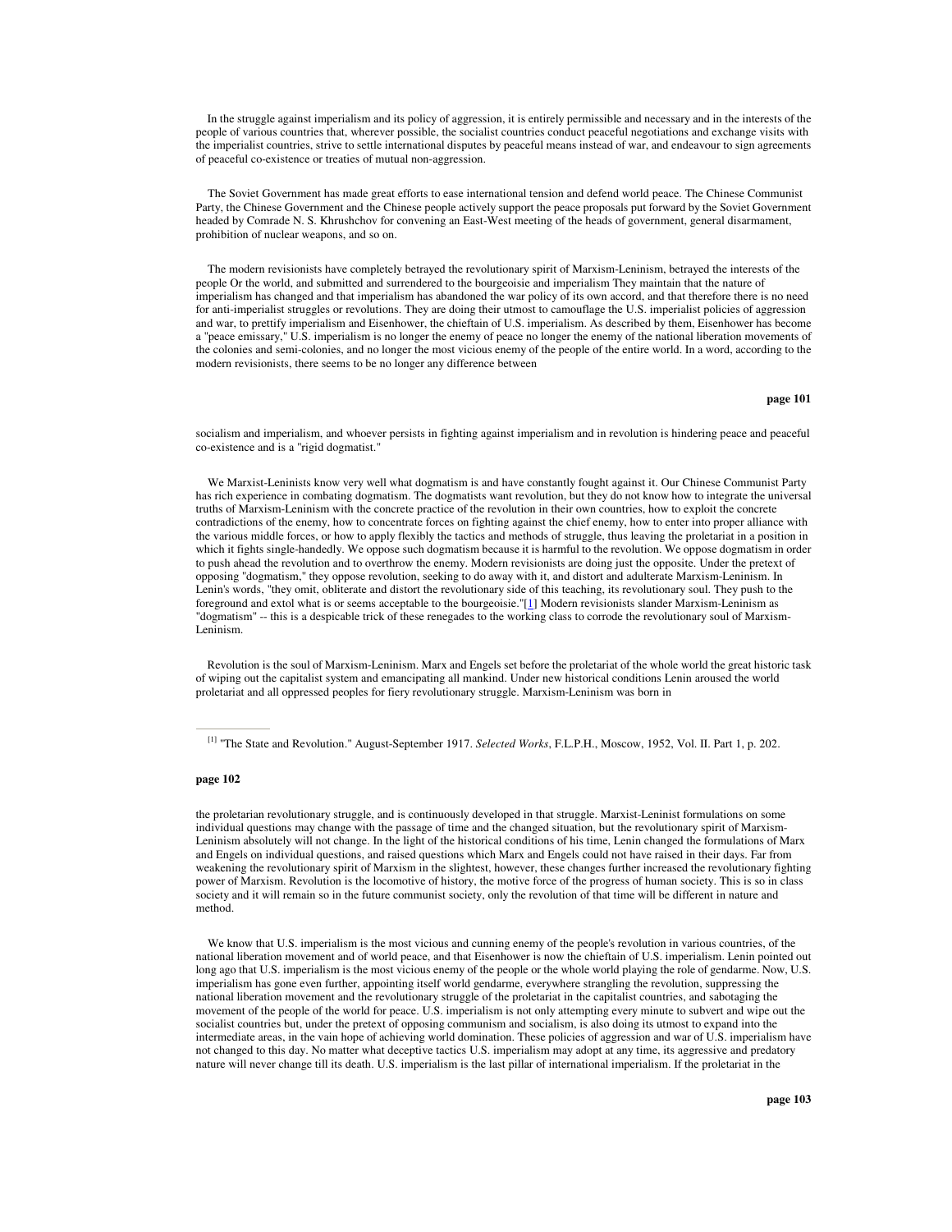In the struggle against imperialism and its policy of aggression, it is entirely permissible and necessary and in the interests of the people of various countries that, wherever possible, the socialist countries conduct peaceful negotiations and exchange visits with the imperialist countries, strive to settle international disputes by peaceful means instead of war, and endeavour to sign agreements of peaceful co-existence or treaties of mutual non-aggression.

The Soviet Government has made great efforts to ease international tension and defend world peace. The Chinese Communist Party, the Chinese Government and the Chinese people actively support the peace proposals put forward by the Soviet Government headed by Comrade N. S. Khrushchov for convening an East-West meeting of the heads of government, general disarmament, prohibition of nuclear weapons, and so on.

The modern revisionists have completely betrayed the revolutionary spirit of Marxism-Leninism, betrayed the interests of the people Or the world, and submitted and surrendered to the bourgeoisie and imperialism They maintain that the nature of imperialism has changed and that imperialism has abandoned the war policy of its own accord, and that therefore there is no need for anti-imperialist struggles or revolutions. They are doing their utmost to camouflage the U.S. imperialist policies of aggression and war, to prettify imperialism and Eisenhower, the chieftain of U.S. imperialism. As described by them, Eisenhower has become a "peace emissary," U.S. imperialism is no longer the enemy of peace no longer the enemy of the national liberation movements of the colonies and semi-colonies, and no longer the most vicious enemy of the people of the entire world. In a word, according to the modern revisionists, there seems to be no longer any difference between socialism and imperialism, and whoever persists in fighting against imperialism and in revolution is hindering peace and peaceful co-existence and is a "rigid dogmatist."

We Marxist-Leninists know very well what dogmatism is and have constantly fought against it. Our Chinese Communist Party has rich experience in combating dogmatism. The dogmatists want revolution, but they do not know how to integrate the universal truths of Marxism-Leninism with the concrete practice of the revolution in their own countries, how to exploit the concrete contradictions of the enemy, how to concentrate forces on fighting against the chief enemy, how to enter into proper alliance with the various middle forces, or how to apply flexibly the tactics and methods of struggle, thus leaving the proletariat in a position in which it fights single-handedly. We oppose such dogmatism because it is harmful to the revolution. We oppose dogmatism in order to push ahead the revolution and to overthrow the enemy. Modern revisionists are doing just the opposite. Under the pretext of opposing "dogmatism," they oppose revolution, seeking to do away with it, and distort and adulterate Marxism-Leninism. In Lenin's words, "they omit, obliterate and distort the revolutionary side of this teaching, its revolutionary soul. They push to the foreground and extol what is or seems acceptable to the bourgeoisie."[1] Modern revisionists slander Marxism-Leninism as "dogmatism" -- this is a despicable trick of these renegades to the working class to corrode the revolutionary soul of Marxism-Leninism.

Revolution is the soul of Marxism-Leninism. Marx and Engels set before the proletariat of the whole world the great historic task of wiping out the capitalist system and emancipating all mankind. Under new historical conditions Lenin aroused the world proletariat and all oppressed peoples for fiery revolutionary struggle. Marxism-Leninism was born in the proletarian revolutionary struggle, and is continuously developed in that struggle. Marxist-Leninist formulations on some individual questions may change with the passage of time and the changed situation, but the revolutionary spirit of Marxism-Leninism absolutely will not change. In the light of the historical conditions of his time, Lenin changed the formulations of Marx and Engels on individual questions, and raised questions which Marx and Engels could not have raised in their days. Far from weakening the revolutionary spirit of Marxism in the slightest, however, these changes further increased the revolutionary fighting power of Marxism. Revolution is the locomotive of history, the motive force of the progress of human society. This is so in class society and it will remain so in the future communist society, only the revolution of that time will be different in nature and method.

We know that U.S. imperialism is the most vicious and cunning enemy of the people's revolution in various countries, of the national liberation movement and of world peace, and that Eisenhower is now the chieftain of U.S. imperialism. Lenin pointed out long ago that U.S. imperialism is the most vicious enemy of the people or the whole world playing the role of gendarme. Now, U.S. imperialism has gone even further, appointing itself world gendarme, everywhere strangling the revolution, suppressing the national liberation movement and the revolutionary struggle of the proletariat in the capitalist countries, and sabotaging the movement of the people of the world for peace. U.S. imperialism is not only attempting every minute to subvert and wipe out the socialist countries but, under the pretext of opposing communism and socialism, is also doing its utmost to expand into the intermediate areas, in the vain hope of achieving world domination. These policies of aggression and war of U.S. imperialism have not changed to this day. No matter what deceptive tactics U.S. imperialism may adopt at any time, its aggressive and predatory nature will never change till its death. U.S. imperialism is the last pillar of international imperialism. If the proletariat in the

---

[1] "The State and Revolution." August-September 1917. *Selected Works*, F.L.P.H., Moscow, 1952, Vol. II. Part 1, p. 202.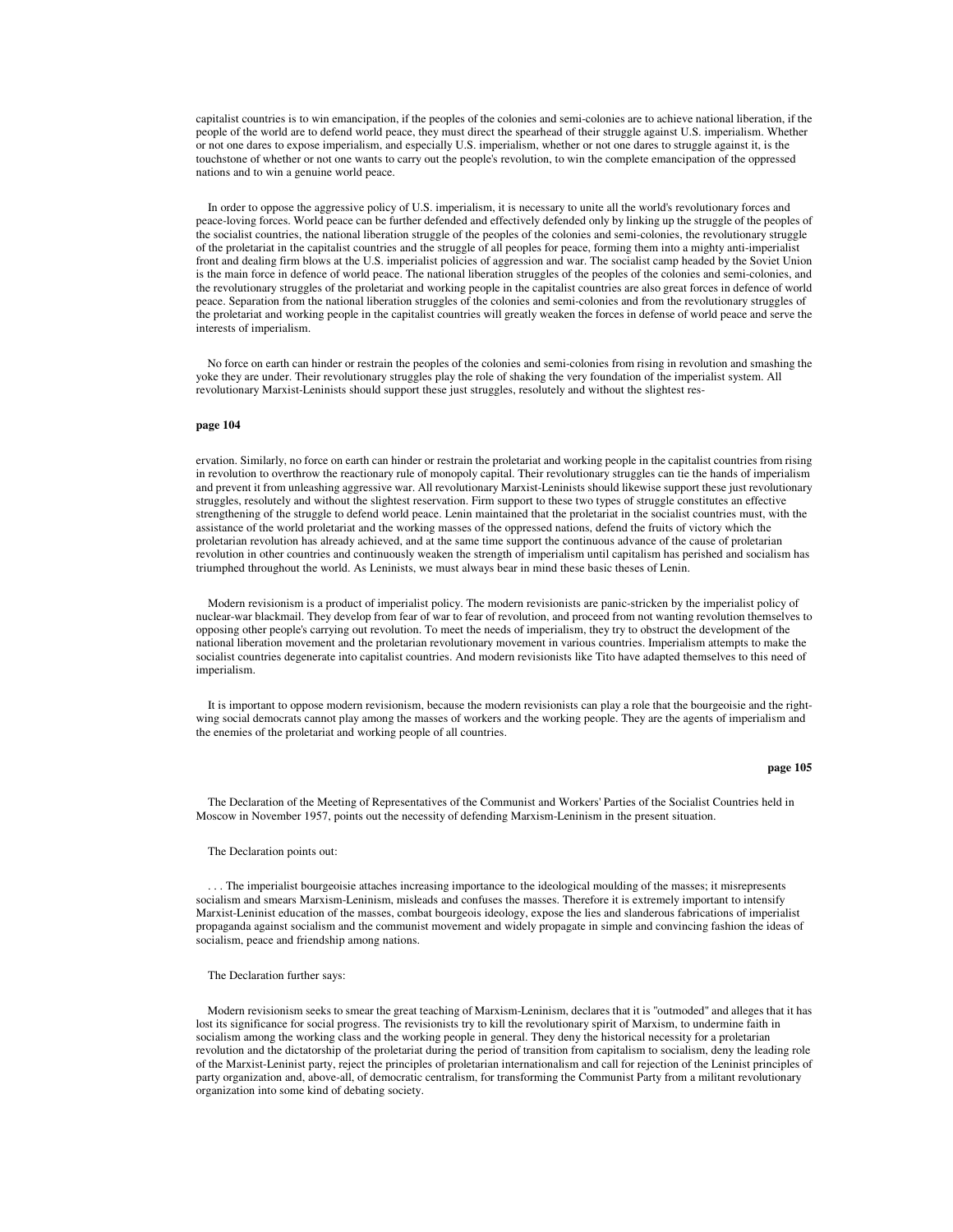capitalist countries is to win emancipation, if the peoples of the colonies and semi-colonies are to achieve national liberation, if the people of the world are to defend world peace, they must direct the spearhead of their struggle against U.S. imperialism. Whether or not one dares to expose imperialism, and especially U.S. imperialism, whether or not one dares to struggle against it, is the touchstone of whether or not one wants to carry out the people's revolution, to win the complete emancipation of the oppressed nations and to win a genuine world peace.

In order to oppose the aggressive policy of U.S. imperialism, it is necessary to unite all the world's revolutionary forces and peace-loving forces. World peace can be further defended and effectively defended only by linking up the struggle of the peoples of the socialist countries, the national liberation struggle of the peoples of the colonies and semi-colonies, the revolutionary struggle of the proletariat in the capitalist countries and the struggle of all peoples for peace, forming them into a mighty anti-imperialist front and dealing firm blows at the U.S. imperialist policies of aggression and war. The socialist camp headed by the Soviet Union is the main force in defence of world peace. The national liberation struggles of the peoples of the colonies and semi-colonies, and the revolutionary struggles of the proletariat and working people in the capitalist countries are also great forces in defence of world peace. Separation from the national liberation struggles of the colonies and semi-colonies and from the revolutionary struggles of the proletariat and working people in the capitalist countries will greatly weaken the forces in defense of world peace and serve the interests of imperialism.

No force on earth can hinder or restrain the peoples of the colonies and semi-colonies from rising in revolution and smashing the yoke they are under. Their revolutionary struggles play the role of shaking the very foundation of the imperialist system. All revolutionary Marxist-Leninists should support these just struggles, resolutely and without the slightest reservation. Similarly, no force on earth can hinder or restrain the proletariat and working people in the capitalist countries from rising in revolution to overthrow the reactionary rule of monopoly capital. Their revolutionary struggles can tie the hands of imperialism and prevent it from unleashing aggressive war. All revolutionary Marxist-Leninists should likewise support these just revolutionary struggles, resolutely and without the slightest reservation. Firm support to these two types of struggle constitutes an effective strengthening of the struggle to defend world peace. Lenin maintained that the proletariat in the socialist countries must, with the assistance of the world proletariat and the working masses of the oppressed nations, defend the fruits of victory which the proletarian revolution has already achieved, and at the same time support the continuous advance of the cause of proletarian revolution in other countries and continuously weaken the strength of imperialism until capitalism has perished and socialism has triumphed throughout the world. As Leninists, we must always bear in mind these basic theses of Lenin.

Modern revisionism is a product of imperialist policy. The modern revisionists are panic-stricken by the imperialist policy of nuclear-war blackmail. They develop from fear of war to fear of revolution, and proceed from not wanting revolution themselves to opposing other people's carrying out revolution. To meet the needs of imperialism, they try to obstruct the development of the national liberation movement and the proletarian revolutionary movement in various countries. Imperialism attempts to make the socialist countries degenerate into capitalist countries. And modern revisionists like Tito have adapted themselves to this need of imperialism.

It is important to oppose modern revisionism, because the modern revisionists can play a role that the bourgeoisie and the right-wing social democrats cannot play among the masses of workers and the working people. They are the agents of imperialism and the enemies of the proletariat and working people of all countries.

The Declaration of the Meeting of Representatives of the Communist and Workers' Parties of the Socialist Countries held in Moscow in November 1957, points out the necessity of defending Marxism-Leninism in the present situation.

The Declaration points out:

. . . The imperialist bourgeoisie attaches increasing importance to the ideological moulding of the masses; it misrepresents socialism and smears Marxism-Leninism, misleads and confuses the masses. Therefore it is extremely important to intensify Marxist-Leninist education of the masses, combat bourgeois ideology, expose the lies and slanderous fabrications of imperialist propaganda against socialism and the communist movement and widely propagate in simple and convincing fashion the ideas of socialism, peace and friendship among nations.

The Declaration further says:

Modern revisionism seeks to smear the great teaching of Marxism-Leninism, declares that it is "outmoded" and alleges that it has lost its significance for social progress. The revisionists try to kill the revolutionary spirit of Marxism, to undermine faith in socialism among the working class and the working people in general. They deny the historical necessity for a proletarian revolution and the dictatorship of the proletariat during the period of transition from capitalism to socialism, deny the leading role of the Marxist-Leninist party, reject the principles of proletarian internationalism and call for rejection of the Leninist principles of party organization and, above-all, of democratic centralism, for transforming the Communist Party from a militant revolutionary organization into some kind of debating society.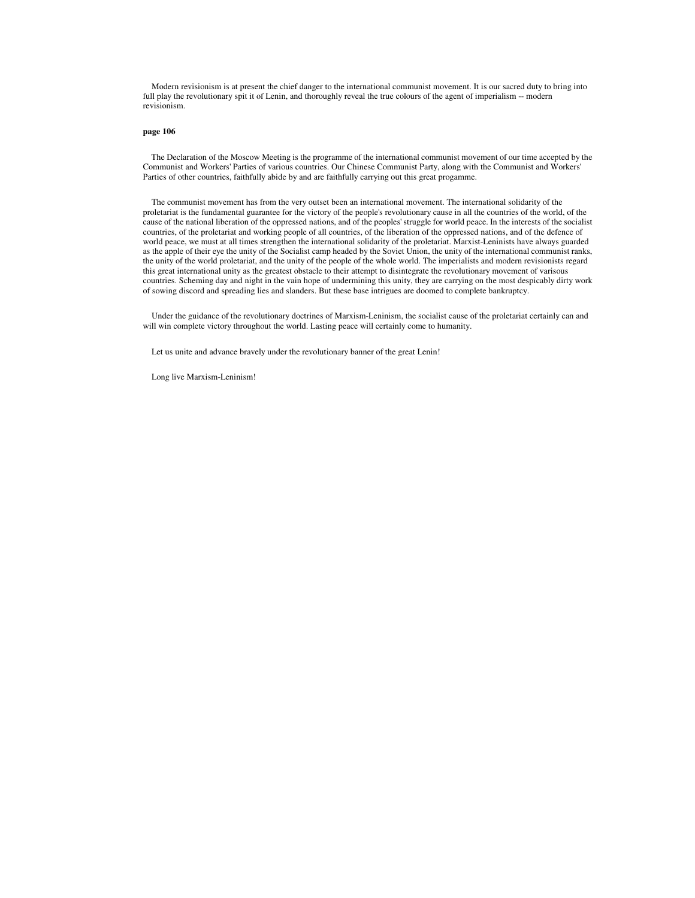Modern revisionism is at present the chief danger to the international communist movement. It is our sacred duty to bring into full play the revolutionary spit it of Lenin, and thoroughly reveal the true colours of the agent of imperialism -- modern revisionism.

**page 106**

The Declaration of the Moscow Meeting is the programme of the international communist movement of our time accepted by the Communist and Workers' Parties of various countries. Our Chinese Communist Party, along with the Communist and Workers' Parties of other countries, faithfully abide by and are faithfully carrying out this great progamme.

The communist movement has from the very outset been an international movement. The international solidarity of the proletariat is the fundamental guarantee for the victory of the people's revolutionary cause in all the countries of the world, of the cause of the national liberation of the oppressed nations, and of the peoples' struggle for world peace. In the interests of the socialist countries, of the proletariat and working people of all countries, of the liberation of the oppressed nations, and of the defence of world peace, we must at all times strengthen the international solidarity of the proletariat. Marxist-Leninists have always guarded as the apple of their eye the unity of the Socialist camp headed by the Soviet Union, the unity of the international communist ranks, the unity of the world proletariat, and the unity of the people of the whole world. The imperialists and modern revisionists regard this great international unity as the greatest obstacle to their attempt to disintegrate the revolutionary movement of varisous countries. Scheming day and night in the vain hope of undermining this unity, they are carrying on the most despicably dirty work of sowing discord and spreading lies and slanders. But these base intrigues are doomed to complete bankruptcy.

Under the guidance of the revolutionary doctrines of Marxism-Leninism, the socialist cause of the proletariat certainly can and will win complete victory throughout the world. Lasting peace will certainly come to humanity.

Let us unite and advance bravely under the revolutionary banner of the great Lenin!

Long live Marxism-Leninism!